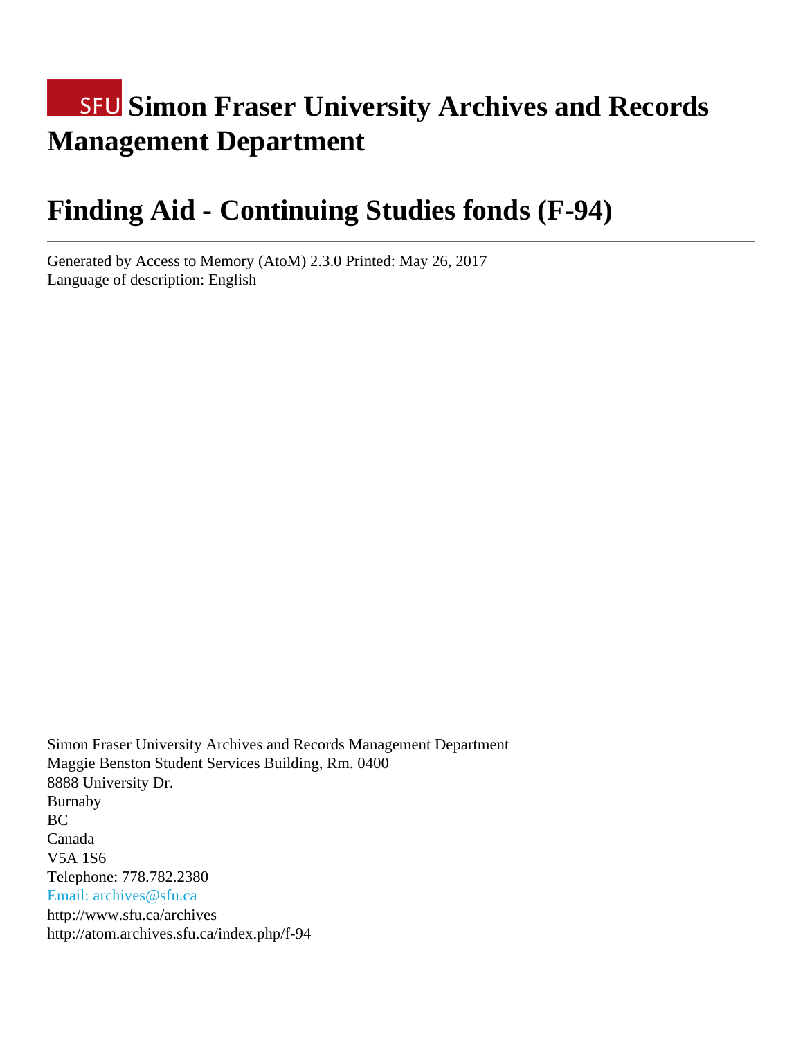# SFU Simon Fraser University Archives and Records Management Department

# Finding Aid - Continuing Studies fonds (F-94)

---

Generated by Access to Memory (AtoM) 2.3.0 Printed: May 26, 2017
Language of description: English

Simon Fraser University Archives and Records Management Department
Maggie Benston Student Services Building, Rm. 0400
8888 University Dr.
Burnaby
BC
Canada
V5A 1S6
Telephone: 778.782.2380
Email: archives@sfu.ca
http://www.sfu.ca/archives
http://atom.archives.sfu.ca/index.php/f-94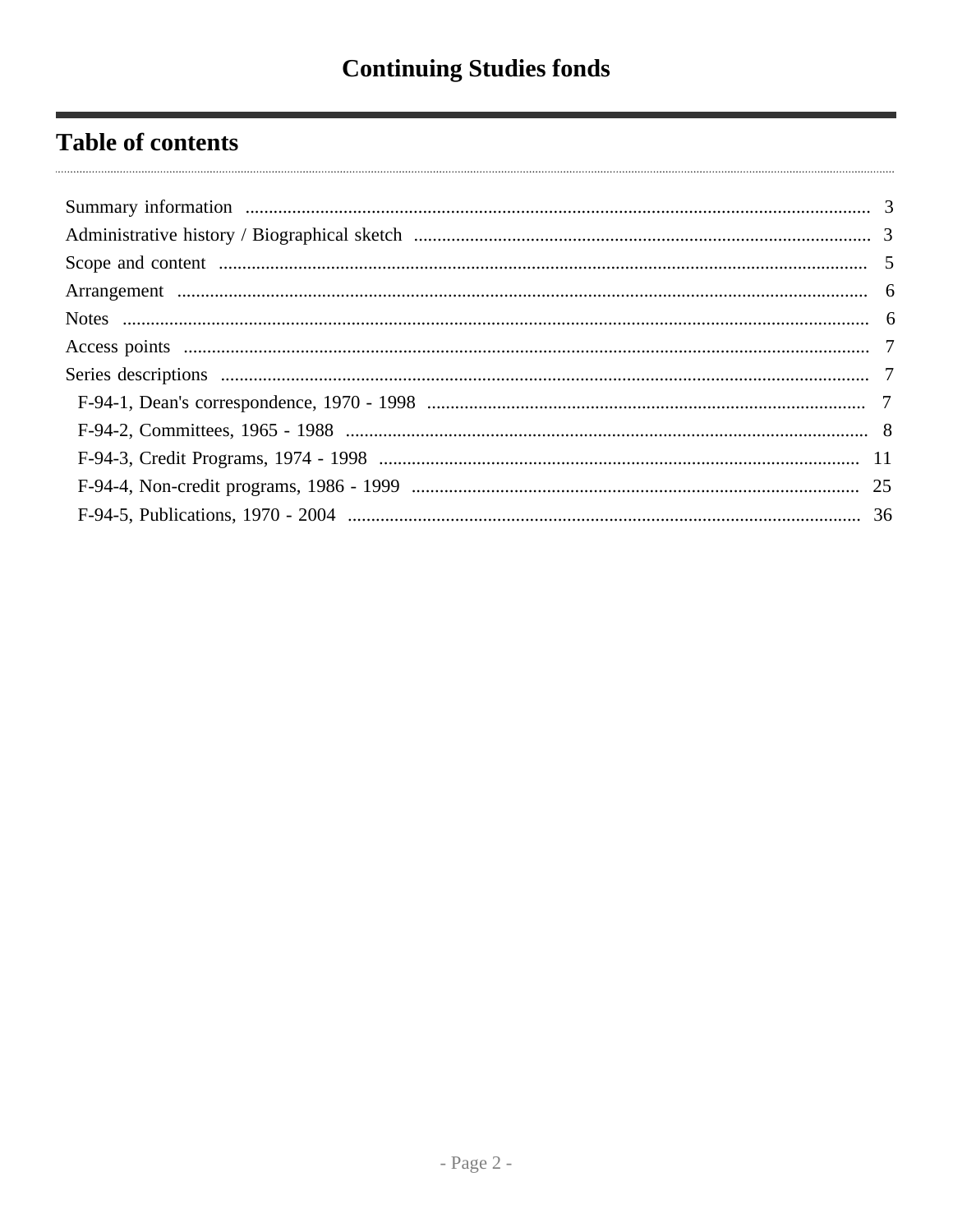# Continuing Studies fonds

## Table of contents

Summary information ... 3
Administrative history / Biographical sketch ... 3
Scope and content ... 5
Arrangement ... 6
Notes ... 6
Access points ... 7
Series descriptions ... 7
- F-94-1, Dean's correspondence, 1970 - 1998 ... 7
- F-94-2, Committees, 1965 - 1988 ... 8
- F-94-3, Credit Programs, 1974 - 1998 ... 11
- F-94-4, Non-credit programs, 1986 - 1999 ... 25
- F-94-5, Publications, 1970 - 2004 ... 36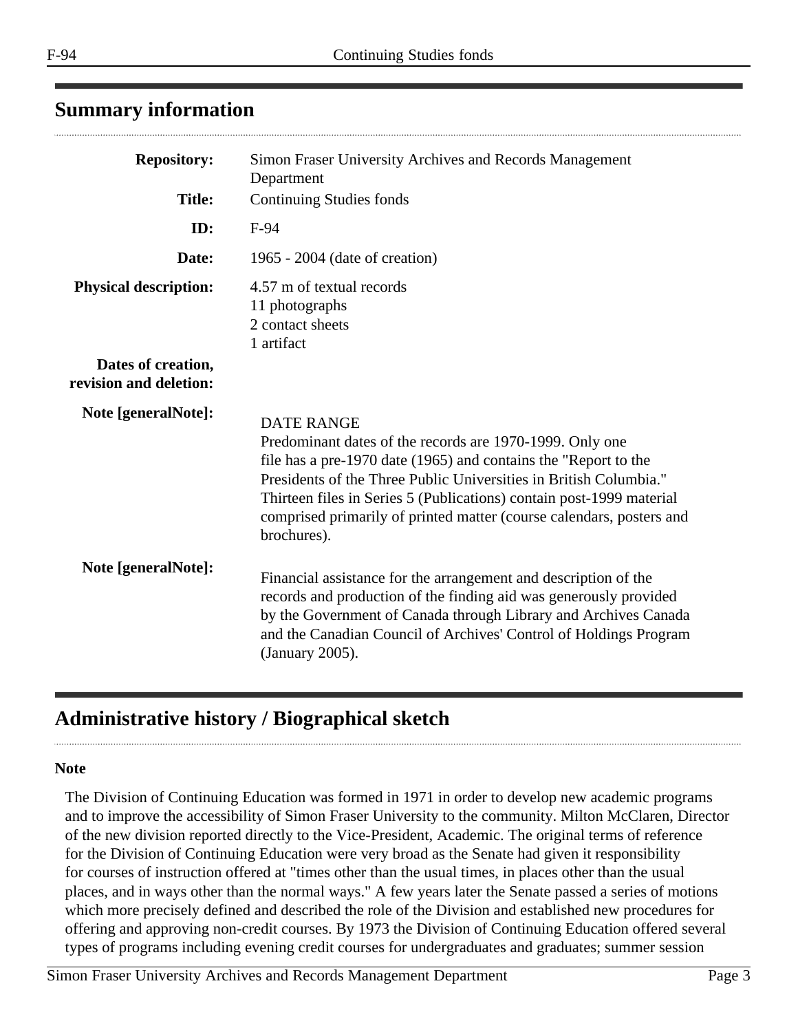## Summary information

| | |
|---|---|
| **Repository:** | Simon Fraser University Archives and Records Management Department |
| **Title:** | Continuing Studies fonds |
| **ID:** | F-94 |
| **Date:** | 1965 - 2004 (date of creation) |
| **Physical description:** | 4.57 m of textual records<br>11 photographs<br>2 contact sheets<br>1 artifact |
| **Dates of creation, revision and deletion:** | |
| **Note [generalNote]:** | DATE RANGE<br>Predominant dates of the records are 1970-1999. Only one file has a pre-1970 date (1965) and contains the "Report to the Presidents of the Three Public Universities in British Columbia." Thirteen files in Series 5 (Publications) contain post-1999 material comprised primarily of printed matter (course calendars, posters and brochures). |
| **Note [generalNote]:** | Financial assistance for the arrangement and description of the records and production of the finding aid was generously provided by the Government of Canada through Library and Archives Canada and the Canadian Council of Archives' Control of Holdings Program (January 2005). |

## Administrative history / Biographical sketch

**Note**

The Division of Continuing Education was formed in 1971 in order to develop new academic programs and to improve the accessibility of Simon Fraser University to the community. Milton McClaren, Director of the new division reported directly to the Vice-President, Academic. The original terms of reference for the Division of Continuing Education were very broad as the Senate had given it responsibility for courses of instruction offered at "times other than the usual times, in places other than the usual places, and in ways other than the normal ways." A few years later the Senate passed a series of motions which more precisely defined and described the role of the Division and established new procedures for offering and approving non-credit courses. By 1973 the Division of Continuing Education offered several types of programs including evening credit courses for undergraduates and graduates; summer session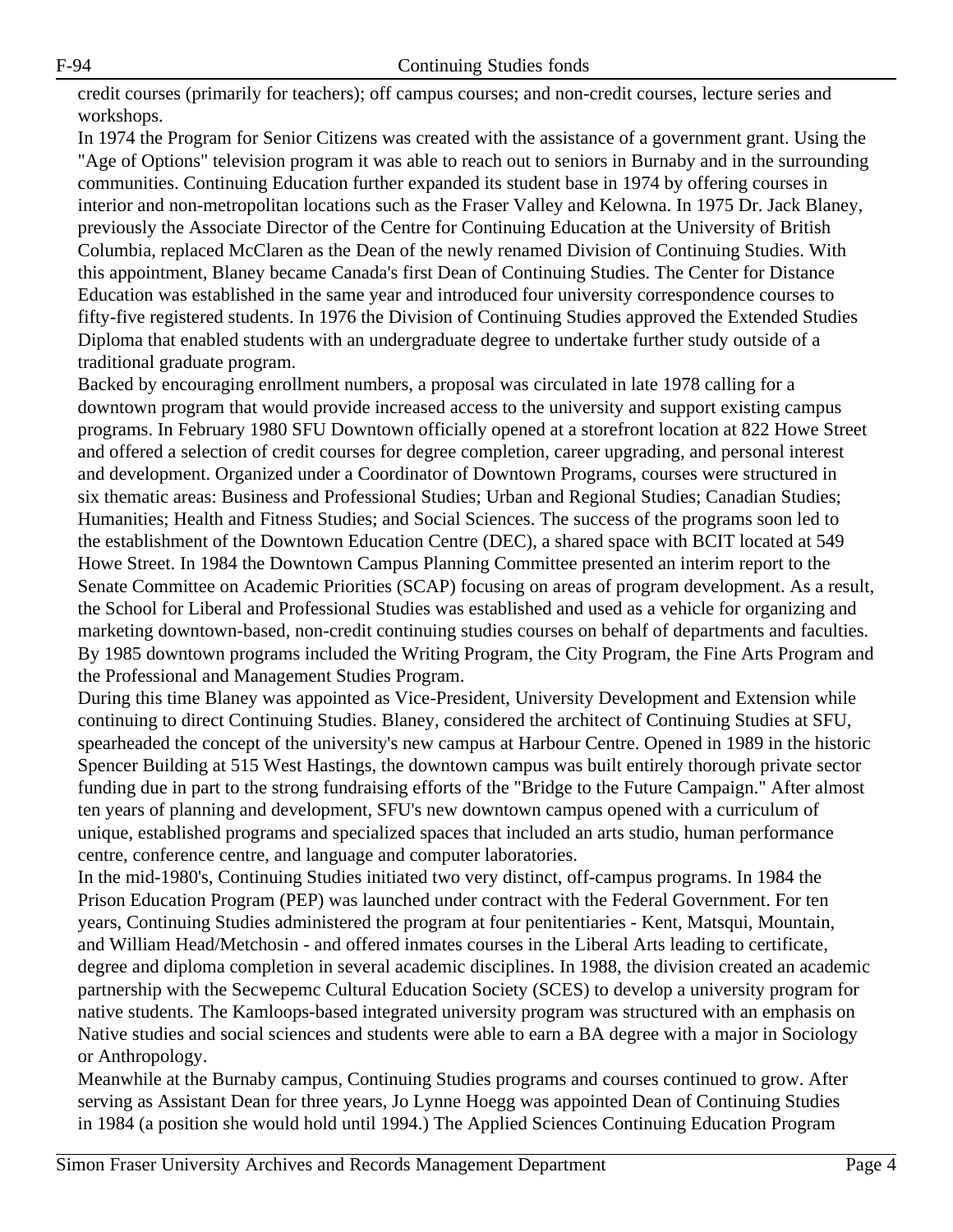credit courses (primarily for teachers); off campus courses; and non-credit courses, lecture series and workshops.

In 1974 the Program for Senior Citizens was created with the assistance of a government grant. Using the "Age of Options" television program it was able to reach out to seniors in Burnaby and in the surrounding communities. Continuing Education further expanded its student base in 1974 by offering courses in interior and non-metropolitan locations such as the Fraser Valley and Kelowna. In 1975 Dr. Jack Blaney, previously the Associate Director of the Centre for Continuing Education at the University of British Columbia, replaced McClaren as the Dean of the newly renamed Division of Continuing Studies. With this appointment, Blaney became Canada's first Dean of Continuing Studies. The Center for Distance Education was established in the same year and introduced four university correspondence courses to fifty-five registered students. In 1976 the Division of Continuing Studies approved the Extended Studies Diploma that enabled students with an undergraduate degree to undertake further study outside of a traditional graduate program.

Backed by encouraging enrollment numbers, a proposal was circulated in late 1978 calling for a downtown program that would provide increased access to the university and support existing campus programs. In February 1980 SFU Downtown officially opened at a storefront location at 822 Howe Street and offered a selection of credit courses for degree completion, career upgrading, and personal interest and development. Organized under a Coordinator of Downtown Programs, courses were structured in six thematic areas: Business and Professional Studies; Urban and Regional Studies; Canadian Studies; Humanities; Health and Fitness Studies; and Social Sciences. The success of the programs soon led to the establishment of the Downtown Education Centre (DEC), a shared space with BCIT located at 549 Howe Street. In 1984 the Downtown Campus Planning Committee presented an interim report to the Senate Committee on Academic Priorities (SCAP) focusing on areas of program development. As a result, the School for Liberal and Professional Studies was established and used as a vehicle for organizing and marketing downtown-based, non-credit continuing studies courses on behalf of departments and faculties. By 1985 downtown programs included the Writing Program, the City Program, the Fine Arts Program and the Professional and Management Studies Program.

During this time Blaney was appointed as Vice-President, University Development and Extension while continuing to direct Continuing Studies. Blaney, considered the architect of Continuing Studies at SFU, spearheaded the concept of the university's new campus at Harbour Centre. Opened in 1989 in the historic Spencer Building at 515 West Hastings, the downtown campus was built entirely thorough private sector funding due in part to the strong fundraising efforts of the "Bridge to the Future Campaign." After almost ten years of planning and development, SFU's new downtown campus opened with a curriculum of unique, established programs and specialized spaces that included an arts studio, human performance centre, conference centre, and language and computer laboratories.

In the mid-1980's, Continuing Studies initiated two very distinct, off-campus programs. In 1984 the Prison Education Program (PEP) was launched under contract with the Federal Government. For ten years, Continuing Studies administered the program at four penitentiaries - Kent, Matsqui, Mountain, and William Head/Metchosin - and offered inmates courses in the Liberal Arts leading to certificate, degree and diploma completion in several academic disciplines. In 1988, the division created an academic partnership with the Secwepemc Cultural Education Society (SCES) to develop a university program for native students. The Kamloops-based integrated university program was structured with an emphasis on Native studies and social sciences and students were able to earn a BA degree with a major in Sociology or Anthropology.

Meanwhile at the Burnaby campus, Continuing Studies programs and courses continued to grow. After serving as Assistant Dean for three years, Jo Lynne Hoegg was appointed Dean of Continuing Studies in 1984 (a position she would hold until 1994.) The Applied Sciences Continuing Education Program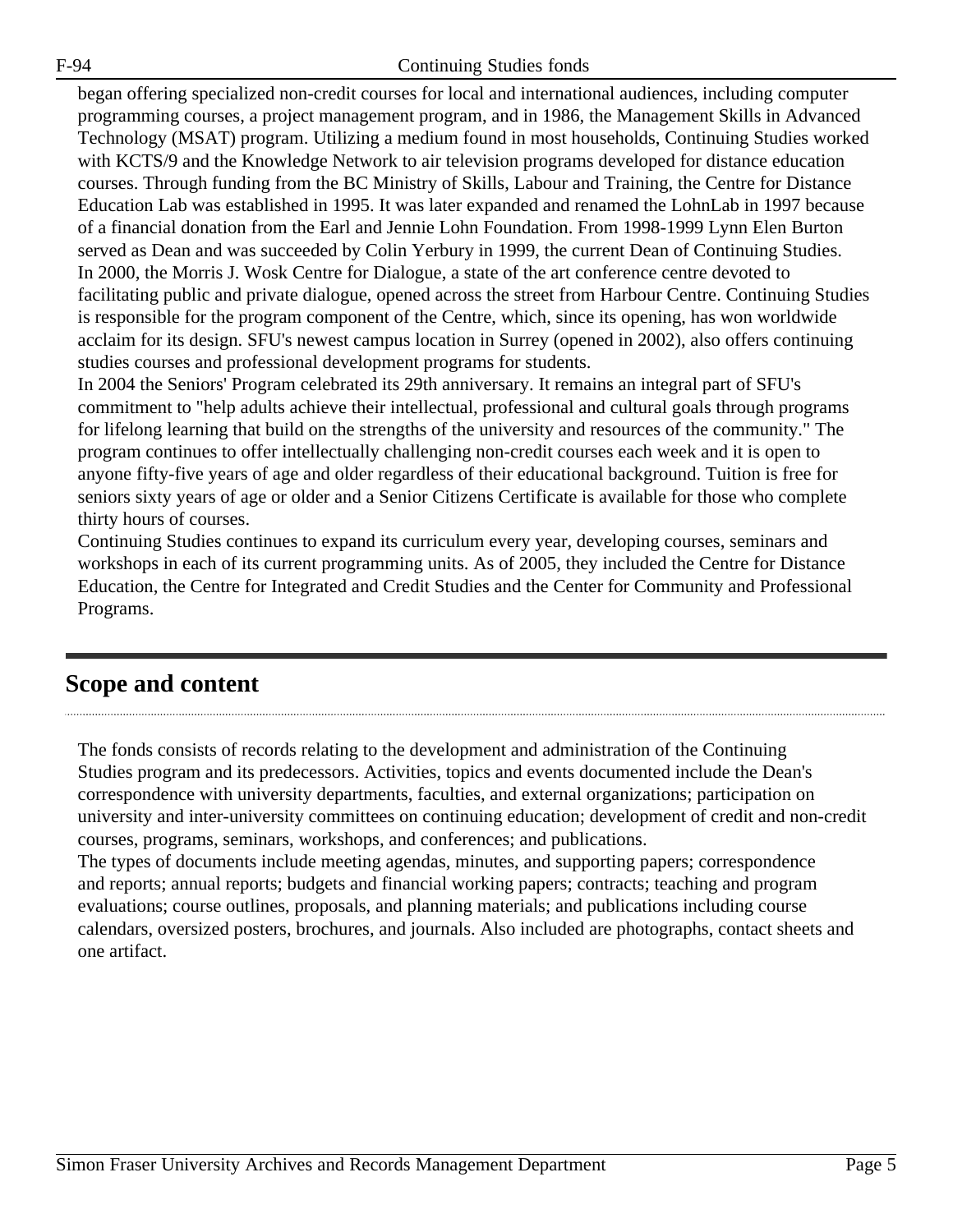began offering specialized non-credit courses for local and international audiences, including computer programming courses, a project management program, and in 1986, the Management Skills in Advanced Technology (MSAT) program. Utilizing a medium found in most households, Continuing Studies worked with KCTS/9 and the Knowledge Network to air television programs developed for distance education courses. Through funding from the BC Ministry of Skills, Labour and Training, the Centre for Distance Education Lab was established in 1995. It was later expanded and renamed the LohnLab in 1997 because of a financial donation from the Earl and Jennie Lohn Foundation. From 1998-1999 Lynn Elen Burton served as Dean and was succeeded by Colin Yerbury in 1999, the current Dean of Continuing Studies. In 2000, the Morris J. Wosk Centre for Dialogue, a state of the art conference centre devoted to facilitating public and private dialogue, opened across the street from Harbour Centre. Continuing Studies is responsible for the program component of the Centre, which, since its opening, has won worldwide acclaim for its design. SFU's newest campus location in Surrey (opened in 2002), also offers continuing studies courses and professional development programs for students.

In 2004 the Seniors' Program celebrated its 29th anniversary. It remains an integral part of SFU's commitment to "help adults achieve their intellectual, professional and cultural goals through programs for lifelong learning that build on the strengths of the university and resources of the community." The program continues to offer intellectually challenging non-credit courses each week and it is open to anyone fifty-five years of age and older regardless of their educational background. Tuition is free for seniors sixty years of age or older and a Senior Citizens Certificate is available for those who complete thirty hours of courses.

Continuing Studies continues to expand its curriculum every year, developing courses, seminars and workshops in each of its current programming units. As of 2005, they included the Centre for Distance Education, the Centre for Integrated and Credit Studies and the Center for Community and Professional Programs.

## Scope and content

The fonds consists of records relating to the development and administration of the Continuing Studies program and its predecessors. Activities, topics and events documented include the Dean's correspondence with university departments, faculties, and external organizations; participation on university and inter-university committees on continuing education; development of credit and non-credit courses, programs, seminars, workshops, and conferences; and publications.

The types of documents include meeting agendas, minutes, and supporting papers; correspondence and reports; annual reports; budgets and financial working papers; contracts; teaching and program evaluations; course outlines, proposals, and planning materials; and publications including course calendars, oversized posters, brochures, and journals. Also included are photographs, contact sheets and one artifact.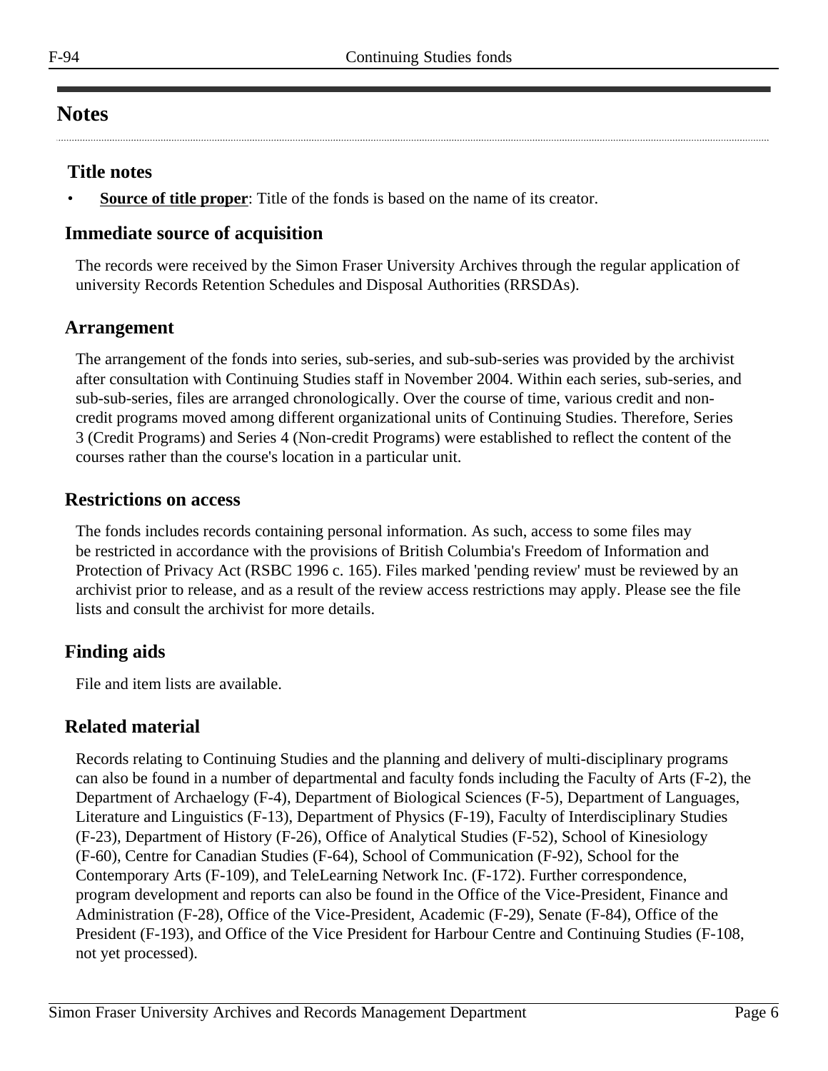## Notes

### Title notes

- **Source of title proper**: Title of the fonds is based on the name of its creator.

### Immediate source of acquisition

The records were received by the Simon Fraser University Archives through the regular application of university Records Retention Schedules and Disposal Authorities (RRSDAs).

### Arrangement

The arrangement of the fonds into series, sub-series, and sub-sub-series was provided by the archivist after consultation with Continuing Studies staff in November 2004. Within each series, sub-series, and sub-sub-series, files are arranged chronologically. Over the course of time, various credit and non-credit programs moved among different organizational units of Continuing Studies. Therefore, Series 3 (Credit Programs) and Series 4 (Non-credit Programs) were established to reflect the content of the courses rather than the course's location in a particular unit.

### Restrictions on access

The fonds includes records containing personal information. As such, access to some files may be restricted in accordance with the provisions of British Columbia's Freedom of Information and Protection of Privacy Act (RSBC 1996 c. 165). Files marked 'pending review' must be reviewed by an archivist prior to release, and as a result of the review access restrictions may apply. Please see the file lists and consult the archivist for more details.

### Finding aids

File and item lists are available.

### Related material

Records relating to Continuing Studies and the planning and delivery of multi-disciplinary programs can also be found in a number of departmental and faculty fonds including the Faculty of Arts (F-2), the Department of Archaelogy (F-4), Department of Biological Sciences (F-5), Department of Languages, Literature and Linguistics (F-13), Department of Physics (F-19), Faculty of Interdisciplinary Studies (F-23), Department of History (F-26), Office of Analytical Studies (F-52), School of Kinesiology (F-60), Centre for Canadian Studies (F-64), School of Communication (F-92), School for the Contemporary Arts (F-109), and TeleLearning Network Inc. (F-172). Further correspondence, program development and reports can also be found in the Office of the Vice-President, Finance and Administration (F-28), Office of the Vice-President, Academic (F-29), Senate (F-84), Office of the President (F-193), and Office of the Vice President for Harbour Centre and Continuing Studies (F-108, not yet processed).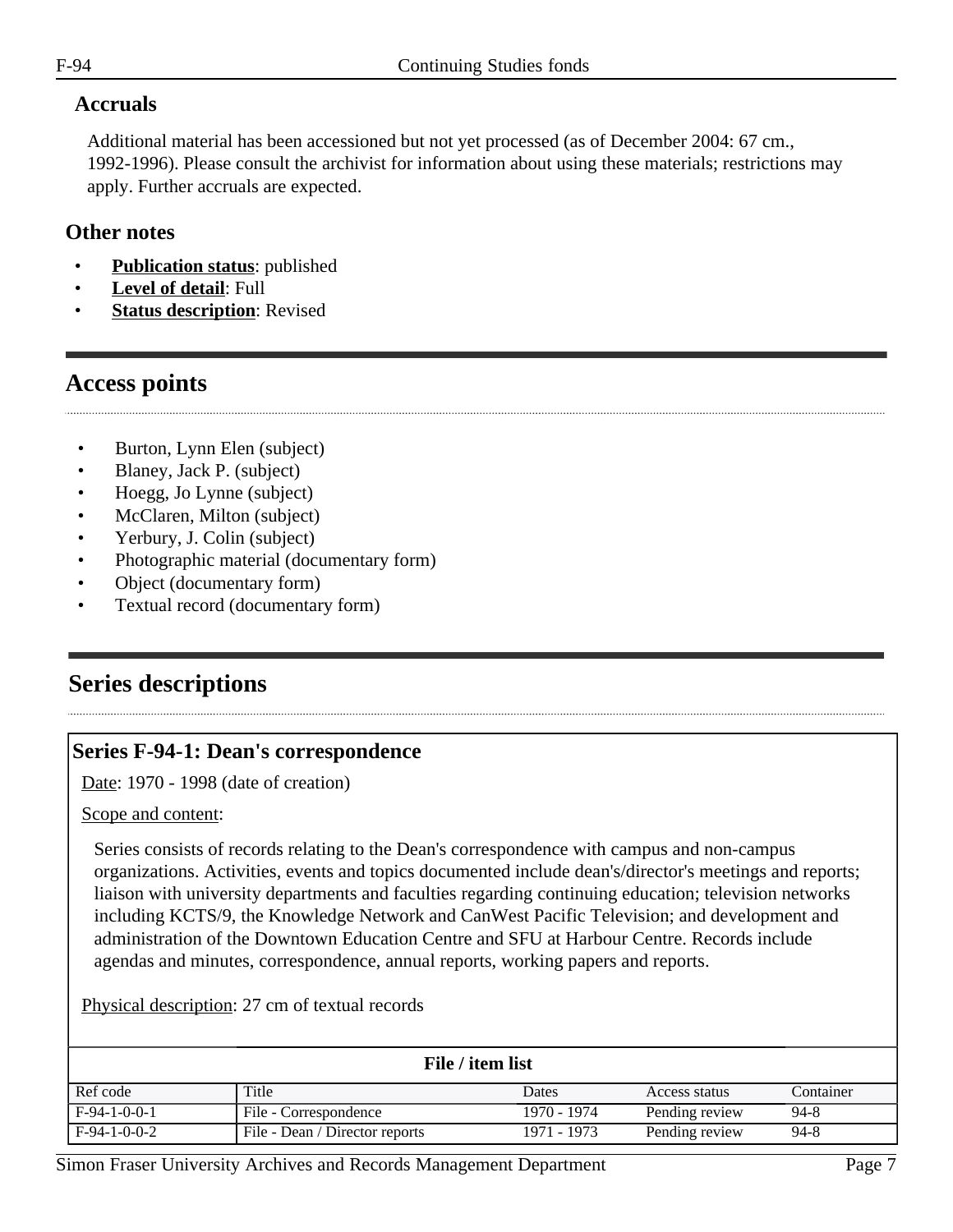## Accruals

Additional material has been accessioned but not yet processed (as of December 2004: 67 cm., 1992-1996). Please consult the archivist for information about using these materials; restrictions may apply. Further accruals are expected.

## Other notes

- **Publication status**: published
- **Level of detail**: Full
- **Status description**: Revised

# Access points

- Burton, Lynn Elen (subject)
- Blaney, Jack P. (subject)
- Hoegg, Jo Lynne (subject)
- McClaren, Milton (subject)
- Yerbury, J. Colin (subject)
- Photographic material (documentary form)
- Object (documentary form)
- Textual record (documentary form)

# Series descriptions

## Series F-94-1: Dean's correspondence

Date: 1970 - 1998 (date of creation)

Scope and content:

Series consists of records relating to the Dean's correspondence with campus and non-campus organizations. Activities, events and topics documented include dean's/director's meetings and reports; liaison with university departments and faculties regarding continuing education; television networks including KCTS/9, the Knowledge Network and CanWest Pacific Television; and development and administration of the Downtown Education Centre and SFU at Harbour Centre. Records include agendas and minutes, correspondence, annual reports, working papers and reports.

Physical description: 27 cm of textual records

**File / item list**

| Ref code | Title | Dates | Access status | Container |
|---|---|---|---|---|
| F-94-1-0-0-1 | File - Correspondence | 1970 - 1974 | Pending review | 94-8 |
| F-94-1-0-0-2 | File - Dean / Director reports | 1971 - 1973 | Pending review | 94-8 |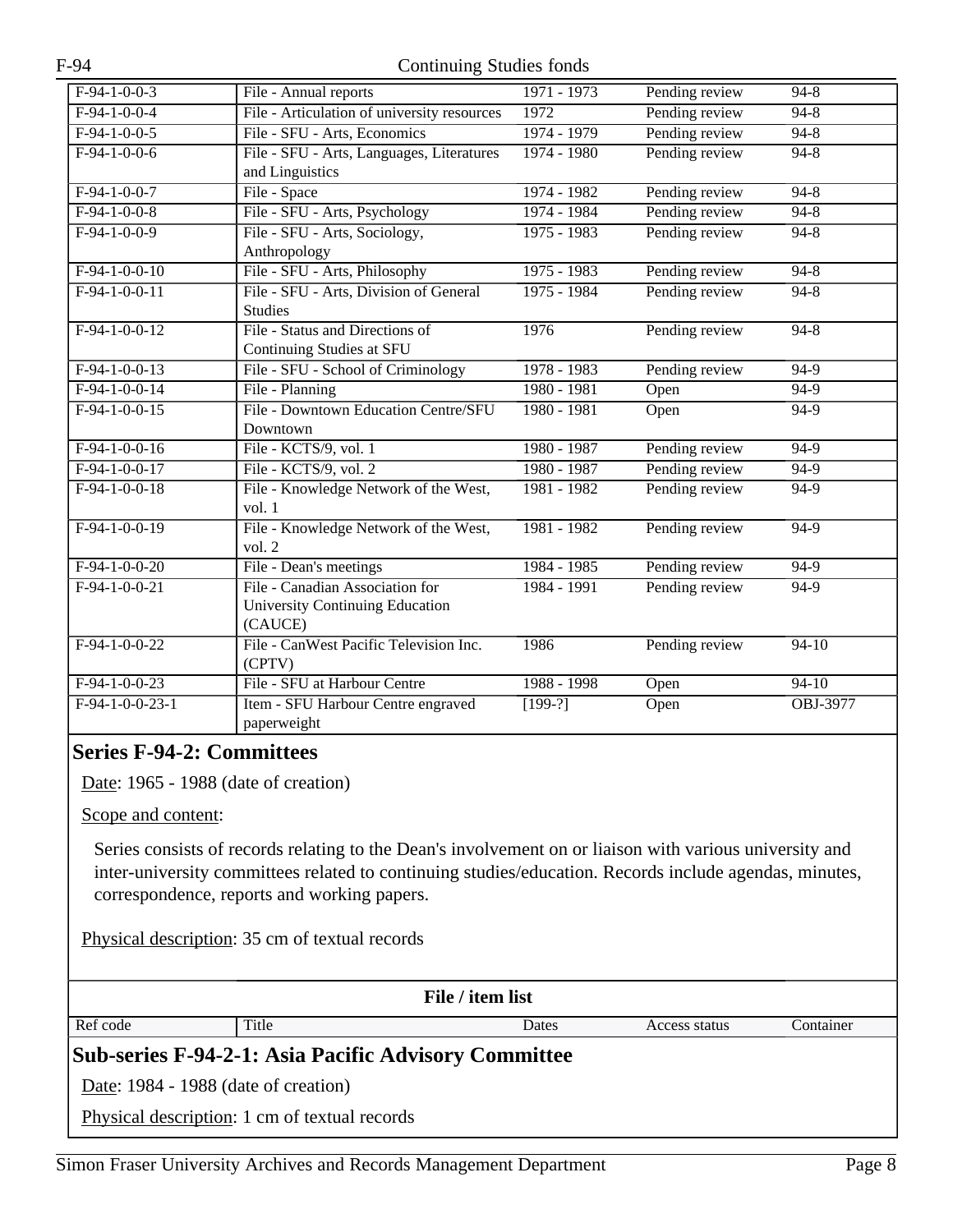| F-94-1-0-0-3 | File - Annual reports | 1971 - 1973 | Pending review | 94-8 |
|---|---|---|---|---|
| F-94-1-0-0-4 | File - Articulation of university resources | 1972 | Pending review | 94-8 |
| F-94-1-0-0-5 | File - SFU - Arts, Economics | 1974 - 1979 | Pending review | 94-8 |
| F-94-1-0-0-6 | File - SFU - Arts, Languages, Literatures and Linguistics | 1974 - 1980 | Pending review | 94-8 |
| F-94-1-0-0-7 | File - Space | 1974 - 1982 | Pending review | 94-8 |
| F-94-1-0-0-8 | File - SFU - Arts, Psychology | 1974 - 1984 | Pending review | 94-8 |
| F-94-1-0-0-9 | File - SFU - Arts, Sociology, Anthropology | 1975 - 1983 | Pending review | 94-8 |
| F-94-1-0-0-10 | File - SFU - Arts, Philosophy | 1975 - 1983 | Pending review | 94-8 |
| F-94-1-0-0-11 | File - SFU - Arts, Division of General Studies | 1975 - 1984 | Pending review | 94-8 |
| F-94-1-0-0-12 | File - Status and Directions of Continuing Studies at SFU | 1976 | Pending review | 94-8 |
| F-94-1-0-0-13 | File - SFU - School of Criminology | 1978 - 1983 | Pending review | 94-9 |
| F-94-1-0-0-14 | File - Planning | 1980 - 1981 | Open | 94-9 |
| F-94-1-0-0-15 | File - Downtown Education Centre/SFU Downtown | 1980 - 1981 | Open | 94-9 |
| F-94-1-0-0-16 | File - KCTS/9, vol. 1 | 1980 - 1987 | Pending review | 94-9 |
| F-94-1-0-0-17 | File - KCTS/9, vol. 2 | 1980 - 1987 | Pending review | 94-9 |
| F-94-1-0-0-18 | File - Knowledge Network of the West, vol. 1 | 1981 - 1982 | Pending review | 94-9 |
| F-94-1-0-0-19 | File - Knowledge Network of the West, vol. 2 | 1981 - 1982 | Pending review | 94-9 |
| F-94-1-0-0-20 | File - Dean's meetings | 1984 - 1985 | Pending review | 94-9 |
| F-94-1-0-0-21 | File - Canadian Association for University Continuing Education (CAUCE) | 1984 - 1991 | Pending review | 94-9 |
| F-94-1-0-0-22 | File - CanWest Pacific Television Inc. (CPTV) | 1986 | Pending review | 94-10 |
| F-94-1-0-0-23 | File - SFU at Harbour Centre | 1988 - 1998 | Open | 94-10 |
| F-94-1-0-0-23-1 | Item - SFU Harbour Centre engraved paperweight | [199-?] | Open | OBJ-3977 |

## Series F-94-2: Committees

Date: 1965 - 1988 (date of creation)

Scope and content:

Series consists of records relating to the Dean's involvement on or liaison with various university and inter-university committees related to continuing studies/education. Records include agendas, minutes, correspondence, reports and working papers.

Physical description: 35 cm of textual records

**File / item list**

| Ref code | Title | Dates | Access status | Container |
|---|---|---|---|---|

## Sub-series F-94-2-1: Asia Pacific Advisory Committee

Date: 1984 - 1988 (date of creation)

Physical description: 1 cm of textual records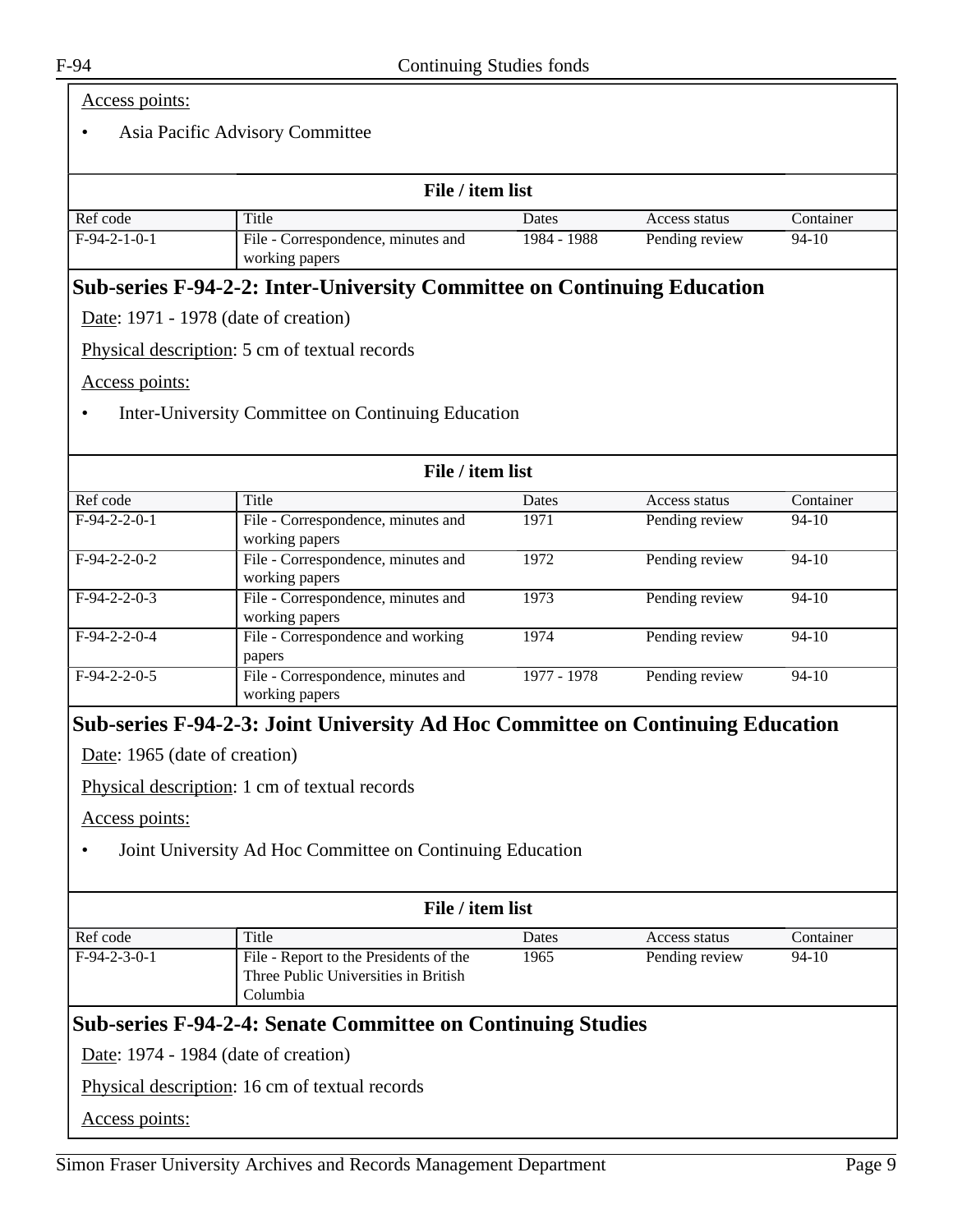Access points:

- Asia Pacific Advisory Committee

**File / item list**

| Ref code | Title | Dates | Access status | Container |
|---|---|---|---|---|
| F-94-2-1-0-1 | File - Correspondence, minutes and working papers | 1984 - 1988 | Pending review | 94-10 |

## Sub-series F-94-2-2: Inter-University Committee on Continuing Education

Date: 1971 - 1978 (date of creation)

Physical description: 5 cm of textual records

Access points:

- Inter-University Committee on Continuing Education

**File / item list**

| Ref code | Title | Dates | Access status | Container |
|---|---|---|---|---|
| F-94-2-2-0-1 | File - Correspondence, minutes and working papers | 1971 | Pending review | 94-10 |
| F-94-2-2-0-2 | File - Correspondence, minutes and working papers | 1972 | Pending review | 94-10 |
| F-94-2-2-0-3 | File - Correspondence, minutes and working papers | 1973 | Pending review | 94-10 |
| F-94-2-2-0-4 | File - Correspondence and working papers | 1974 | Pending review | 94-10 |
| F-94-2-2-0-5 | File - Correspondence, minutes and working papers | 1977 - 1978 | Pending review | 94-10 |

## Sub-series F-94-2-3: Joint University Ad Hoc Committee on Continuing Education

Date: 1965 (date of creation)

Physical description: 1 cm of textual records

Access points:

- Joint University Ad Hoc Committee on Continuing Education

**File / item list**

| Ref code | Title | Dates | Access status | Container |
|---|---|---|---|---|
| F-94-2-3-0-1 | File - Report to the Presidents of the Three Public Universities in British Columbia | 1965 | Pending review | 94-10 |

## Sub-series F-94-2-4: Senate Committee on Continuing Studies

Date: 1974 - 1984 (date of creation)

Physical description: 16 cm of textual records

Access points: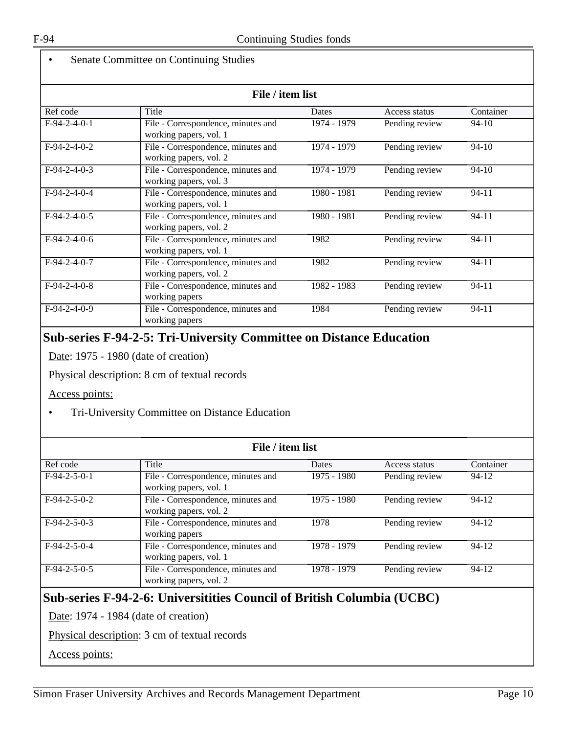- Senate Committee on Continuing Studies

**File / item list**

| Ref code | Title | Dates | Access status | Container |
| --- | --- | --- | --- | --- |
| F-94-2-4-0-1 | File - Correspondence, minutes and working papers, vol. 1 | 1974 - 1979 | Pending review | 94-10 |
| F-94-2-4-0-2 | File - Correspondence, minutes and working papers, vol. 2 | 1974 - 1979 | Pending review | 94-10 |
| F-94-2-4-0-3 | File - Correspondence, minutes and working papers, vol. 3 | 1974 - 1979 | Pending review | 94-10 |
| F-94-2-4-0-4 | File - Correspondence, minutes and working papers, vol. 1 | 1980 - 1981 | Pending review | 94-11 |
| F-94-2-4-0-5 | File - Correspondence, minutes and working papers, vol. 2 | 1980 - 1981 | Pending review | 94-11 |
| F-94-2-4-0-6 | File - Correspondence, minutes and working papers, vol. 1 | 1982 | Pending review | 94-11 |
| F-94-2-4-0-7 | File - Correspondence, minutes and working papers, vol. 2 | 1982 | Pending review | 94-11 |
| F-94-2-4-0-8 | File - Correspondence, minutes and working papers | 1982 - 1983 | Pending review | 94-11 |
| F-94-2-4-0-9 | File - Correspondence, minutes and working papers | 1984 | Pending review | 94-11 |

## Sub-series F-94-2-5: Tri-University Committee on Distance Education

Date: 1975 - 1980 (date of creation)

Physical description: 8 cm of textual records

Access points:

- Tri-University Committee on Distance Education

**File / item list**

| Ref code | Title | Dates | Access status | Container |
| --- | --- | --- | --- | --- |
| F-94-2-5-0-1 | File - Correspondence, minutes and working papers, vol. 1 | 1975 - 1980 | Pending review | 94-12 |
| F-94-2-5-0-2 | File - Correspondence, minutes and working papers, vol. 2 | 1975 - 1980 | Pending review | 94-12 |
| F-94-2-5-0-3 | File - Correspondence, minutes and working papers | 1978 | Pending review | 94-12 |
| F-94-2-5-0-4 | File - Correspondence, minutes and working papers, vol. 1 | 1978 - 1979 | Pending review | 94-12 |
| F-94-2-5-0-5 | File - Correspondence, minutes and working papers, vol. 2 | 1978 - 1979 | Pending review | 94-12 |

## Sub-series F-94-2-6: Universitities Council of British Columbia (UCBC)

Date: 1974 - 1984 (date of creation)

Physical description: 3 cm of textual records

Access points: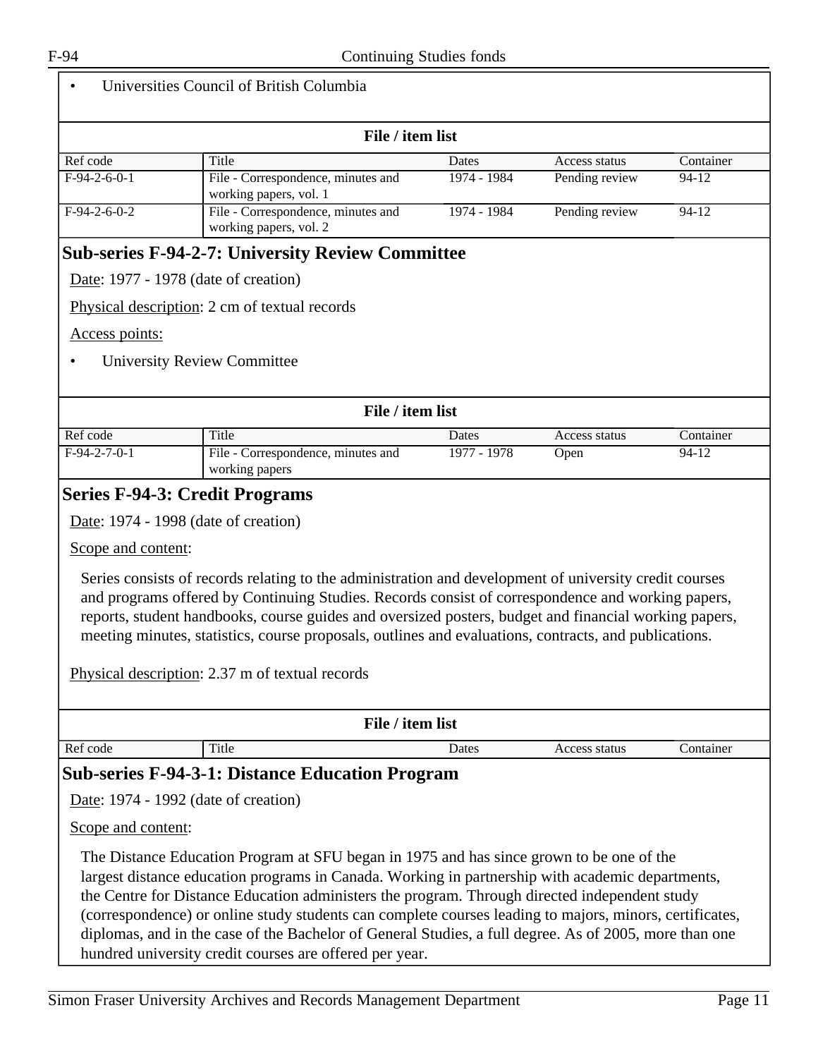- Universities Council of British Columbia

**File / item list**

| Ref code | Title | Dates | Access status | Container |
|---|---|---|---|---|
| F-94-2-6-0-1 | File - Correspondence, minutes and working papers, vol. 1 | 1974 - 1984 | Pending review | 94-12 |
| F-94-2-6-0-2 | File - Correspondence, minutes and working papers, vol. 2 | 1974 - 1984 | Pending review | 94-12 |

## Sub-series F-94-2-7: University Review Committee

Date: 1977 - 1978 (date of creation)

Physical description: 2 cm of textual records

Access points:

- University Review Committee

**File / item list**

| Ref code | Title | Dates | Access status | Container |
|---|---|---|---|---|
| F-94-2-7-0-1 | File - Correspondence, minutes and working papers | 1977 - 1978 | Open | 94-12 |

## Series F-94-3: Credit Programs

Date: 1974 - 1998 (date of creation)

Scope and content:

Series consists of records relating to the administration and development of university credit courses and programs offered by Continuing Studies. Records consist of correspondence and working papers, reports, student handbooks, course guides and oversized posters, budget and financial working papers, meeting minutes, statistics, course proposals, outlines and evaluations, contracts, and publications.

Physical description: 2.37 m of textual records

**File / item list**

| Ref code | Title | Dates | Access status | Container |
|---|---|---|---|---|

## Sub-series F-94-3-1: Distance Education Program

Date: 1974 - 1992 (date of creation)

Scope and content:

The Distance Education Program at SFU began in 1975 and has since grown to be one of the largest distance education programs in Canada. Working in partnership with academic departments, the Centre for Distance Education administers the program. Through directed independent study (correspondence) or online study students can complete courses leading to majors, minors, certificates, diplomas, and in the case of the Bachelor of General Studies, a full degree. As of 2005, more than one hundred university credit courses are offered per year.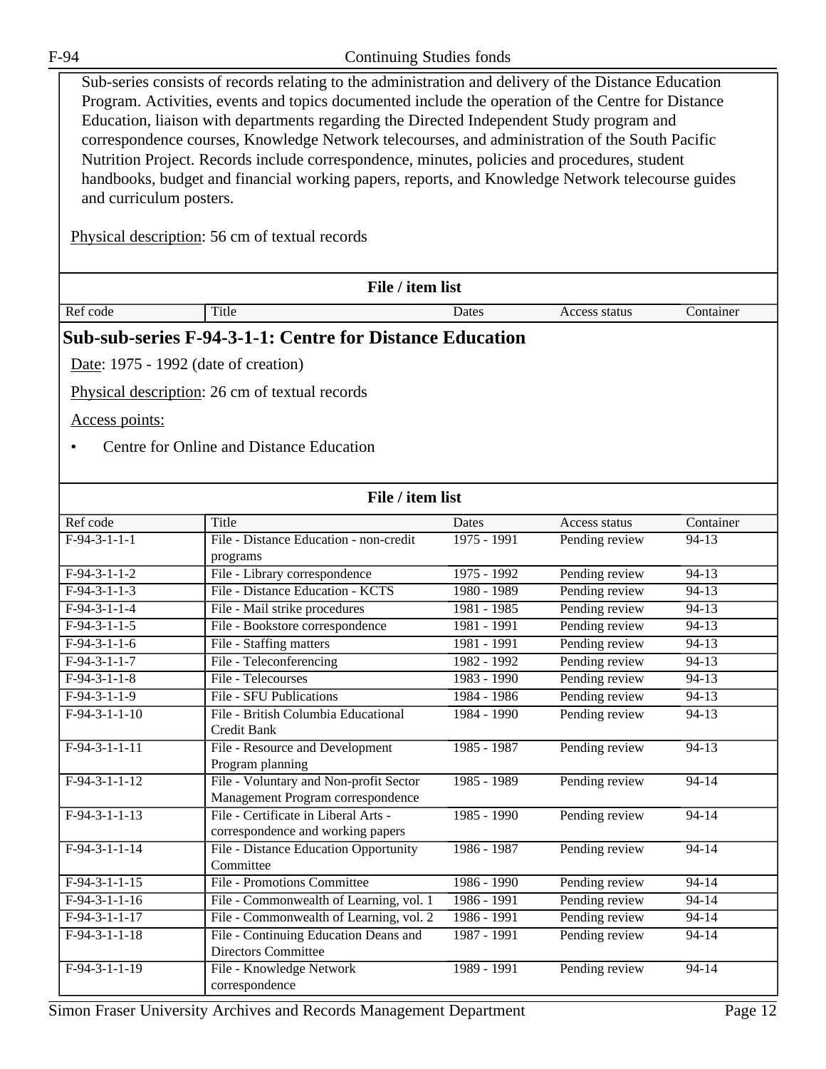Sub-series consists of records relating to the administration and delivery of the Distance Education Program. Activities, events and topics documented include the operation of the Centre for Distance Education, liaison with departments regarding the Directed Independent Study program and correspondence courses, Knowledge Network telecourses, and administration of the South Pacific Nutrition Project. Records include correspondence, minutes, policies and procedures, student handbooks, budget and financial working papers, reports, and Knowledge Network telecourse guides and curriculum posters.

Physical description: 56 cm of textual records

**File / item list**

| Ref code | Title | Dates | Access status | Container |
|---|---|---|---|---|

## Sub-sub-series F-94-3-1-1: Centre for Distance Education

Date: 1975 - 1992 (date of creation)

Physical description: 26 cm of textual records

Access points:

- Centre for Online and Distance Education

**File / item list**

| Ref code | Title | Dates | Access status | Container |
|---|---|---|---|---|
| F-94-3-1-1-1 | File - Distance Education - non-credit programs | 1975 - 1991 | Pending review | 94-13 |
| F-94-3-1-1-2 | File - Library correspondence | 1975 - 1992 | Pending review | 94-13 |
| F-94-3-1-1-3 | File - Distance Education - KCTS | 1980 - 1989 | Pending review | 94-13 |
| F-94-3-1-1-4 | File - Mail strike procedures | 1981 - 1985 | Pending review | 94-13 |
| F-94-3-1-1-5 | File - Bookstore correspondence | 1981 - 1991 | Pending review | 94-13 |
| F-94-3-1-1-6 | File - Staffing matters | 1981 - 1991 | Pending review | 94-13 |
| F-94-3-1-1-7 | File - Teleconferencing | 1982 - 1992 | Pending review | 94-13 |
| F-94-3-1-1-8 | File - Telecourses | 1983 - 1990 | Pending review | 94-13 |
| F-94-3-1-1-9 | File - SFU Publications | 1984 - 1986 | Pending review | 94-13 |
| F-94-3-1-1-10 | File - British Columbia Educational Credit Bank | 1984 - 1990 | Pending review | 94-13 |
| F-94-3-1-1-11 | File - Resource and Development Program planning | 1985 - 1987 | Pending review | 94-13 |
| F-94-3-1-1-12 | File - Voluntary and Non-profit Sector Management Program correspondence | 1985 - 1989 | Pending review | 94-14 |
| F-94-3-1-1-13 | File - Certificate in Liberal Arts - correspondence and working papers | 1985 - 1990 | Pending review | 94-14 |
| F-94-3-1-1-14 | File - Distance Education Opportunity Committee | 1986 - 1987 | Pending review | 94-14 |
| F-94-3-1-1-15 | File - Promotions Committee | 1986 - 1990 | Pending review | 94-14 |
| F-94-3-1-1-16 | File - Commonwealth of Learning, vol. 1 | 1986 - 1991 | Pending review | 94-14 |
| F-94-3-1-1-17 | File - Commonwealth of Learning, vol. 2 | 1986 - 1991 | Pending review | 94-14 |
| F-94-3-1-1-18 | File - Continuing Education Deans and Directors Committee | 1987 - 1991 | Pending review | 94-14 |
| F-94-3-1-1-19 | File - Knowledge Network correspondence | 1989 - 1991 | Pending review | 94-14 |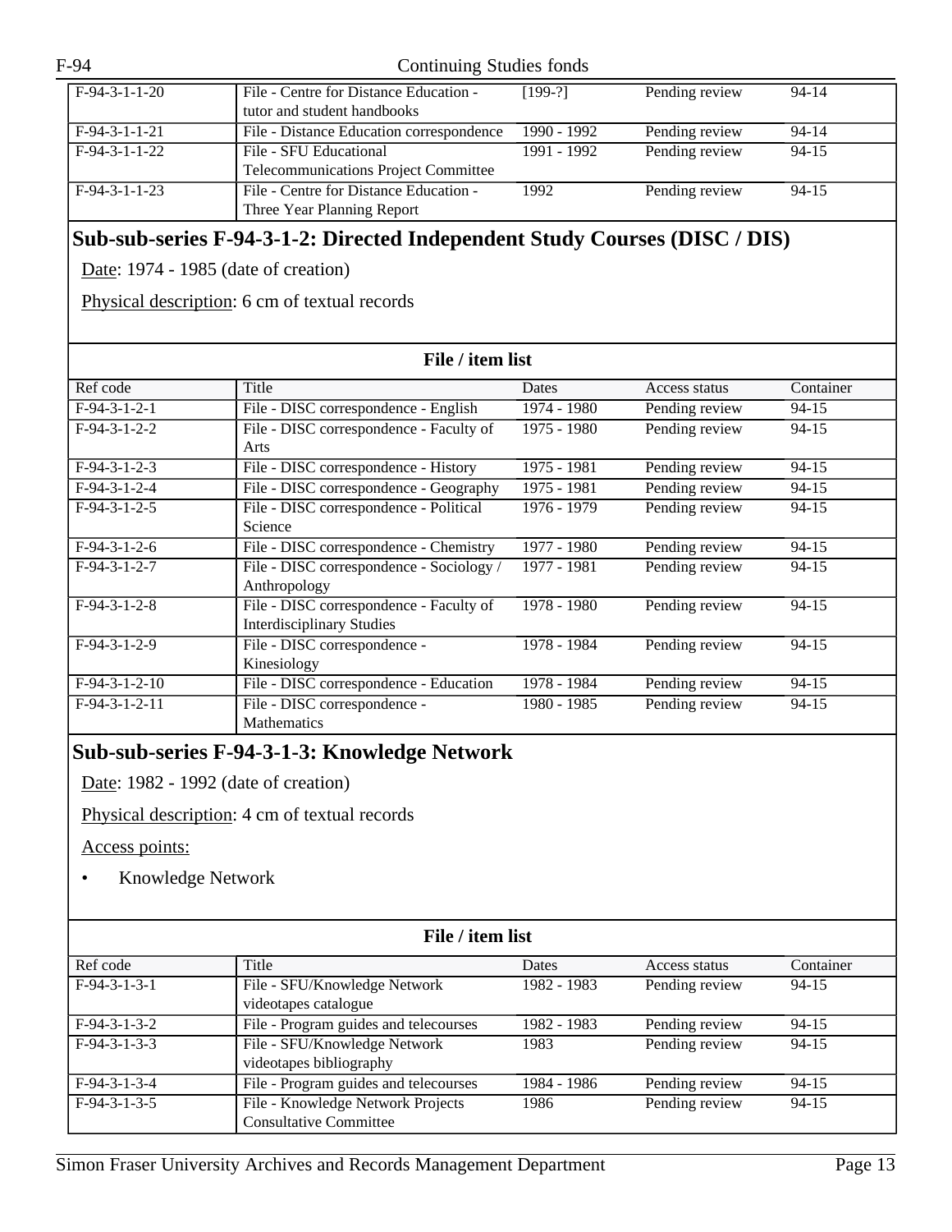| Ref code | Title | Dates | Access status | Container |
|---|---|---|---|---|
| F-94-3-1-1-20 | File - Centre for Distance Education - tutor and student handbooks | [199-?] | Pending review | 94-14 |
| F-94-3-1-1-21 | File - Distance Education correspondence | 1990 - 1992 | Pending review | 94-14 |
| F-94-3-1-1-22 | File - SFU Educational Telecommunications Project Committee | 1991 - 1992 | Pending review | 94-15 |
| F-94-3-1-1-23 | File - Centre for Distance Education - Three Year Planning Report | 1992 | Pending review | 94-15 |

## Sub-sub-series F-94-3-1-2: Directed Independent Study Courses (DISC / DIS)

Date: 1974 - 1985 (date of creation)

Physical description: 6 cm of textual records

**File / item list**

| Ref code | Title | Dates | Access status | Container |
|---|---|---|---|---|
| F-94-3-1-2-1 | File - DISC correspondence - English | 1974 - 1980 | Pending review | 94-15 |
| F-94-3-1-2-2 | File - DISC correspondence - Faculty of Arts | 1975 - 1980 | Pending review | 94-15 |
| F-94-3-1-2-3 | File - DISC correspondence - History | 1975 - 1981 | Pending review | 94-15 |
| F-94-3-1-2-4 | File - DISC correspondence - Geography | 1975 - 1981 | Pending review | 94-15 |
| F-94-3-1-2-5 | File - DISC correspondence - Political Science | 1976 - 1979 | Pending review | 94-15 |
| F-94-3-1-2-6 | File - DISC correspondence - Chemistry | 1977 - 1980 | Pending review | 94-15 |
| F-94-3-1-2-7 | File - DISC correspondence - Sociology / Anthropology | 1977 - 1981 | Pending review | 94-15 |
| F-94-3-1-2-8 | File - DISC correspondence - Faculty of Interdisciplinary Studies | 1978 - 1980 | Pending review | 94-15 |
| F-94-3-1-2-9 | File - DISC correspondence - Kinesiology | 1978 - 1984 | Pending review | 94-15 |
| F-94-3-1-2-10 | File - DISC correspondence - Education | 1978 - 1984 | Pending review | 94-15 |
| F-94-3-1-2-11 | File - DISC correspondence - Mathematics | 1980 - 1985 | Pending review | 94-15 |

## Sub-sub-series F-94-3-1-3: Knowledge Network

Date: 1982 - 1992 (date of creation)

Physical description: 4 cm of textual records

Access points:

- Knowledge Network

**File / item list**

| Ref code | Title | Dates | Access status | Container |
|---|---|---|---|---|
| F-94-3-1-3-1 | File - SFU/Knowledge Network videotapes catalogue | 1982 - 1983 | Pending review | 94-15 |
| F-94-3-1-3-2 | File - Program guides and telecourses | 1982 - 1983 | Pending review | 94-15 |
| F-94-3-1-3-3 | File - SFU/Knowledge Network videotapes bibliography | 1983 | Pending review | 94-15 |
| F-94-3-1-3-4 | File - Program guides and telecourses | 1984 - 1986 | Pending review | 94-15 |
| F-94-3-1-3-5 | File - Knowledge Network Projects Consultative Committee | 1986 | Pending review | 94-15 |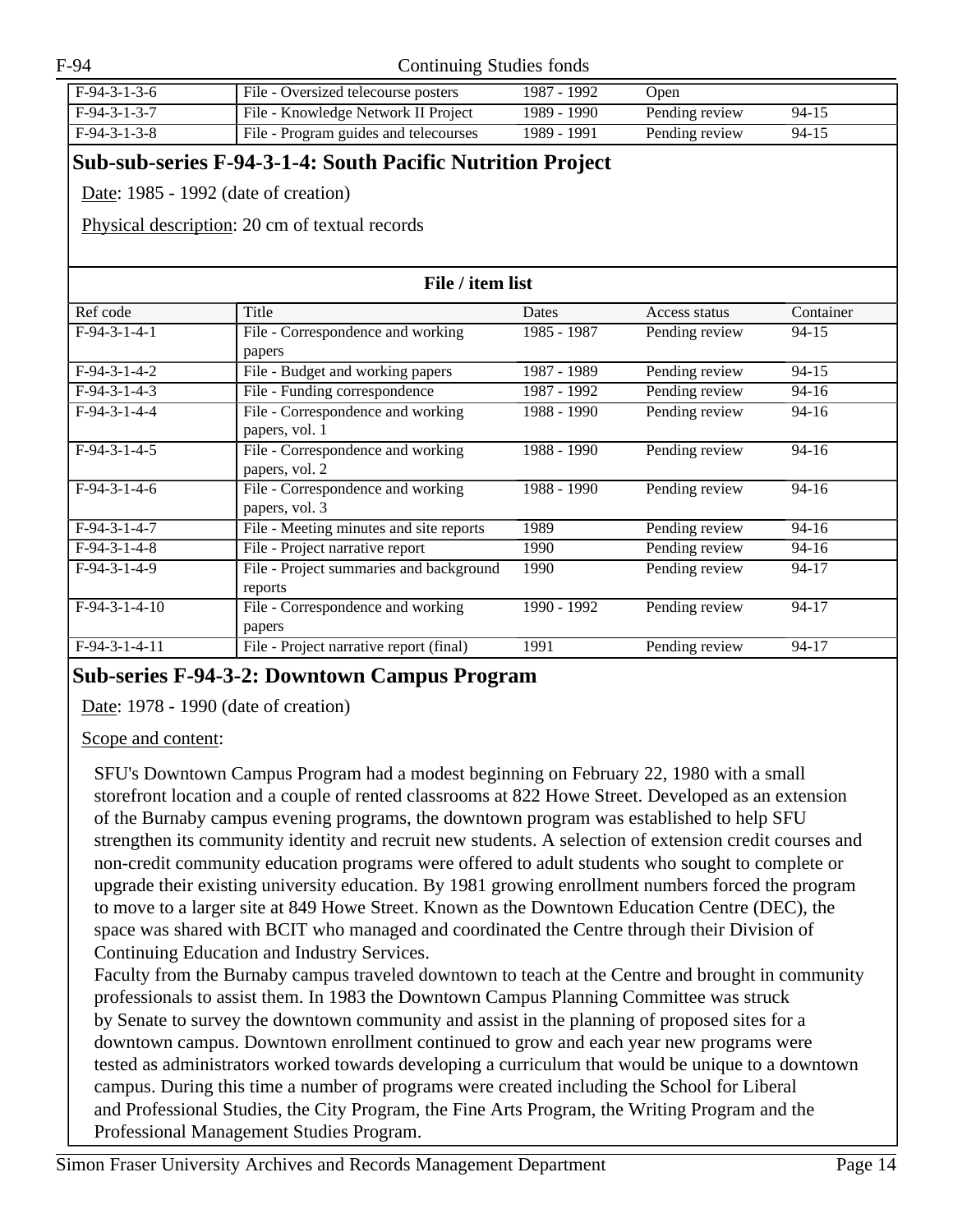| | | | | |
|---|---|---|---|---|
| F-94-3-1-3-6 | File - Oversized telecourse posters | 1987 - 1992 | Open | |
| F-94-3-1-3-7 | File - Knowledge Network II Project | 1989 - 1990 | Pending review | 94-15 |
| F-94-3-1-3-8 | File - Program guides and telecourses | 1989 - 1991 | Pending review | 94-15 |

## Sub-sub-series F-94-3-1-4: South Pacific Nutrition Project

Date: 1985 - 1992 (date of creation)

Physical description: 20 cm of textual records

**File / item list**

| Ref code | Title | Dates | Access status | Container |
|---|---|---|---|---|
| F-94-3-1-4-1 | File - Correspondence and working papers | 1985 - 1987 | Pending review | 94-15 |
| F-94-3-1-4-2 | File - Budget and working papers | 1987 - 1989 | Pending review | 94-15 |
| F-94-3-1-4-3 | File - Funding correspondence | 1987 - 1992 | Pending review | 94-16 |
| F-94-3-1-4-4 | File - Correspondence and working papers, vol. 1 | 1988 - 1990 | Pending review | 94-16 |
| F-94-3-1-4-5 | File - Correspondence and working papers, vol. 2 | 1988 - 1990 | Pending review | 94-16 |
| F-94-3-1-4-6 | File - Correspondence and working papers, vol. 3 | 1988 - 1990 | Pending review | 94-16 |
| F-94-3-1-4-7 | File - Meeting minutes and site reports | 1989 | Pending review | 94-16 |
| F-94-3-1-4-8 | File - Project narrative report | 1990 | Pending review | 94-16 |
| F-94-3-1-4-9 | File - Project summaries and background reports | 1990 | Pending review | 94-17 |
| F-94-3-1-4-10 | File - Correspondence and working papers | 1990 - 1992 | Pending review | 94-17 |
| F-94-3-1-4-11 | File - Project narrative report (final) | 1991 | Pending review | 94-17 |

## Sub-series F-94-3-2: Downtown Campus Program

Date: 1978 - 1990 (date of creation)

Scope and content:

SFU's Downtown Campus Program had a modest beginning on February 22, 1980 with a small storefront location and a couple of rented classrooms at 822 Howe Street. Developed as an extension of the Burnaby campus evening programs, the downtown program was established to help SFU strengthen its community identity and recruit new students. A selection of extension credit courses and non-credit community education programs were offered to adult students who sought to complete or upgrade their existing university education. By 1981 growing enrollment numbers forced the program to move to a larger site at 849 Howe Street. Known as the Downtown Education Centre (DEC), the space was shared with BCIT who managed and coordinated the Centre through their Division of Continuing Education and Industry Services.
Faculty from the Burnaby campus traveled downtown to teach at the Centre and brought in community professionals to assist them. In 1983 the Downtown Campus Planning Committee was struck by Senate to survey the downtown community and assist in the planning of proposed sites for a downtown campus. Downtown enrollment continued to grow and each year new programs were tested as administrators worked towards developing a curriculum that would be unique to a downtown campus. During this time a number of programs were created including the School for Liberal and Professional Studies, the City Program, the Fine Arts Program, the Writing Program and the Professional Management Studies Program.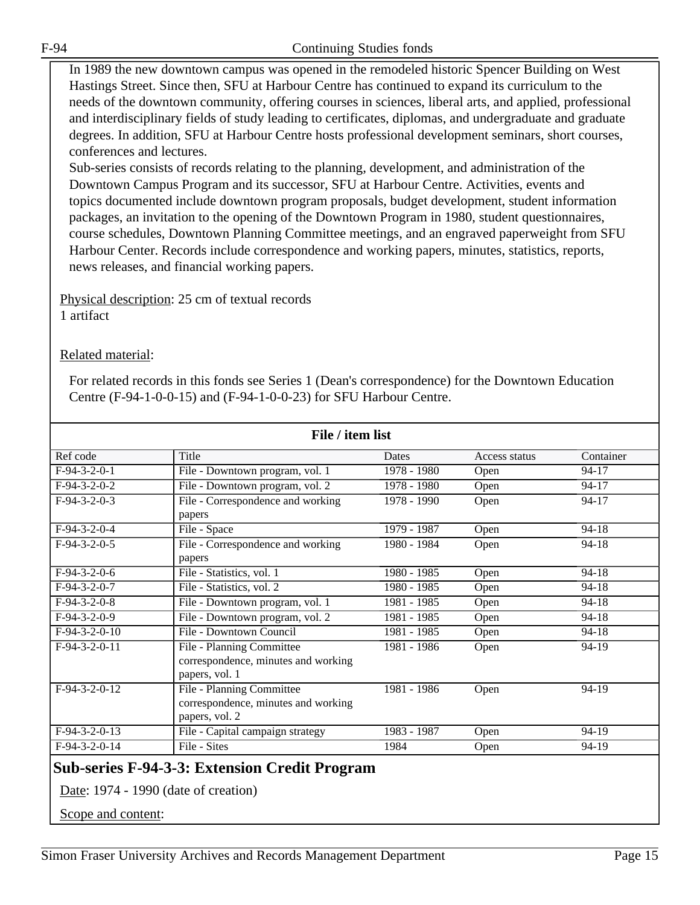In 1989 the new downtown campus was opened in the remodeled historic Spencer Building on West Hastings Street. Since then, SFU at Harbour Centre has continued to expand its curriculum to the needs of the downtown community, offering courses in sciences, liberal arts, and applied, professional and interdisciplinary fields of study leading to certificates, diplomas, and undergraduate and graduate degrees. In addition, SFU at Harbour Centre hosts professional development seminars, short courses, conferences and lectures.

Sub-series consists of records relating to the planning, development, and administration of the Downtown Campus Program and its successor, SFU at Harbour Centre. Activities, events and topics documented include downtown program proposals, budget development, student information packages, an invitation to the opening of the Downtown Program in 1980, student questionnaires, course schedules, Downtown Planning Committee meetings, and an engraved paperweight from SFU Harbour Center. Records include correspondence and working papers, minutes, statistics, reports, news releases, and financial working papers.

Physical description: 25 cm of textual records
1 artifact

Related material:

For related records in this fonds see Series 1 (Dean's correspondence) for the Downtown Education Centre (F-94-1-0-0-15) and (F-94-1-0-0-23) for SFU Harbour Centre.

**File / item list**

| Ref code | Title | Dates | Access status | Container |
|---|---|---|---|---|
| F-94-3-2-0-1 | File - Downtown program, vol. 1 | 1978 - 1980 | Open | 94-17 |
| F-94-3-2-0-2 | File - Downtown program, vol. 2 | 1978 - 1980 | Open | 94-17 |
| F-94-3-2-0-3 | File - Correspondence and working papers | 1978 - 1990 | Open | 94-17 |
| F-94-3-2-0-4 | File - Space | 1979 - 1987 | Open | 94-18 |
| F-94-3-2-0-5 | File - Correspondence and working papers | 1980 - 1984 | Open | 94-18 |
| F-94-3-2-0-6 | File - Statistics, vol. 1 | 1980 - 1985 | Open | 94-18 |
| F-94-3-2-0-7 | File - Statistics, vol. 2 | 1980 - 1985 | Open | 94-18 |
| F-94-3-2-0-8 | File - Downtown program, vol. 1 | 1981 - 1985 | Open | 94-18 |
| F-94-3-2-0-9 | File - Downtown program, vol. 2 | 1981 - 1985 | Open | 94-18 |
| F-94-3-2-0-10 | File - Downtown Council | 1981 - 1985 | Open | 94-18 |
| F-94-3-2-0-11 | File - Planning Committee correspondence, minutes and working papers, vol. 1 | 1981 - 1986 | Open | 94-19 |
| F-94-3-2-0-12 | File - Planning Committee correspondence, minutes and working papers, vol. 2 | 1981 - 1986 | Open | 94-19 |
| F-94-3-2-0-13 | File - Capital campaign strategy | 1983 - 1987 | Open | 94-19 |
| F-94-3-2-0-14 | File - Sites | 1984 | Open | 94-19 |

## Sub-series F-94-3-3: Extension Credit Program

Date: 1974 - 1990 (date of creation)

Scope and content: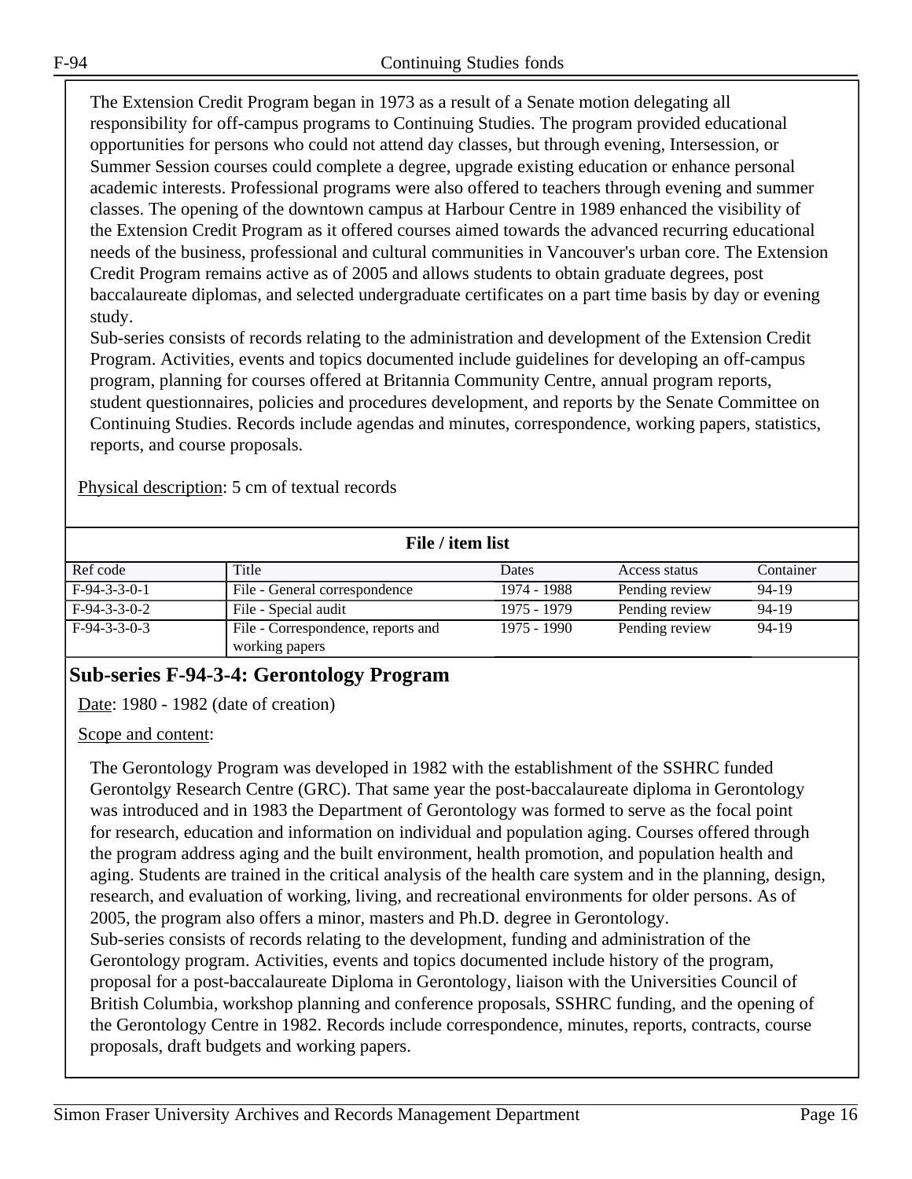The Extension Credit Program began in 1973 as a result of a Senate motion delegating all responsibility for off-campus programs to Continuing Studies. The program provided educational opportunities for persons who could not attend day classes, but through evening, Intersession, or Summer Session courses could complete a degree, upgrade existing education or enhance personal academic interests. Professional programs were also offered to teachers through evening and summer classes. The opening of the downtown campus at Harbour Centre in 1989 enhanced the visibility of the Extension Credit Program as it offered courses aimed towards the advanced recurring educational needs of the business, professional and cultural communities in Vancouver's urban core. The Extension Credit Program remains active as of 2005 and allows students to obtain graduate degrees, post baccalaureate diplomas, and selected undergraduate certificates on a part time basis by day or evening study.

Sub-series consists of records relating to the administration and development of the Extension Credit Program. Activities, events and topics documented include guidelines for developing an off-campus program, planning for courses offered at Britannia Community Centre, annual program reports, student questionnaires, policies and procedures development, and reports by the Senate Committee on Continuing Studies. Records include agendas and minutes, correspondence, working papers, statistics, reports, and course proposals.

Physical description: 5 cm of textual records

**File / item list**

| Ref code | Title | Dates | Access status | Container |
|---|---|---|---|---|
| F-94-3-3-0-1 | File - General correspondence | 1974 - 1988 | Pending review | 94-19 |
| F-94-3-3-0-2 | File - Special audit | 1975 - 1979 | Pending review | 94-19 |
| F-94-3-3-0-3 | File - Correspondence, reports and working papers | 1975 - 1990 | Pending review | 94-19 |

## Sub-series F-94-3-4: Gerontology Program

Date: 1980 - 1982 (date of creation)

Scope and content:

The Gerontology Program was developed in 1982 with the establishment of the SSHRC funded Gerontolgy Research Centre (GRC). That same year the post-baccalaureate diploma in Gerontology was introduced and in 1983 the Department of Gerontology was formed to serve as the focal point for research, education and information on individual and population aging. Courses offered through the program address aging and the built environment, health promotion, and population health and aging. Students are trained in the critical analysis of the health care system and in the planning, design, research, and evaluation of working, living, and recreational environments for older persons. As of 2005, the program also offers a minor, masters and Ph.D. degree in Gerontology.

Sub-series consists of records relating to the development, funding and administration of the Gerontology program. Activities, events and topics documented include history of the program, proposal for a post-baccalaureate Diploma in Gerontology, liaison with the Universities Council of British Columbia, workshop planning and conference proposals, SSHRC funding, and the opening of the Gerontology Centre in 1982. Records include correspondence, minutes, reports, contracts, course proposals, draft budgets and working papers.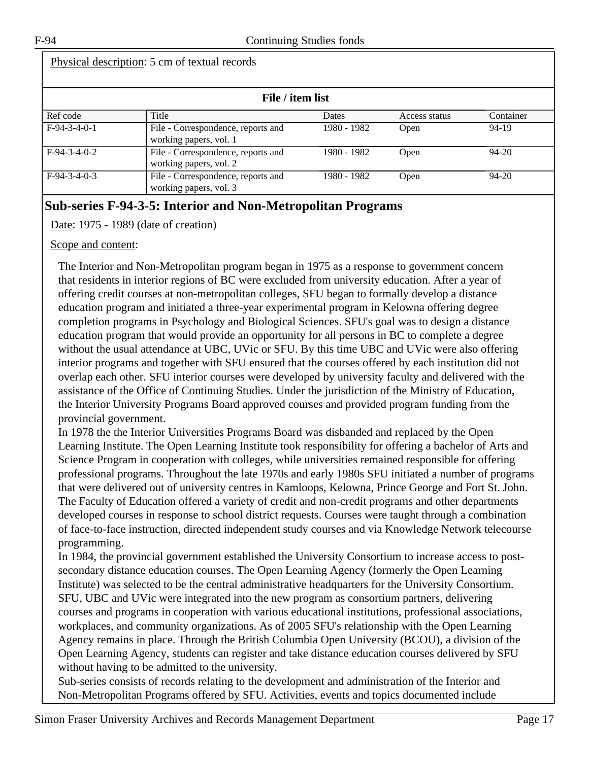Physical description: 5 cm of textual records

**File / item list**

| Ref code | Title | Dates | Access status | Container |
|---|---|---|---|---|
| F-94-3-4-0-1 | File - Correspondence, reports and working papers, vol. 1 | 1980 - 1982 | Open | 94-19 |
| F-94-3-4-0-2 | File - Correspondence, reports and working papers, vol. 2 | 1980 - 1982 | Open | 94-20 |
| F-94-3-4-0-3 | File - Correspondence, reports and working papers, vol. 3 | 1980 - 1982 | Open | 94-20 |

## Sub-series F-94-3-5: Interior and Non-Metropolitan Programs

Date: 1975 - 1989 (date of creation)

Scope and content:

The Interior and Non-Metropolitan program began in 1975 as a response to government concern that residents in interior regions of BC were excluded from university education. After a year of offering credit courses at non-metropolitan colleges, SFU began to formally develop a distance education program and initiated a three-year experimental program in Kelowna offering degree completion programs in Psychology and Biological Sciences. SFU's goal was to design a distance education program that would provide an opportunity for all persons in BC to complete a degree without the usual attendance at UBC, UVic or SFU. By this time UBC and UVic were also offering interior programs and together with SFU ensured that the courses offered by each institution did not overlap each other. SFU interior courses were developed by university faculty and delivered with the assistance of the Office of Continuing Studies. Under the jurisdiction of the Ministry of Education, the Interior University Programs Board approved courses and provided program funding from the provincial government.

In 1978 the the Interior Universities Programs Board was disbanded and replaced by the Open Learning Institute. The Open Learning Institute took responsibility for offering a bachelor of Arts and Science Program in cooperation with colleges, while universities remained responsible for offering professional programs. Throughout the late 1970s and early 1980s SFU initiated a number of programs that were delivered out of university centres in Kamloops, Kelowna, Prince George and Fort St. John. The Faculty of Education offered a variety of credit and non-credit programs and other departments developed courses in response to school district requests. Courses were taught through a combination of face-to-face instruction, directed independent study courses and via Knowledge Network telecourse programming.

In 1984, the provincial government established the University Consortium to increase access to post-secondary distance education courses. The Open Learning Agency (formerly the Open Learning Institute) was selected to be the central administrative headquarters for the University Consortium. SFU, UBC and UVic were integrated into the new program as consortium partners, delivering courses and programs in cooperation with various educational institutions, professional associations, workplaces, and community organizations. As of 2005 SFU's relationship with the Open Learning Agency remains in place. Through the British Columbia Open University (BCOU), a division of the Open Learning Agency, students can register and take distance education courses delivered by SFU without having to be admitted to the university.

Sub-series consists of records relating to the development and administration of the Interior and Non-Metropolitan Programs offered by SFU. Activities, events and topics documented include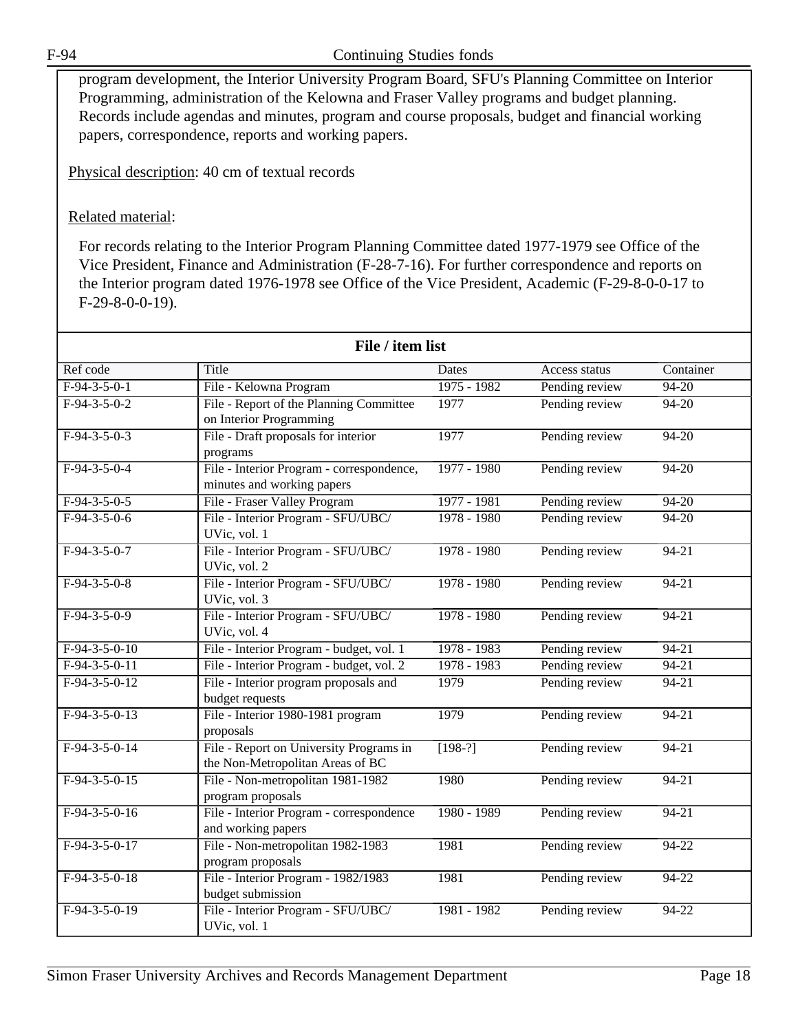program development, the Interior University Program Board, SFU's Planning Committee on Interior Programming, administration of the Kelowna and Fraser Valley programs and budget planning. Records include agendas and minutes, program and course proposals, budget and financial working papers, correspondence, reports and working papers.

Physical description: 40 cm of textual records

Related material:

For records relating to the Interior Program Planning Committee dated 1977-1979 see Office of the Vice President, Finance and Administration (F-28-7-16). For further correspondence and reports on the Interior program dated 1976-1978 see Office of the Vice President, Academic (F-29-8-0-0-17 to F-29-8-0-0-19).

**File / item list**

| Ref code | Title | Dates | Access status | Container |
|---|---|---|---|---|
| F-94-3-5-0-1 | File - Kelowna Program | 1975 - 1982 | Pending review | 94-20 |
| F-94-3-5-0-2 | File - Report of the Planning Committee on Interior Programming | 1977 | Pending review | 94-20 |
| F-94-3-5-0-3 | File - Draft proposals for interior programs | 1977 | Pending review | 94-20 |
| F-94-3-5-0-4 | File - Interior Program - correspondence, minutes and working papers | 1977 - 1980 | Pending review | 94-20 |
| F-94-3-5-0-5 | File - Fraser Valley Program | 1977 - 1981 | Pending review | 94-20 |
| F-94-3-5-0-6 | File - Interior Program - SFU/UBC/UVic, vol. 1 | 1978 - 1980 | Pending review | 94-20 |
| F-94-3-5-0-7 | File - Interior Program - SFU/UBC/UVic, vol. 2 | 1978 - 1980 | Pending review | 94-21 |
| F-94-3-5-0-8 | File - Interior Program - SFU/UBC/UVic, vol. 3 | 1978 - 1980 | Pending review | 94-21 |
| F-94-3-5-0-9 | File - Interior Program - SFU/UBC/UVic, vol. 4 | 1978 - 1980 | Pending review | 94-21 |
| F-94-3-5-0-10 | File - Interior Program - budget, vol. 1 | 1978 - 1983 | Pending review | 94-21 |
| F-94-3-5-0-11 | File - Interior Program - budget, vol. 2 | 1978 - 1983 | Pending review | 94-21 |
| F-94-3-5-0-12 | File - Interior program proposals and budget requests | 1979 | Pending review | 94-21 |
| F-94-3-5-0-13 | File - Interior 1980-1981 program proposals | 1979 | Pending review | 94-21 |
| F-94-3-5-0-14 | File - Report on University Programs in the Non-Metropolitan Areas of BC | [198-?] | Pending review | 94-21 |
| F-94-3-5-0-15 | File - Non-metropolitan 1981-1982 program proposals | 1980 | Pending review | 94-21 |
| F-94-3-5-0-16 | File - Interior Program - correspondence and working papers | 1980 - 1989 | Pending review | 94-21 |
| F-94-3-5-0-17 | File - Non-metropolitan 1982-1983 program proposals | 1981 | Pending review | 94-22 |
| F-94-3-5-0-18 | File - Interior Program - 1982/1983 budget submission | 1981 | Pending review | 94-22 |
| F-94-3-5-0-19 | File - Interior Program - SFU/UBC/UVic, vol. 1 | 1981 - 1982 | Pending review | 94-22 |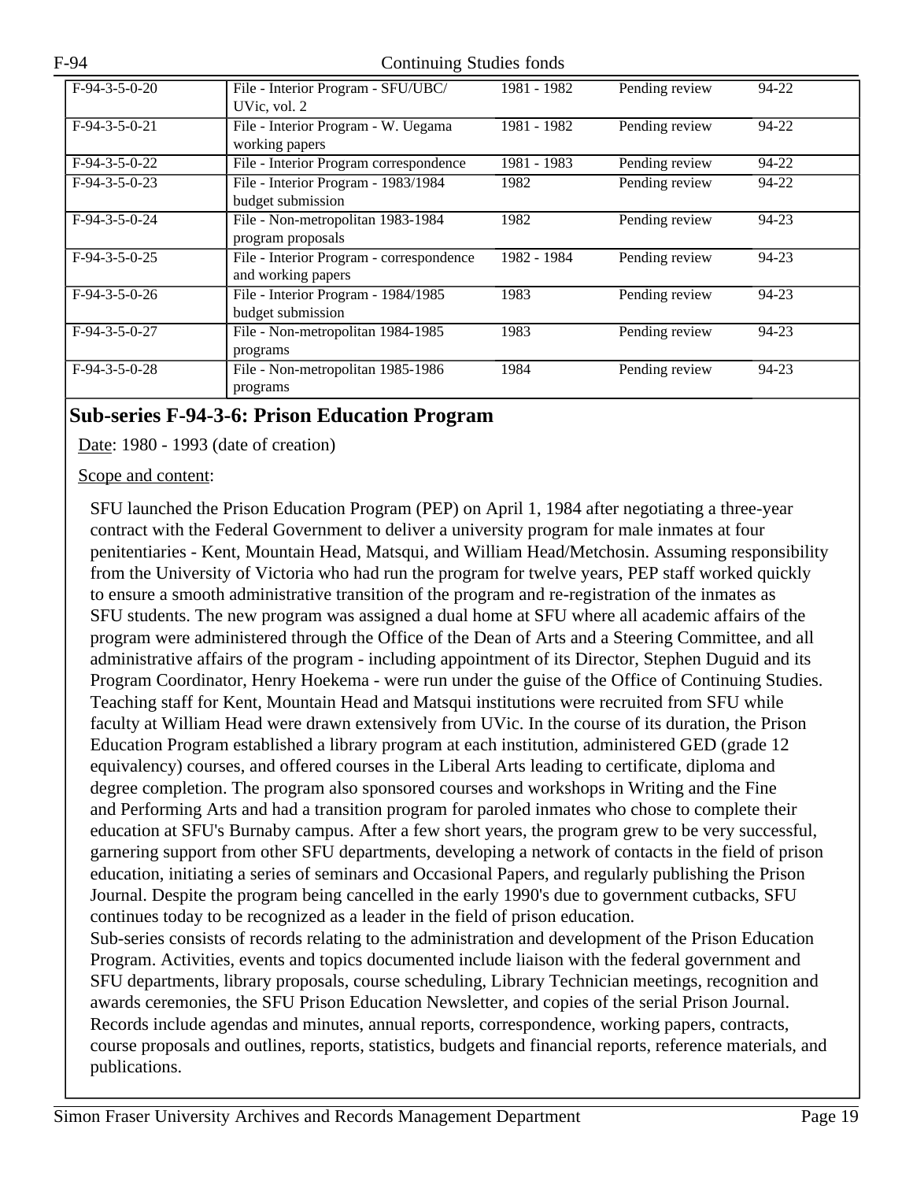| F-94-3-5-0-20 | File - Interior Program - SFU/UBC/ UVic, vol. 2 | 1981 - 1982 | Pending review | 94-22 |
|---|---|---|---|---|
| F-94-3-5-0-21 | File - Interior Program - W. Uegama working papers | 1981 - 1982 | Pending review | 94-22 |
| F-94-3-5-0-22 | File - Interior Program correspondence | 1981 - 1983 | Pending review | 94-22 |
| F-94-3-5-0-23 | File - Interior Program - 1983/1984 budget submission | 1982 | Pending review | 94-22 |
| F-94-3-5-0-24 | File - Non-metropolitan 1983-1984 program proposals | 1982 | Pending review | 94-23 |
| F-94-3-5-0-25 | File - Interior Program - correspondence and working papers | 1982 - 1984 | Pending review | 94-23 |
| F-94-3-5-0-26 | File - Interior Program - 1984/1985 budget submission | 1983 | Pending review | 94-23 |
| F-94-3-5-0-27 | File - Non-metropolitan 1984-1985 programs | 1983 | Pending review | 94-23 |
| F-94-3-5-0-28 | File - Non-metropolitan 1985-1986 programs | 1984 | Pending review | 94-23 |

## Sub-series F-94-3-6: Prison Education Program

Date: 1980 - 1993 (date of creation)

Scope and content:

SFU launched the Prison Education Program (PEP) on April 1, 1984 after negotiating a three-year contract with the Federal Government to deliver a university program for male inmates at four penitentiaries - Kent, Mountain Head, Matsqui, and William Head/Metchosin. Assuming responsibility from the University of Victoria who had run the program for twelve years, PEP staff worked quickly to ensure a smooth administrative transition of the program and re-registration of the inmates as SFU students. The new program was assigned a dual home at SFU where all academic affairs of the program were administered through the Office of the Dean of Arts and a Steering Committee, and all administrative affairs of the program - including appointment of its Director, Stephen Duguid and its Program Coordinator, Henry Hoekema - were run under the guise of the Office of Continuing Studies. Teaching staff for Kent, Mountain Head and Matsqui institutions were recruited from SFU while faculty at William Head were drawn extensively from UVic. In the course of its duration, the Prison Education Program established a library program at each institution, administered GED (grade 12 equivalency) courses, and offered courses in the Liberal Arts leading to certificate, diploma and degree completion. The program also sponsored courses and workshops in Writing and the Fine and Performing Arts and had a transition program for paroled inmates who chose to complete their education at SFU's Burnaby campus. After a few short years, the program grew to be very successful, garnering support from other SFU departments, developing a network of contacts in the field of prison education, initiating a series of seminars and Occasional Papers, and regularly publishing the Prison Journal. Despite the program being cancelled in the early 1990's due to government cutbacks, SFU continues today to be recognized as a leader in the field of prison education.
Sub-series consists of records relating to the administration and development of the Prison Education Program. Activities, events and topics documented include liaison with the federal government and SFU departments, library proposals, course scheduling, Library Technician meetings, recognition and awards ceremonies, the SFU Prison Education Newsletter, and copies of the serial Prison Journal. Records include agendas and minutes, annual reports, correspondence, working papers, contracts, course proposals and outlines, reports, statistics, budgets and financial reports, reference materials, and publications.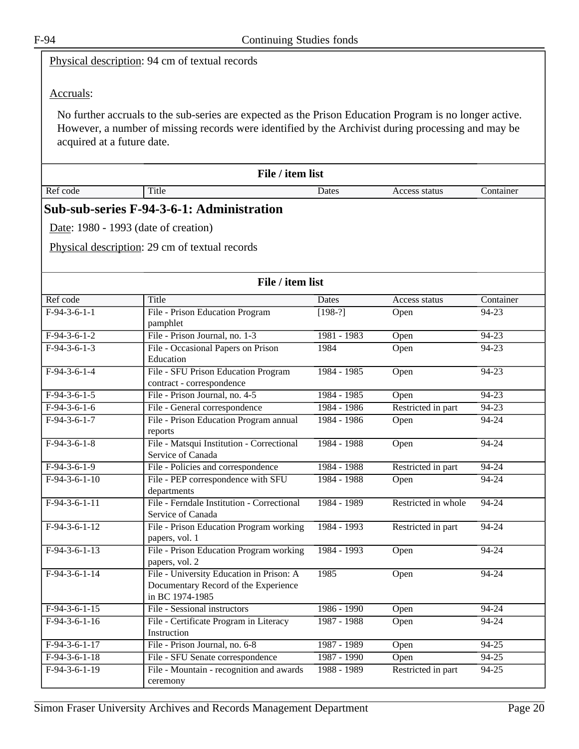Physical description: 94 cm of textual records

Accruals:

No further accruals to the sub-series are expected as the Prison Education Program is no longer active. However, a number of missing records were identified by the Archivist during processing and may be acquired at a future date.

**File / item list**

| Ref code | Title | Dates | Access status | Container |
|---|---|---|---|---|

## Sub-sub-series F-94-3-6-1: Administration

Date: 1980 - 1993 (date of creation)

Physical description: 29 cm of textual records

**File / item list**

| Ref code | Title | Dates | Access status | Container |
|---|---|---|---|---|
| F-94-3-6-1-1 | File - Prison Education Program pamphlet | [198-?] | Open | 94-23 |
| F-94-3-6-1-2 | File - Prison Journal, no. 1-3 | 1981 - 1983 | Open | 94-23 |
| F-94-3-6-1-3 | File - Occasional Papers on Prison Education | 1984 | Open | 94-23 |
| F-94-3-6-1-4 | File - SFU Prison Education Program contract - correspondence | 1984 - 1985 | Open | 94-23 |
| F-94-3-6-1-5 | File - Prison Journal, no. 4-5 | 1984 - 1985 | Open | 94-23 |
| F-94-3-6-1-6 | File - General correspondence | 1984 - 1986 | Restricted in part | 94-23 |
| F-94-3-6-1-7 | File - Prison Education Program annual reports | 1984 - 1986 | Open | 94-24 |
| F-94-3-6-1-8 | File - Matsqui Institution - Correctional Service of Canada | 1984 - 1988 | Open | 94-24 |
| F-94-3-6-1-9 | File - Policies and correspondence | 1984 - 1988 | Restricted in part | 94-24 |
| F-94-3-6-1-10 | File - PEP correspondence with SFU departments | 1984 - 1988 | Open | 94-24 |
| F-94-3-6-1-11 | File - Ferndale Institution - Correctional Service of Canada | 1984 - 1989 | Restricted in whole | 94-24 |
| F-94-3-6-1-12 | File - Prison Education Program working papers, vol. 1 | 1984 - 1993 | Restricted in part | 94-24 |
| F-94-3-6-1-13 | File - Prison Education Program working papers, vol. 2 | 1984 - 1993 | Open | 94-24 |
| F-94-3-6-1-14 | File - University Education in Prison: A Documentary Record of the Experience in BC 1974-1985 | 1985 | Open | 94-24 |
| F-94-3-6-1-15 | File - Sessional instructors | 1986 - 1990 | Open | 94-24 |
| F-94-3-6-1-16 | File - Certificate Program in Literacy Instruction | 1987 - 1988 | Open | 94-24 |
| F-94-3-6-1-17 | File - Prison Journal, no. 6-8 | 1987 - 1989 | Open | 94-25 |
| F-94-3-6-1-18 | File - SFU Senate correspondence | 1987 - 1990 | Open | 94-25 |
| F-94-3-6-1-19 | File - Mountain - recognition and awards ceremony | 1988 - 1989 | Restricted in part | 94-25 |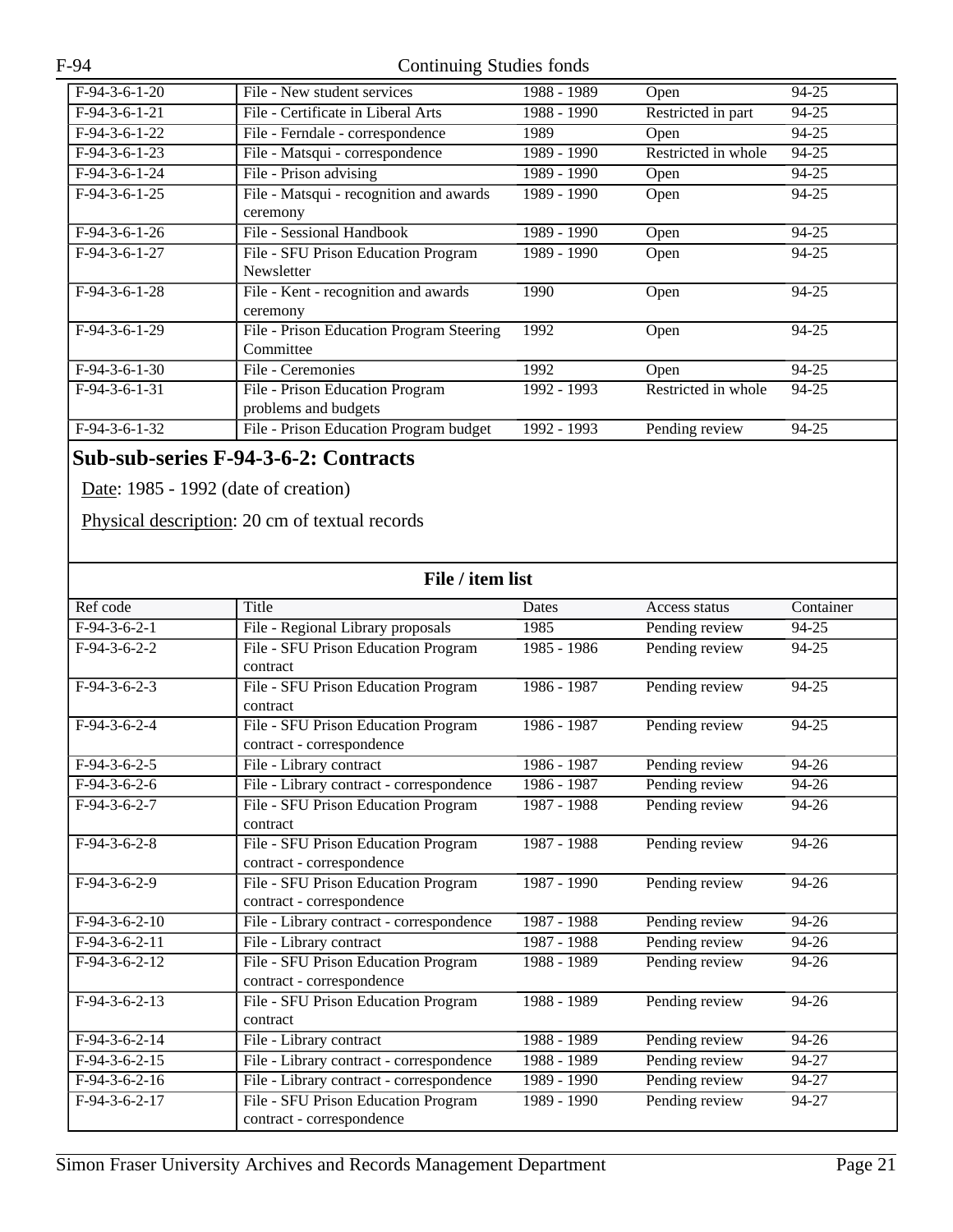| Ref code | Title | Dates | Access status | Container |
|---|---|---|---|---|
| F-94-3-6-1-20 | File - New student services | 1988 - 1989 | Open | 94-25 |
| F-94-3-6-1-21 | File - Certificate in Liberal Arts | 1988 - 1990 | Restricted in part | 94-25 |
| F-94-3-6-1-22 | File - Ferndale - correspondence | 1989 | Open | 94-25 |
| F-94-3-6-1-23 | File - Matsqui - correspondence | 1989 - 1990 | Restricted in whole | 94-25 |
| F-94-3-6-1-24 | File - Prison advising | 1989 - 1990 | Open | 94-25 |
| F-94-3-6-1-25 | File - Matsqui - recognition and awards ceremony | 1989 - 1990 | Open | 94-25 |
| F-94-3-6-1-26 | File - Sessional Handbook | 1989 - 1990 | Open | 94-25 |
| F-94-3-6-1-27 | File - SFU Prison Education Program Newsletter | 1989 - 1990 | Open | 94-25 |
| F-94-3-6-1-28 | File - Kent - recognition and awards ceremony | 1990 | Open | 94-25 |
| F-94-3-6-1-29 | File - Prison Education Program Steering Committee | 1992 | Open | 94-25 |
| F-94-3-6-1-30 | File - Ceremonies | 1992 | Open | 94-25 |
| F-94-3-6-1-31 | File - Prison Education Program problems and budgets | 1992 - 1993 | Restricted in whole | 94-25 |
| F-94-3-6-1-32 | File - Prison Education Program budget | 1992 - 1993 | Pending review | 94-25 |

## Sub-sub-series F-94-3-6-2: Contracts

Date: 1985 - 1992 (date of creation)

Physical description: 20 cm of textual records

**File / item list**

| Ref code | Title | Dates | Access status | Container |
|---|---|---|---|---|
| F-94-3-6-2-1 | File - Regional Library proposals | 1985 | Pending review | 94-25 |
| F-94-3-6-2-2 | File - SFU Prison Education Program contract | 1985 - 1986 | Pending review | 94-25 |
| F-94-3-6-2-3 | File - SFU Prison Education Program contract | 1986 - 1987 | Pending review | 94-25 |
| F-94-3-6-2-4 | File - SFU Prison Education Program contract - correspondence | 1986 - 1987 | Pending review | 94-25 |
| F-94-3-6-2-5 | File - Library contract | 1986 - 1987 | Pending review | 94-26 |
| F-94-3-6-2-6 | File - Library contract - correspondence | 1986 - 1987 | Pending review | 94-26 |
| F-94-3-6-2-7 | File - SFU Prison Education Program contract | 1987 - 1988 | Pending review | 94-26 |
| F-94-3-6-2-8 | File - SFU Prison Education Program contract - correspondence | 1987 - 1988 | Pending review | 94-26 |
| F-94-3-6-2-9 | File - SFU Prison Education Program contract - correspondence | 1987 - 1990 | Pending review | 94-26 |
| F-94-3-6-2-10 | File - Library contract - correspondence | 1987 - 1988 | Pending review | 94-26 |
| F-94-3-6-2-11 | File - Library contract | 1987 - 1988 | Pending review | 94-26 |
| F-94-3-6-2-12 | File - SFU Prison Education Program contract - correspondence | 1988 - 1989 | Pending review | 94-26 |
| F-94-3-6-2-13 | File - SFU Prison Education Program contract | 1988 - 1989 | Pending review | 94-26 |
| F-94-3-6-2-14 | File - Library contract | 1988 - 1989 | Pending review | 94-26 |
| F-94-3-6-2-15 | File - Library contract - correspondence | 1988 - 1989 | Pending review | 94-27 |
| F-94-3-6-2-16 | File - Library contract - correspondence | 1989 - 1990 | Pending review | 94-27 |
| F-94-3-6-2-17 | File - SFU Prison Education Program contract - correspondence | 1989 - 1990 | Pending review | 94-27 |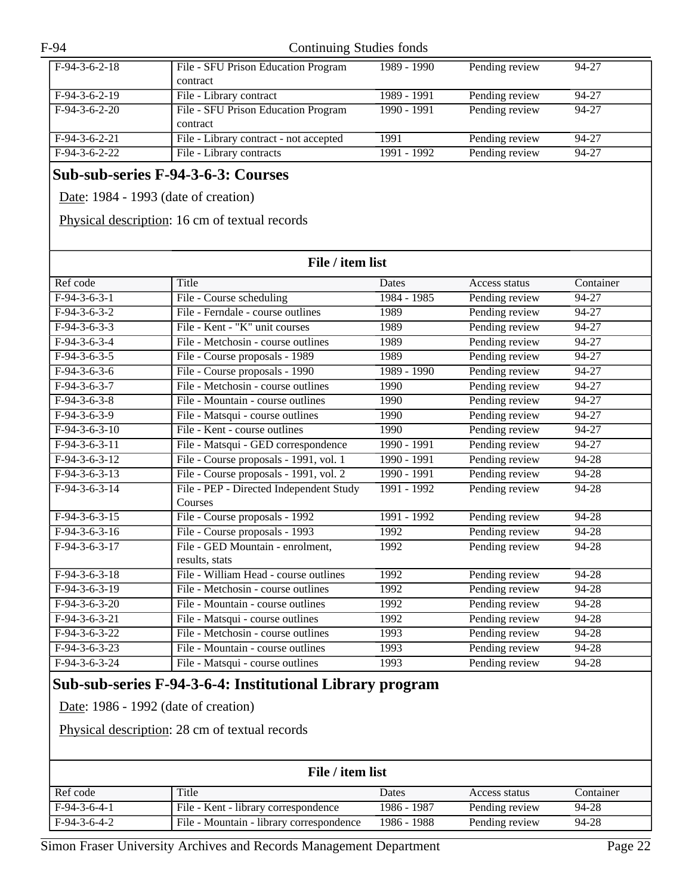| Ref code | Title | Dates | Access status | Container |
|---|---|---|---|---|
| F-94-3-6-2-18 | File - SFU Prison Education Program contract | 1989 - 1990 | Pending review | 94-27 |
| F-94-3-6-2-19 | File - Library contract | 1989 - 1991 | Pending review | 94-27 |
| F-94-3-6-2-20 | File - SFU Prison Education Program contract | 1990 - 1991 | Pending review | 94-27 |
| F-94-3-6-2-21 | File - Library contract - not accepted | 1991 | Pending review | 94-27 |
| F-94-3-6-2-22 | File - Library contracts | 1991 - 1992 | Pending review | 94-27 |

## Sub-sub-series F-94-3-6-3: Courses

Date: 1984 - 1993 (date of creation)

Physical description: 16 cm of textual records

**File / item list**

| Ref code | Title | Dates | Access status | Container |
|---|---|---|---|---|
| F-94-3-6-3-1 | File - Course scheduling | 1984 - 1985 | Pending review | 94-27 |
| F-94-3-6-3-2 | File - Ferndale - course outlines | 1989 | Pending review | 94-27 |
| F-94-3-6-3-3 | File - Kent - "K" unit courses | 1989 | Pending review | 94-27 |
| F-94-3-6-3-4 | File - Metchosin - course outlines | 1989 | Pending review | 94-27 |
| F-94-3-6-3-5 | File - Course proposals - 1989 | 1989 | Pending review | 94-27 |
| F-94-3-6-3-6 | File - Course proposals - 1990 | 1989 - 1990 | Pending review | 94-27 |
| F-94-3-6-3-7 | File - Metchosin - course outlines | 1990 | Pending review | 94-27 |
| F-94-3-6-3-8 | File - Mountain - course outlines | 1990 | Pending review | 94-27 |
| F-94-3-6-3-9 | File - Matsqui - course outlines | 1990 | Pending review | 94-27 |
| F-94-3-6-3-10 | File - Kent - course outlines | 1990 | Pending review | 94-27 |
| F-94-3-6-3-11 | File - Matsqui - GED correspondence | 1990 - 1991 | Pending review | 94-27 |
| F-94-3-6-3-12 | File - Course proposals - 1991, vol. 1 | 1990 - 1991 | Pending review | 94-28 |
| F-94-3-6-3-13 | File - Course proposals - 1991, vol. 2 | 1990 - 1991 | Pending review | 94-28 |
| F-94-3-6-3-14 | File - PEP - Directed Independent Study Courses | 1991 - 1992 | Pending review | 94-28 |
| F-94-3-6-3-15 | File - Course proposals - 1992 | 1991 - 1992 | Pending review | 94-28 |
| F-94-3-6-3-16 | File - Course proposals - 1993 | 1992 | Pending review | 94-28 |
| F-94-3-6-3-17 | File - GED Mountain - enrolment, results, stats | 1992 | Pending review | 94-28 |
| F-94-3-6-3-18 | File - William Head - course outlines | 1992 | Pending review | 94-28 |
| F-94-3-6-3-19 | File - Metchosin - course outlines | 1992 | Pending review | 94-28 |
| F-94-3-6-3-20 | File - Mountain - course outlines | 1992 | Pending review | 94-28 |
| F-94-3-6-3-21 | File - Matsqui - course outlines | 1992 | Pending review | 94-28 |
| F-94-3-6-3-22 | File - Metchosin - course outlines | 1993 | Pending review | 94-28 |
| F-94-3-6-3-23 | File - Mountain - course outlines | 1993 | Pending review | 94-28 |
| F-94-3-6-3-24 | File - Matsqui - course outlines | 1993 | Pending review | 94-28 |

## Sub-sub-series F-94-3-6-4: Institutional Library program

Date: 1986 - 1992 (date of creation)

Physical description: 28 cm of textual records

**File / item list**

| Ref code | Title | Dates | Access status | Container |
|---|---|---|---|---|
| F-94-3-6-4-1 | File - Kent - library correspondence | 1986 - 1987 | Pending review | 94-28 |
| F-94-3-6-4-2 | File - Mountain - library correspondence | 1986 - 1988 | Pending review | 94-28 |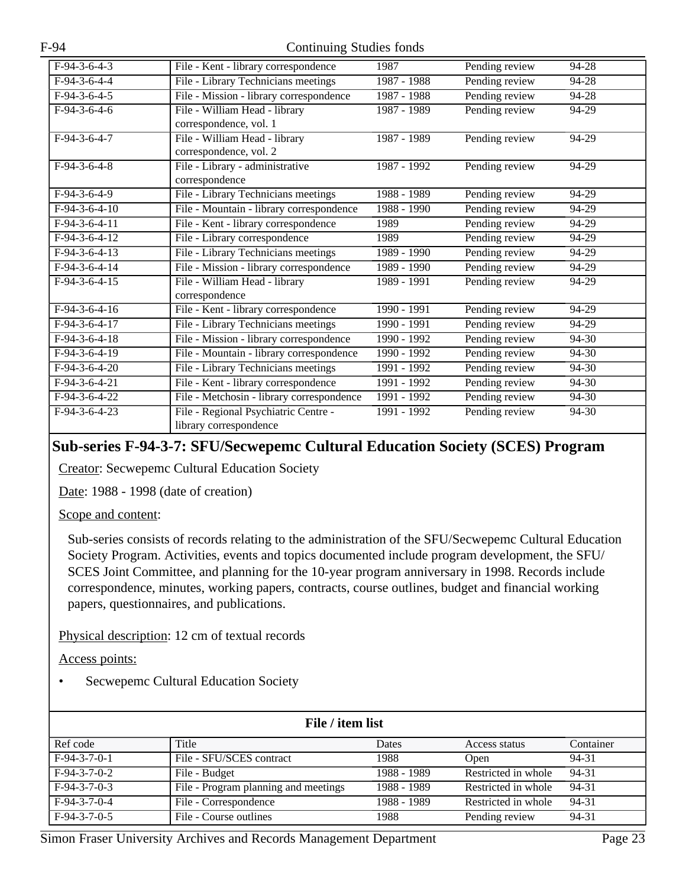| | | | | |
|---|---|---|---|---|
| F-94-3-6-4-3 | File - Kent - library correspondence | 1987 | Pending review | 94-28 |
| F-94-3-6-4-4 | File - Library Technicians meetings | 1987 - 1988 | Pending review | 94-28 |
| F-94-3-6-4-5 | File - Mission - library correspondence | 1987 - 1988 | Pending review | 94-28 |
| F-94-3-6-4-6 | File - William Head - library correspondence, vol. 1 | 1987 - 1989 | Pending review | 94-29 |
| F-94-3-6-4-7 | File - William Head - library correspondence, vol. 2 | 1987 - 1989 | Pending review | 94-29 |
| F-94-3-6-4-8 | File - Library - administrative correspondence | 1987 - 1992 | Pending review | 94-29 |
| F-94-3-6-4-9 | File - Library Technicians meetings | 1988 - 1989 | Pending review | 94-29 |
| F-94-3-6-4-10 | File - Mountain - library correspondence | 1988 - 1990 | Pending review | 94-29 |
| F-94-3-6-4-11 | File - Kent - library correspondence | 1989 | Pending review | 94-29 |
| F-94-3-6-4-12 | File - Library correspondence | 1989 | Pending review | 94-29 |
| F-94-3-6-4-13 | File - Library Technicians meetings | 1989 - 1990 | Pending review | 94-29 |
| F-94-3-6-4-14 | File - Mission - library correspondence | 1989 - 1990 | Pending review | 94-29 |
| F-94-3-6-4-15 | File - William Head - library correspondence | 1989 - 1991 | Pending review | 94-29 |
| F-94-3-6-4-16 | File - Kent - library correspondence | 1990 - 1991 | Pending review | 94-29 |
| F-94-3-6-4-17 | File - Library Technicians meetings | 1990 - 1991 | Pending review | 94-29 |
| F-94-3-6-4-18 | File - Mission - library correspondence | 1990 - 1992 | Pending review | 94-30 |
| F-94-3-6-4-19 | File - Mountain - library correspondence | 1990 - 1992 | Pending review | 94-30 |
| F-94-3-6-4-20 | File - Library Technicians meetings | 1991 - 1992 | Pending review | 94-30 |
| F-94-3-6-4-21 | File - Kent - library correspondence | 1991 - 1992 | Pending review | 94-30 |
| F-94-3-6-4-22 | File - Metchosin - library correspondence | 1991 - 1992 | Pending review | 94-30 |
| F-94-3-6-4-23 | File - Regional Psychiatric Centre - library correspondence | 1991 - 1992 | Pending review | 94-30 |

## Sub-series F-94-3-7: SFU/Secwepemc Cultural Education Society (SCES) Program

Creator: Secwepemc Cultural Education Society

Date: 1988 - 1998 (date of creation)

Scope and content:

Sub-series consists of records relating to the administration of the SFU/Secwepemc Cultural Education Society Program. Activities, events and topics documented include program development, the SFU/SCES Joint Committee, and planning for the 10-year program anniversary in 1998. Records include correspondence, minutes, working papers, contracts, course outlines, budget and financial working papers, questionnaires, and publications.

Physical description: 12 cm of textual records

Access points:

- Secwepemc Cultural Education Society

**File / item list**

| Ref code | Title | Dates | Access status | Container |
|---|---|---|---|---|
| F-94-3-7-0-1 | File - SFU/SCES contract | 1988 | Open | 94-31 |
| F-94-3-7-0-2 | File - Budget | 1988 - 1989 | Restricted in whole | 94-31 |
| F-94-3-7-0-3 | File - Program planning and meetings | 1988 - 1989 | Restricted in whole | 94-31 |
| F-94-3-7-0-4 | File - Correspondence | 1988 - 1989 | Restricted in whole | 94-31 |
| F-94-3-7-0-5 | File - Course outlines | 1988 | Pending review | 94-31 |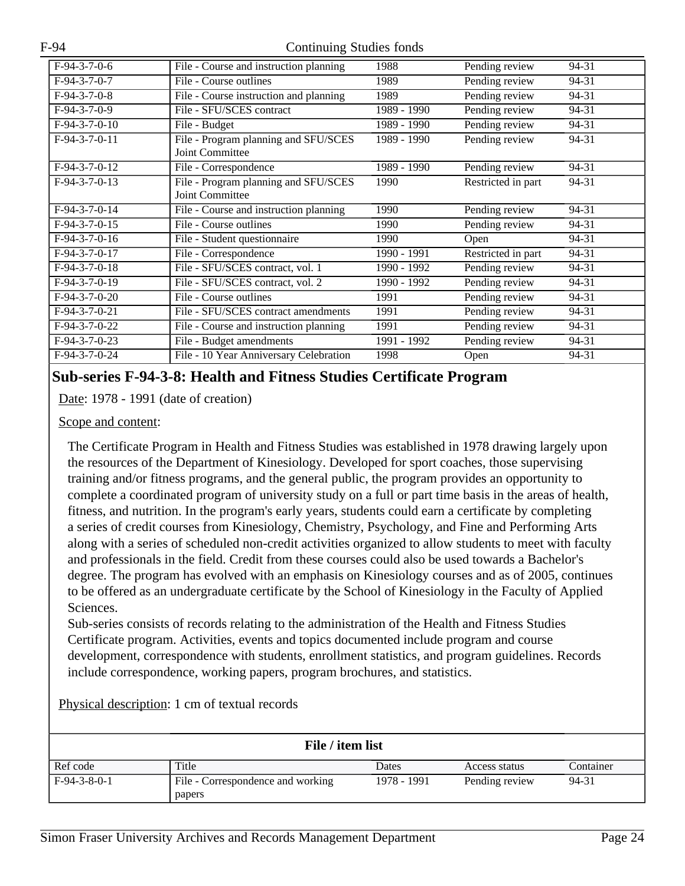| F-94-3-7-0-6 | File - Course and instruction planning | 1988 | Pending review | 94-31 |
|---|---|---|---|---|
| F-94-3-7-0-7 | File - Course outlines | 1989 | Pending review | 94-31 |
| F-94-3-7-0-8 | File - Course instruction and planning | 1989 | Pending review | 94-31 |
| F-94-3-7-0-9 | File - SFU/SCES contract | 1989 - 1990 | Pending review | 94-31 |
| F-94-3-7-0-10 | File - Budget | 1989 - 1990 | Pending review | 94-31 |
| F-94-3-7-0-11 | File - Program planning and SFU/SCES Joint Committee | 1989 - 1990 | Pending review | 94-31 |
| F-94-3-7-0-12 | File - Correspondence | 1989 - 1990 | Pending review | 94-31 |
| F-94-3-7-0-13 | File - Program planning and SFU/SCES Joint Committee | 1990 | Restricted in part | 94-31 |
| F-94-3-7-0-14 | File - Course and instruction planning | 1990 | Pending review | 94-31 |
| F-94-3-7-0-15 | File - Course outlines | 1990 | Pending review | 94-31 |
| F-94-3-7-0-16 | File - Student questionnaire | 1990 | Open | 94-31 |
| F-94-3-7-0-17 | File - Correspondence | 1990 - 1991 | Restricted in part | 94-31 |
| F-94-3-7-0-18 | File - SFU/SCES contract, vol. 1 | 1990 - 1992 | Pending review | 94-31 |
| F-94-3-7-0-19 | File - SFU/SCES contract, vol. 2 | 1990 - 1992 | Pending review | 94-31 |
| F-94-3-7-0-20 | File - Course outlines | 1991 | Pending review | 94-31 |
| F-94-3-7-0-21 | File - SFU/SCES contract amendments | 1991 | Pending review | 94-31 |
| F-94-3-7-0-22 | File - Course and instruction planning | 1991 | Pending review | 94-31 |
| F-94-3-7-0-23 | File - Budget amendments | 1991 - 1992 | Pending review | 94-31 |
| F-94-3-7-0-24 | File - 10 Year Anniversary Celebration | 1998 | Open | 94-31 |

## Sub-series F-94-3-8: Health and Fitness Studies Certificate Program

Date: 1978 - 1991 (date of creation)

Scope and content:

The Certificate Program in Health and Fitness Studies was established in 1978 drawing largely upon the resources of the Department of Kinesiology. Developed for sport coaches, those supervising training and/or fitness programs, and the general public, the program provides an opportunity to complete a coordinated program of university study on a full or part time basis in the areas of health, fitness, and nutrition. In the program's early years, students could earn a certificate by completing a series of credit courses from Kinesiology, Chemistry, Psychology, and Fine and Performing Arts along with a series of scheduled non-credit activities organized to allow students to meet with faculty and professionals in the field. Credit from these courses could also be used towards a Bachelor's degree. The program has evolved with an emphasis on Kinesiology courses and as of 2005, continues to be offered as an undergraduate certificate by the School of Kinesiology in the Faculty of Applied Sciences.

Sub-series consists of records relating to the administration of the Health and Fitness Studies Certificate program. Activities, events and topics documented include program and course development, correspondence with students, enrollment statistics, and program guidelines. Records include correspondence, working papers, program brochures, and statistics.

Physical description: 1 cm of textual records

**File / item list**

| Ref code | Title | Dates | Access status | Container |
|---|---|---|---|---|
| F-94-3-8-0-1 | File - Correspondence and working papers | 1978 - 1991 | Pending review | 94-31 |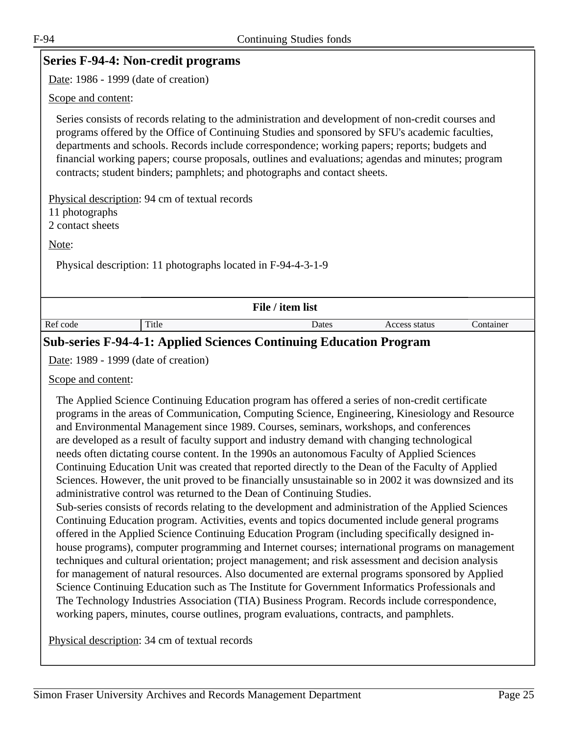## Series F-94-4: Non-credit programs

Date: 1986 - 1999 (date of creation)

Scope and content:

Series consists of records relating to the administration and development of non-credit courses and programs offered by the Office of Continuing Studies and sponsored by SFU's academic faculties, departments and schools. Records include correspondence; working papers; reports; budgets and financial working papers; course proposals, outlines and evaluations; agendas and minutes; program contracts; student binders; pamphlets; and photographs and contact sheets.

Physical description: 94 cm of textual records
11 photographs
2 contact sheets

Note:

Physical description: 11 photographs located in F-94-4-3-1-9

**File / item list**

| Ref code | Title | Dates | Access status | Container |
| --- | --- | --- | --- | --- |

### Sub-series F-94-4-1: Applied Sciences Continuing Education Program

Date: 1989 - 1999 (date of creation)

Scope and content:

The Applied Science Continuing Education program has offered a series of non-credit certificate programs in the areas of Communication, Computing Science, Engineering, Kinesiology and Resource and Environmental Management since 1989. Courses, seminars, workshops, and conferences are developed as a result of faculty support and industry demand with changing technological needs often dictating course content. In the 1990s an autonomous Faculty of Applied Sciences Continuing Education Unit was created that reported directly to the Dean of the Faculty of Applied Sciences. However, the unit proved to be financially unsustainable so in 2002 it was downsized and its administrative control was returned to the Dean of Continuing Studies.
Sub-series consists of records relating to the development and administration of the Applied Sciences Continuing Education program. Activities, events and topics documented include general programs offered in the Applied Science Continuing Education Program (including specifically designed in-house programs), computer programming and Internet courses; international programs on management techniques and cultural orientation; project management; and risk assessment and decision analysis for management of natural resources. Also documented are external programs sponsored by Applied Science Continuing Education such as The Institute for Government Informatics Professionals and The Technology Industries Association (TIA) Business Program. Records include correspondence, working papers, minutes, course outlines, program evaluations, contracts, and pamphlets.

Physical description: 34 cm of textual records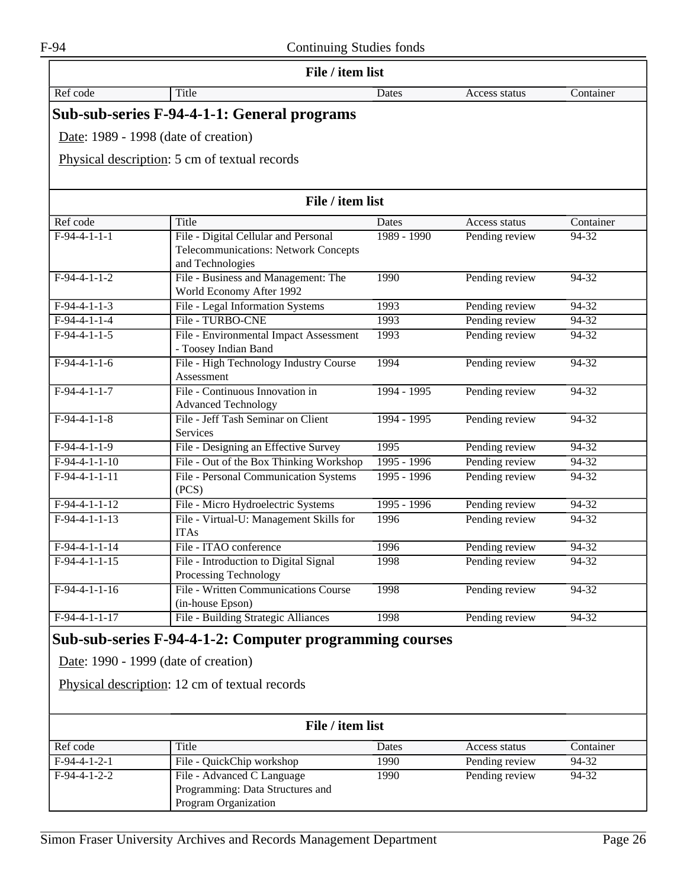| Ref code | Title | Dates | Access status | Container |
|---|---|---|---|---|

## Sub-sub-series F-94-4-1-1: General programs

Date: 1989 - 1998 (date of creation)

Physical description: 5 cm of textual records

**File / item list**

| Ref code | Title | Dates | Access status | Container |
|---|---|---|---|---|
| F-94-4-1-1-1 | File - Digital Cellular and Personal Telecommunications: Network Concepts and Technologies | 1989 - 1990 | Pending review | 94-32 |
| F-94-4-1-1-2 | File - Business and Management: The World Economy After 1992 | 1990 | Pending review | 94-32 |
| F-94-4-1-1-3 | File - Legal Information Systems | 1993 | Pending review | 94-32 |
| F-94-4-1-1-4 | File - TURBO-CNE | 1993 | Pending review | 94-32 |
| F-94-4-1-1-5 | File - Environmental Impact Assessment - Toosey Indian Band | 1993 | Pending review | 94-32 |
| F-94-4-1-1-6 | File - High Technology Industry Course Assessment | 1994 | Pending review | 94-32 |
| F-94-4-1-1-7 | File - Continuous Innovation in Advanced Technology | 1994 - 1995 | Pending review | 94-32 |
| F-94-4-1-1-8 | File - Jeff Tash Seminar on Client Services | 1994 - 1995 | Pending review | 94-32 |
| F-94-4-1-1-9 | File - Designing an Effective Survey | 1995 | Pending review | 94-32 |
| F-94-4-1-1-10 | File - Out of the Box Thinking Workshop | 1995 - 1996 | Pending review | 94-32 |
| F-94-4-1-1-11 | File - Personal Communication Systems (PCS) | 1995 - 1996 | Pending review | 94-32 |
| F-94-4-1-1-12 | File - Micro Hydroelectric Systems | 1995 - 1996 | Pending review | 94-32 |
| F-94-4-1-1-13 | File - Virtual-U: Management Skills for ITAs | 1996 | Pending review | 94-32 |
| F-94-4-1-1-14 | File - ITAO conference | 1996 | Pending review | 94-32 |
| F-94-4-1-1-15 | File - Introduction to Digital Signal Processing Technology | 1998 | Pending review | 94-32 |
| F-94-4-1-1-16 | File - Written Communications Course (in-house Epson) | 1998 | Pending review | 94-32 |
| F-94-4-1-1-17 | File - Building Strategic Alliances | 1998 | Pending review | 94-32 |

## Sub-sub-series F-94-4-1-2: Computer programming courses

Date: 1990 - 1999 (date of creation)

Physical description: 12 cm of textual records

**File / item list**

| Ref code | Title | Dates | Access status | Container |
|---|---|---|---|---|
| F-94-4-1-2-1 | File - QuickChip workshop | 1990 | Pending review | 94-32 |
| F-94-4-1-2-2 | File - Advanced C Language Programming: Data Structures and Program Organization | 1990 | Pending review | 94-32 |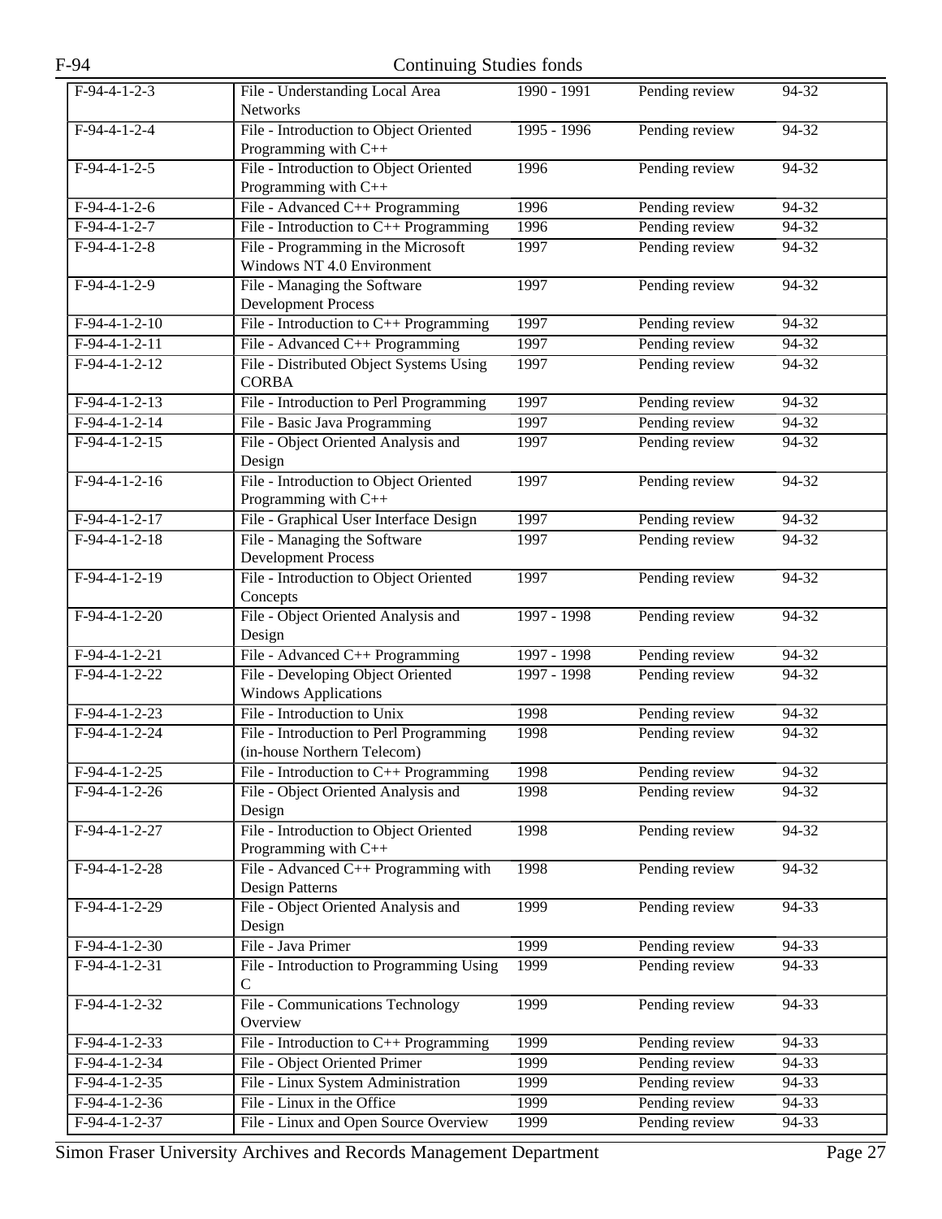| F-94-4-1-2-3 | File - Understanding Local Area Networks | 1990 - 1991 | Pending review | 94-32 |
|---|---|---|---|---|
| F-94-4-1-2-4 | File - Introduction to Object Oriented Programming with C++ | 1995 - 1996 | Pending review | 94-32 |
| F-94-4-1-2-5 | File - Introduction to Object Oriented Programming with C++ | 1996 | Pending review | 94-32 |
| F-94-4-1-2-6 | File - Advanced C++ Programming | 1996 | Pending review | 94-32 |
| F-94-4-1-2-7 | File - Introduction to C++ Programming | 1996 | Pending review | 94-32 |
| F-94-4-1-2-8 | File - Programming in the Microsoft Windows NT 4.0 Environment | 1997 | Pending review | 94-32 |
| F-94-4-1-2-9 | File - Managing the Software Development Process | 1997 | Pending review | 94-32 |
| F-94-4-1-2-10 | File - Introduction to C++ Programming | 1997 | Pending review | 94-32 |
| F-94-4-1-2-11 | File - Advanced C++ Programming | 1997 | Pending review | 94-32 |
| F-94-4-1-2-12 | File - Distributed Object Systems Using CORBA | 1997 | Pending review | 94-32 |
| F-94-4-1-2-13 | File - Introduction to Perl Programming | 1997 | Pending review | 94-32 |
| F-94-4-1-2-14 | File - Basic Java Programming | 1997 | Pending review | 94-32 |
| F-94-4-1-2-15 | File - Object Oriented Analysis and Design | 1997 | Pending review | 94-32 |
| F-94-4-1-2-16 | File - Introduction to Object Oriented Programming with C++ | 1997 | Pending review | 94-32 |
| F-94-4-1-2-17 | File - Graphical User Interface Design | 1997 | Pending review | 94-32 |
| F-94-4-1-2-18 | File - Managing the Software Development Process | 1997 | Pending review | 94-32 |
| F-94-4-1-2-19 | File - Introduction to Object Oriented Concepts | 1997 | Pending review | 94-32 |
| F-94-4-1-2-20 | File - Object Oriented Analysis and Design | 1997 - 1998 | Pending review | 94-32 |
| F-94-4-1-2-21 | File - Advanced C++ Programming | 1997 - 1998 | Pending review | 94-32 |
| F-94-4-1-2-22 | File - Developing Object Oriented Windows Applications | 1997 - 1998 | Pending review | 94-32 |
| F-94-4-1-2-23 | File - Introduction to Unix | 1998 | Pending review | 94-32 |
| F-94-4-1-2-24 | File - Introduction to Perl Programming (in-house Northern Telecom) | 1998 | Pending review | 94-32 |
| F-94-4-1-2-25 | File - Introduction to C++ Programming | 1998 | Pending review | 94-32 |
| F-94-4-1-2-26 | File - Object Oriented Analysis and Design | 1998 | Pending review | 94-32 |
| F-94-4-1-2-27 | File - Introduction to Object Oriented Programming with C++ | 1998 | Pending review | 94-32 |
| F-94-4-1-2-28 | File - Advanced C++ Programming with Design Patterns | 1998 | Pending review | 94-32 |
| F-94-4-1-2-29 | File - Object Oriented Analysis and Design | 1999 | Pending review | 94-33 |
| F-94-4-1-2-30 | File - Java Primer | 1999 | Pending review | 94-33 |
| F-94-4-1-2-31 | File - Introduction to Programming Using C | 1999 | Pending review | 94-33 |
| F-94-4-1-2-32 | File - Communications Technology Overview | 1999 | Pending review | 94-33 |
| F-94-4-1-2-33 | File - Introduction to C++ Programming | 1999 | Pending review | 94-33 |
| F-94-4-1-2-34 | File - Object Oriented Primer | 1999 | Pending review | 94-33 |
| F-94-4-1-2-35 | File - Linux System Administration | 1999 | Pending review | 94-33 |
| F-94-4-1-2-36 | File - Linux in the Office | 1999 | Pending review | 94-33 |
| F-94-4-1-2-37 | File - Linux and Open Source Overview | 1999 | Pending review | 94-33 |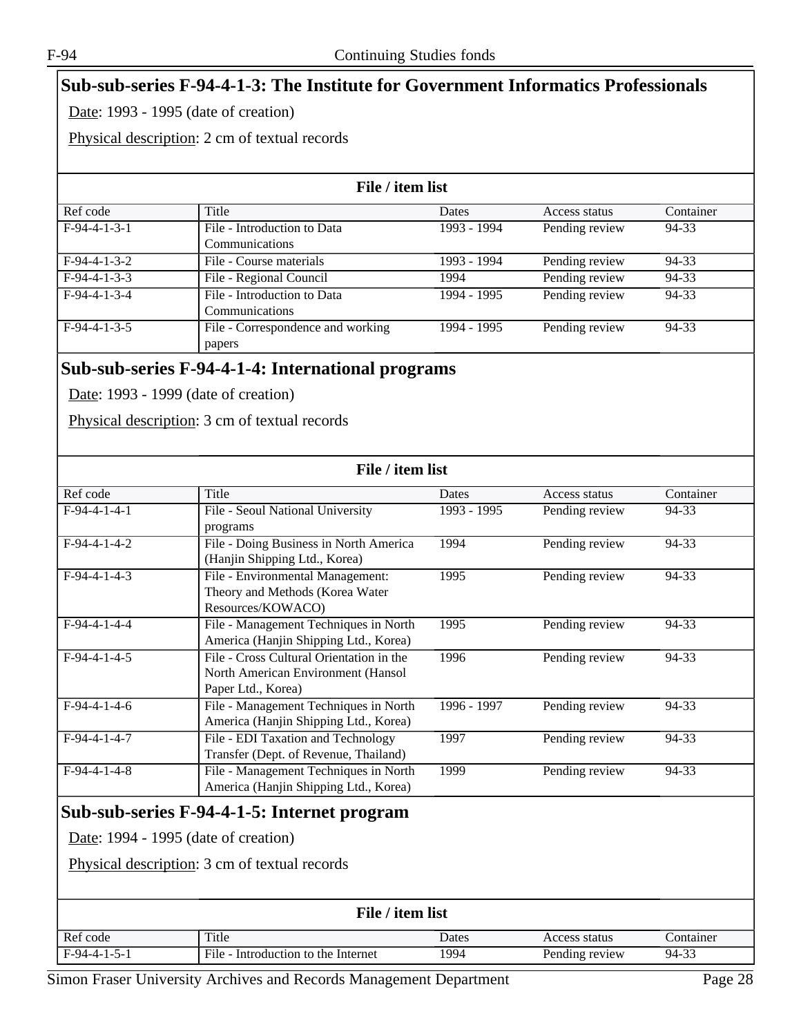## Sub-sub-series F-94-4-1-3: The Institute for Government Informatics Professionals

Date: 1993 - 1995 (date of creation)

Physical description: 2 cm of textual records

**File / item list**

| Ref code | Title | Dates | Access status | Container |
|---|---|---|---|---|
| F-94-4-1-3-1 | File - Introduction to Data Communications | 1993 - 1994 | Pending review | 94-33 |
| F-94-4-1-3-2 | File - Course materials | 1993 - 1994 | Pending review | 94-33 |
| F-94-4-1-3-3 | File - Regional Council | 1994 | Pending review | 94-33 |
| F-94-4-1-3-4 | File - Introduction to Data Communications | 1994 - 1995 | Pending review | 94-33 |
| F-94-4-1-3-5 | File - Correspondence and working papers | 1994 - 1995 | Pending review | 94-33 |

## Sub-sub-series F-94-4-1-4: International programs

Date: 1993 - 1999 (date of creation)

Physical description: 3 cm of textual records

**File / item list**

| Ref code | Title | Dates | Access status | Container |
|---|---|---|---|---|
| F-94-4-1-4-1 | File - Seoul National University programs | 1993 - 1995 | Pending review | 94-33 |
| F-94-4-1-4-2 | File - Doing Business in North America (Hanjin Shipping Ltd., Korea) | 1994 | Pending review | 94-33 |
| F-94-4-1-4-3 | File - Environmental Management: Theory and Methods (Korea Water Resources/KOWACO) | 1995 | Pending review | 94-33 |
| F-94-4-1-4-4 | File - Management Techniques in North America (Hanjin Shipping Ltd., Korea) | 1995 | Pending review | 94-33 |
| F-94-4-1-4-5 | File - Cross Cultural Orientation in the North American Environment (Hansol Paper Ltd., Korea) | 1996 | Pending review | 94-33 |
| F-94-4-1-4-6 | File - Management Techniques in North America (Hanjin Shipping Ltd., Korea) | 1996 - 1997 | Pending review | 94-33 |
| F-94-4-1-4-7 | File - EDI Taxation and Technology Transfer (Dept. of Revenue, Thailand) | 1997 | Pending review | 94-33 |
| F-94-4-1-4-8 | File - Management Techniques in North America (Hanjin Shipping Ltd., Korea) | 1999 | Pending review | 94-33 |

## Sub-sub-series F-94-4-1-5: Internet program

Date: 1994 - 1995 (date of creation)

Physical description: 3 cm of textual records

**File / item list**

| Ref code | Title | Dates | Access status | Container |
|---|---|---|---|---|
| F-94-4-1-5-1 | File - Introduction to the Internet | 1994 | Pending review | 94-33 |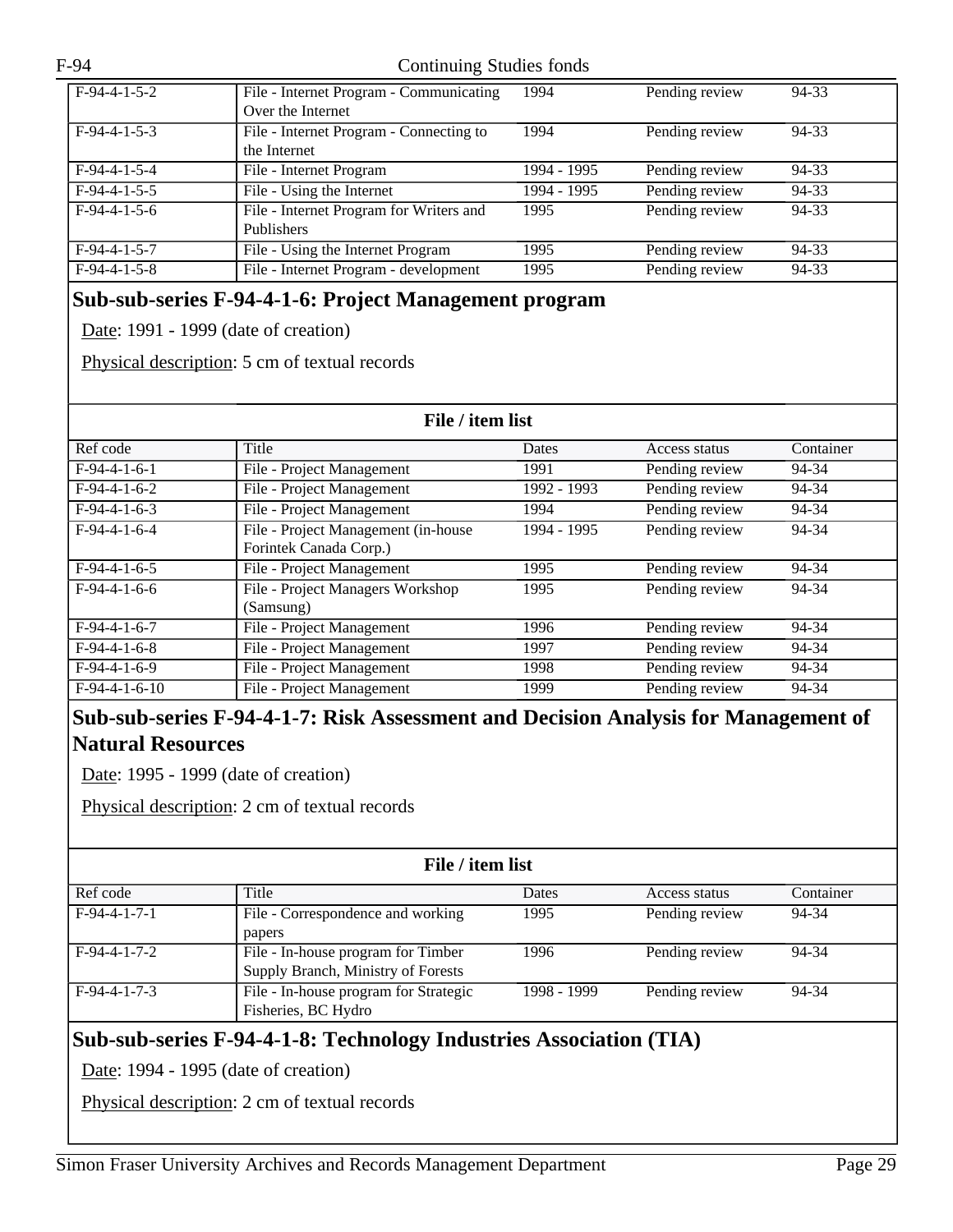| Ref code | Title | Dates | Access status | Container |
|---|---|---|---|---|
| F-94-4-1-5-2 | File - Internet Program - Communicating Over the Internet | 1994 | Pending review | 94-33 |
| F-94-4-1-5-3 | File - Internet Program - Connecting to the Internet | 1994 | Pending review | 94-33 |
| F-94-4-1-5-4 | File - Internet Program | 1994 - 1995 | Pending review | 94-33 |
| F-94-4-1-5-5 | File - Using the Internet | 1994 - 1995 | Pending review | 94-33 |
| F-94-4-1-5-6 | File - Internet Program for Writers and Publishers | 1995 | Pending review | 94-33 |
| F-94-4-1-5-7 | File - Using the Internet Program | 1995 | Pending review | 94-33 |
| F-94-4-1-5-8 | File - Internet Program - development | 1995 | Pending review | 94-33 |

## Sub-sub-series F-94-4-1-6: Project Management program

Date: 1991 - 1999 (date of creation)

Physical description: 5 cm of textual records

**File / item list**

| Ref code | Title | Dates | Access status | Container |
|---|---|---|---|---|
| F-94-4-1-6-1 | File - Project Management | 1991 | Pending review | 94-34 |
| F-94-4-1-6-2 | File - Project Management | 1992 - 1993 | Pending review | 94-34 |
| F-94-4-1-6-3 | File - Project Management | 1994 | Pending review | 94-34 |
| F-94-4-1-6-4 | File - Project Management (in-house Forintek Canada Corp.) | 1994 - 1995 | Pending review | 94-34 |
| F-94-4-1-6-5 | File - Project Management | 1995 | Pending review | 94-34 |
| F-94-4-1-6-6 | File - Project Managers Workshop (Samsung) | 1995 | Pending review | 94-34 |
| F-94-4-1-6-7 | File - Project Management | 1996 | Pending review | 94-34 |
| F-94-4-1-6-8 | File - Project Management | 1997 | Pending review | 94-34 |
| F-94-4-1-6-9 | File - Project Management | 1998 | Pending review | 94-34 |
| F-94-4-1-6-10 | File - Project Management | 1999 | Pending review | 94-34 |

## Sub-sub-series F-94-4-1-7: Risk Assessment and Decision Analysis for Management of Natural Resources

Date: 1995 - 1999 (date of creation)

Physical description: 2 cm of textual records

**File / item list**

| Ref code | Title | Dates | Access status | Container |
|---|---|---|---|---|
| F-94-4-1-7-1 | File - Correspondence and working papers | 1995 | Pending review | 94-34 |
| F-94-4-1-7-2 | File - In-house program for Timber Supply Branch, Ministry of Forests | 1996 | Pending review | 94-34 |
| F-94-4-1-7-3 | File - In-house program for Strategic Fisheries, BC Hydro | 1998 - 1999 | Pending review | 94-34 |

## Sub-sub-series F-94-4-1-8: Technology Industries Association (TIA)

Date: 1994 - 1995 (date of creation)

Physical description: 2 cm of textual records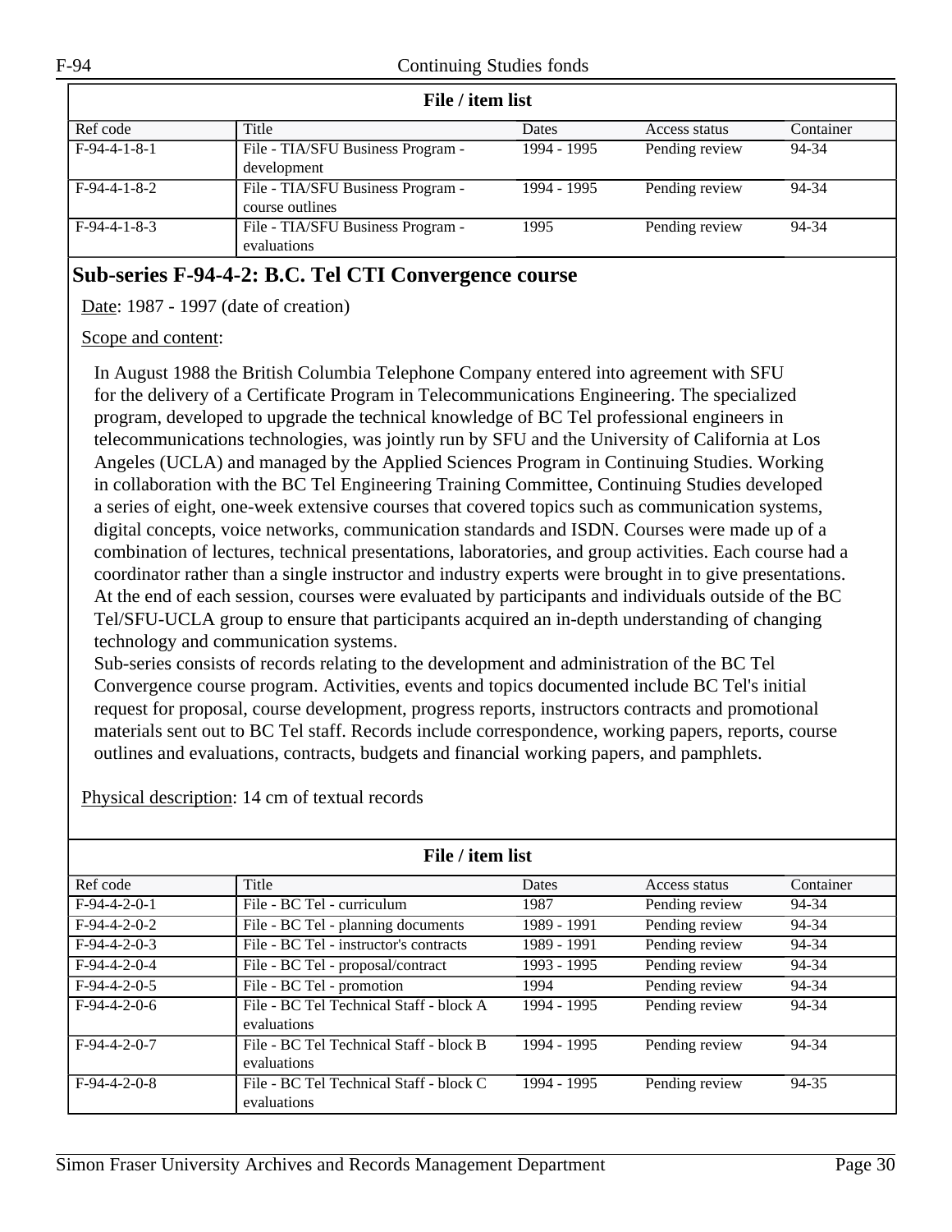**File / item list**

| Ref code | Title | Dates | Access status | Container |
|---|---|---|---|---|
| F-94-4-1-8-1 | File - TIA/SFU Business Program - development | 1994 - 1995 | Pending review | 94-34 |
| F-94-4-1-8-2 | File - TIA/SFU Business Program - course outlines | 1994 - 1995 | Pending review | 94-34 |
| F-94-4-1-8-3 | File - TIA/SFU Business Program - evaluations | 1995 | Pending review | 94-34 |

## Sub-series F-94-4-2: B.C. Tel CTI Convergence course

Date: 1987 - 1997 (date of creation)

Scope and content:

In August 1988 the British Columbia Telephone Company entered into agreement with SFU for the delivery of a Certificate Program in Telecommunications Engineering. The specialized program, developed to upgrade the technical knowledge of BC Tel professional engineers in telecommunications technologies, was jointly run by SFU and the University of California at Los Angeles (UCLA) and managed by the Applied Sciences Program in Continuing Studies. Working in collaboration with the BC Tel Engineering Training Committee, Continuing Studies developed a series of eight, one-week extensive courses that covered topics such as communication systems, digital concepts, voice networks, communication standards and ISDN. Courses were made up of a combination of lectures, technical presentations, laboratories, and group activities. Each course had a coordinator rather than a single instructor and industry experts were brought in to give presentations. At the end of each session, courses were evaluated by participants and individuals outside of the BC Tel/SFU-UCLA group to ensure that participants acquired an in-depth understanding of changing technology and communication systems.
Sub-series consists of records relating to the development and administration of the BC Tel Convergence course program. Activities, events and topics documented include BC Tel's initial request for proposal, course development, progress reports, instructors contracts and promotional materials sent out to BC Tel staff. Records include correspondence, working papers, reports, course outlines and evaluations, contracts, budgets and financial working papers, and pamphlets.

Physical description: 14 cm of textual records

**File / item list**

| Ref code | Title | Dates | Access status | Container |
|---|---|---|---|---|
| F-94-4-2-0-1 | File - BC Tel - curriculum | 1987 | Pending review | 94-34 |
| F-94-4-2-0-2 | File - BC Tel - planning documents | 1989 - 1991 | Pending review | 94-34 |
| F-94-4-2-0-3 | File - BC Tel - instructor's contracts | 1989 - 1991 | Pending review | 94-34 |
| F-94-4-2-0-4 | File - BC Tel - proposal/contract | 1993 - 1995 | Pending review | 94-34 |
| F-94-4-2-0-5 | File - BC Tel - promotion | 1994 | Pending review | 94-34 |
| F-94-4-2-0-6 | File - BC Tel Technical Staff - block A evaluations | 1994 - 1995 | Pending review | 94-34 |
| F-94-4-2-0-7 | File - BC Tel Technical Staff - block B evaluations | 1994 - 1995 | Pending review | 94-34 |
| F-94-4-2-0-8 | File - BC Tel Technical Staff - block C evaluations | 1994 - 1995 | Pending review | 94-35 |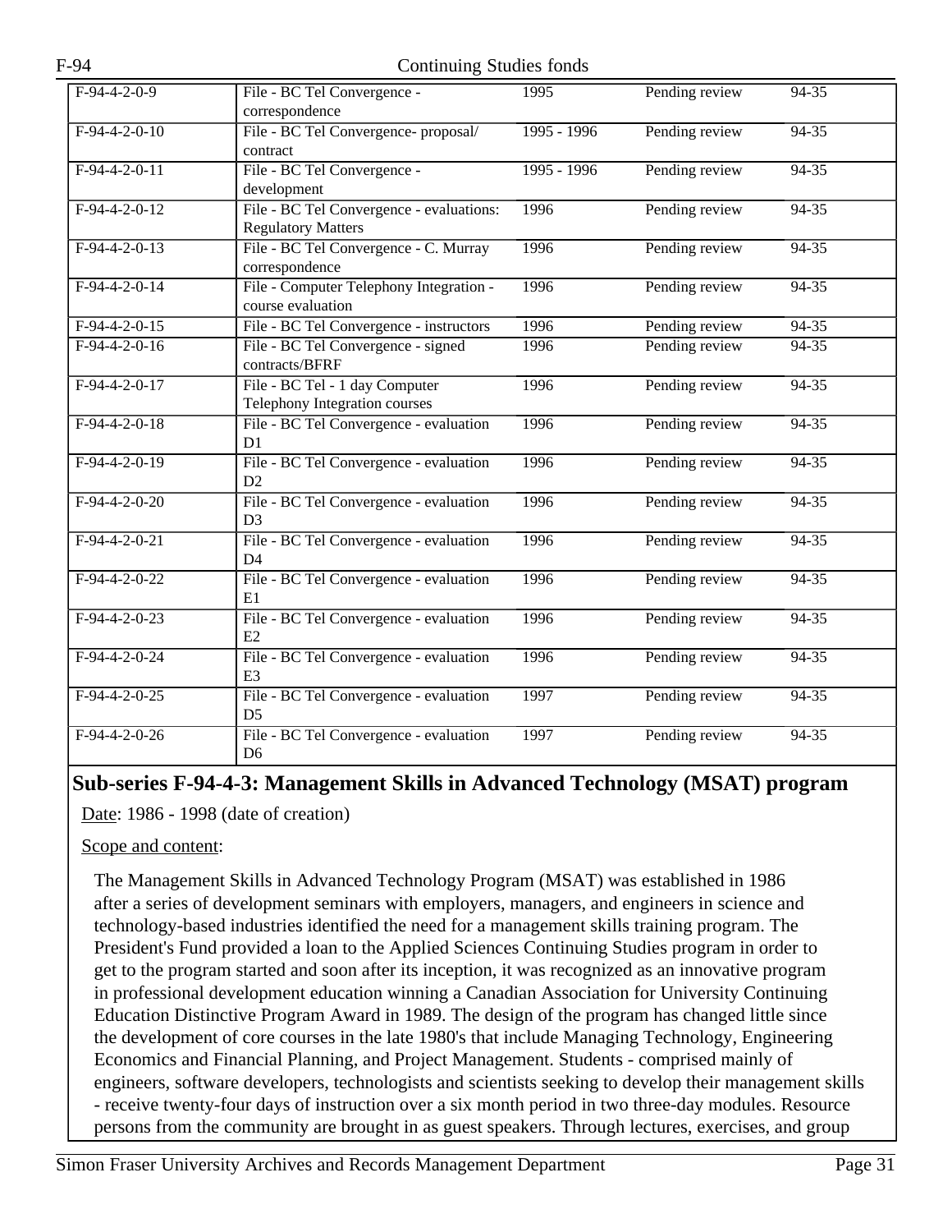| F-94-4-2-0-9 | File - BC Tel Convergence - correspondence | 1995 | Pending review | 94-35 |
|---|---|---|---|---|
| F-94-4-2-0-10 | File - BC Tel Convergence- proposal/ contract | 1995 - 1996 | Pending review | 94-35 |
| F-94-4-2-0-11 | File - BC Tel Convergence - development | 1995 - 1996 | Pending review | 94-35 |
| F-94-4-2-0-12 | File - BC Tel Convergence - evaluations: Regulatory Matters | 1996 | Pending review | 94-35 |
| F-94-4-2-0-13 | File - BC Tel Convergence - C. Murray correspondence | 1996 | Pending review | 94-35 |
| F-94-4-2-0-14 | File - Computer Telephony Integration - course evaluation | 1996 | Pending review | 94-35 |
| F-94-4-2-0-15 | File - BC Tel Convergence - instructors | 1996 | Pending review | 94-35 |
| F-94-4-2-0-16 | File - BC Tel Convergence - signed contracts/BFRF | 1996 | Pending review | 94-35 |
| F-94-4-2-0-17 | File - BC Tel - 1 day Computer Telephony Integration courses | 1996 | Pending review | 94-35 |
| F-94-4-2-0-18 | File - BC Tel Convergence - evaluation D1 | 1996 | Pending review | 94-35 |
| F-94-4-2-0-19 | File - BC Tel Convergence - evaluation D2 | 1996 | Pending review | 94-35 |
| F-94-4-2-0-20 | File - BC Tel Convergence - evaluation D3 | 1996 | Pending review | 94-35 |
| F-94-4-2-0-21 | File - BC Tel Convergence - evaluation D4 | 1996 | Pending review | 94-35 |
| F-94-4-2-0-22 | File - BC Tel Convergence - evaluation E1 | 1996 | Pending review | 94-35 |
| F-94-4-2-0-23 | File - BC Tel Convergence - evaluation E2 | 1996 | Pending review | 94-35 |
| F-94-4-2-0-24 | File - BC Tel Convergence - evaluation E3 | 1996 | Pending review | 94-35 |
| F-94-4-2-0-25 | File - BC Tel Convergence - evaluation D5 | 1997 | Pending review | 94-35 |
| F-94-4-2-0-26 | File - BC Tel Convergence - evaluation D6 | 1997 | Pending review | 94-35 |

## Sub-series F-94-4-3: Management Skills in Advanced Technology (MSAT) program

Date: 1986 - 1998 (date of creation)

Scope and content:

The Management Skills in Advanced Technology Program (MSAT) was established in 1986 after a series of development seminars with employers, managers, and engineers in science and technology-based industries identified the need for a management skills training program. The President's Fund provided a loan to the Applied Sciences Continuing Studies program in order to get to the program started and soon after its inception, it was recognized as an innovative program in professional development education winning a Canadian Association for University Continuing Education Distinctive Program Award in 1989. The design of the program has changed little since the development of core courses in the late 1980's that include Managing Technology, Engineering Economics and Financial Planning, and Project Management. Students - comprised mainly of engineers, software developers, technologists and scientists seeking to develop their management skills - receive twenty-four days of instruction over a six month period in two three-day modules. Resource persons from the community are brought in as guest speakers. Through lectures, exercises, and group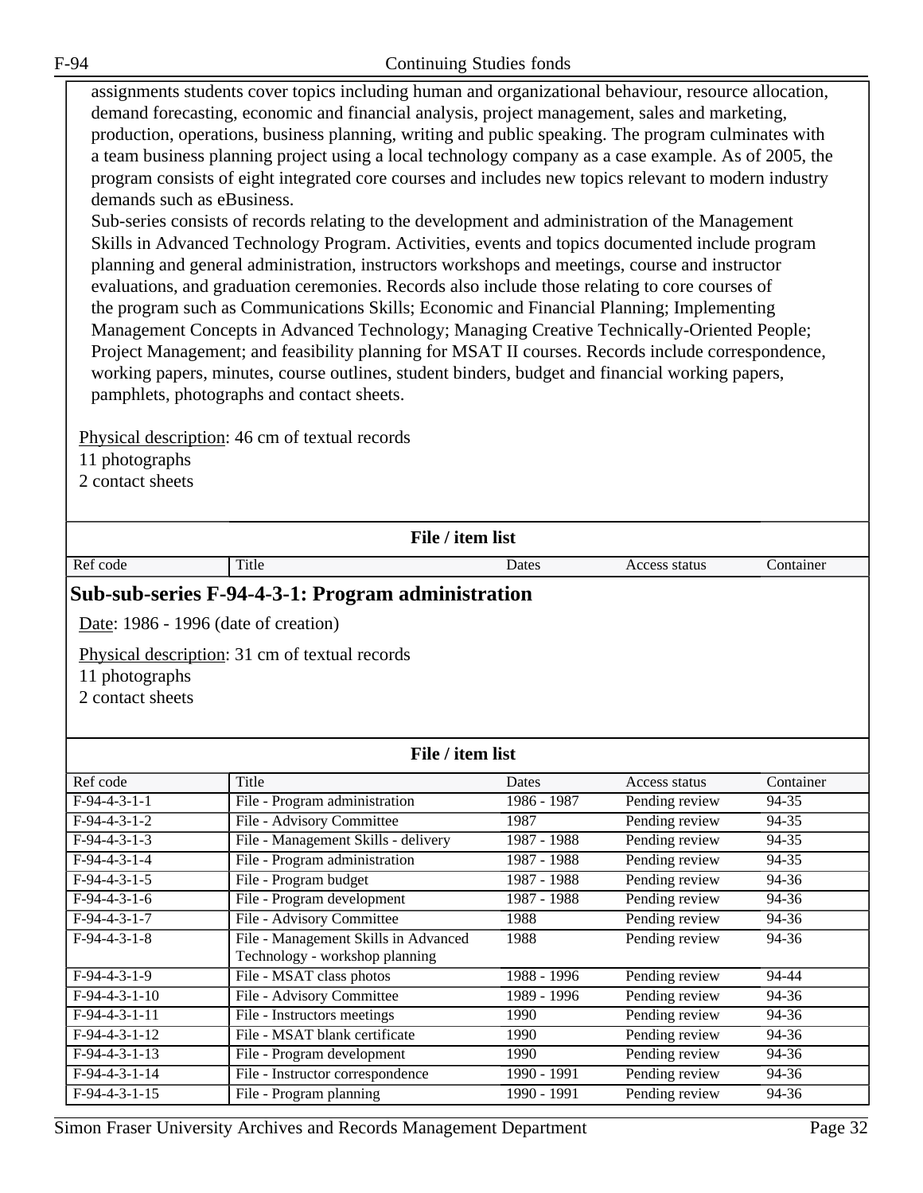assignments students cover topics including human and organizational behaviour, resource allocation, demand forecasting, economic and financial analysis, project management, sales and marketing, production, operations, business planning, writing and public speaking. The program culminates with a team business planning project using a local technology company as a case example. As of 2005, the program consists of eight integrated core courses and includes new topics relevant to modern industry demands such as eBusiness.

Sub-series consists of records relating to the development and administration of the Management Skills in Advanced Technology Program. Activities, events and topics documented include program planning and general administration, instructors workshops and meetings, course and instructor evaluations, and graduation ceremonies. Records also include those relating to core courses of the program such as Communications Skills; Economic and Financial Planning; Implementing Management Concepts in Advanced Technology; Managing Creative Technically-Oriented People; Project Management; and feasibility planning for MSAT II courses. Records include correspondence, working papers, minutes, course outlines, student binders, budget and financial working papers, pamphlets, photographs and contact sheets.

Physical description: 46 cm of textual records
11 photographs
2 contact sheets

**File / item list**

| Ref code | Title | Dates | Access status | Container |
|---|---|---|---|---|

## Sub-sub-series F-94-4-3-1: Program administration

Date: 1986 - 1996 (date of creation)

Physical description: 31 cm of textual records
11 photographs
2 contact sheets

**File / item list**

| Ref code | Title | Dates | Access status | Container |
|---|---|---|---|---|
| F-94-4-3-1-1 | File - Program administration | 1986 - 1987 | Pending review | 94-35 |
| F-94-4-3-1-2 | File - Advisory Committee | 1987 | Pending review | 94-35 |
| F-94-4-3-1-3 | File - Management Skills - delivery | 1987 - 1988 | Pending review | 94-35 |
| F-94-4-3-1-4 | File - Program administration | 1987 - 1988 | Pending review | 94-35 |
| F-94-4-3-1-5 | File - Program budget | 1987 - 1988 | Pending review | 94-36 |
| F-94-4-3-1-6 | File - Program development | 1987 - 1988 | Pending review | 94-36 |
| F-94-4-3-1-7 | File - Advisory Committee | 1988 | Pending review | 94-36 |
| F-94-4-3-1-8 | File - Management Skills in Advanced Technology - workshop planning | 1988 | Pending review | 94-36 |
| F-94-4-3-1-9 | File - MSAT class photos | 1988 - 1996 | Pending review | 94-44 |
| F-94-4-3-1-10 | File - Advisory Committee | 1989 - 1996 | Pending review | 94-36 |
| F-94-4-3-1-11 | File - Instructors meetings | 1990 | Pending review | 94-36 |
| F-94-4-3-1-12 | File - MSAT blank certificate | 1990 | Pending review | 94-36 |
| F-94-4-3-1-13 | File - Program development | 1990 | Pending review | 94-36 |
| F-94-4-3-1-14 | File - Instructor correspondence | 1990 - 1991 | Pending review | 94-36 |
| F-94-4-3-1-15 | File - Program planning | 1990 - 1991 | Pending review | 94-36 |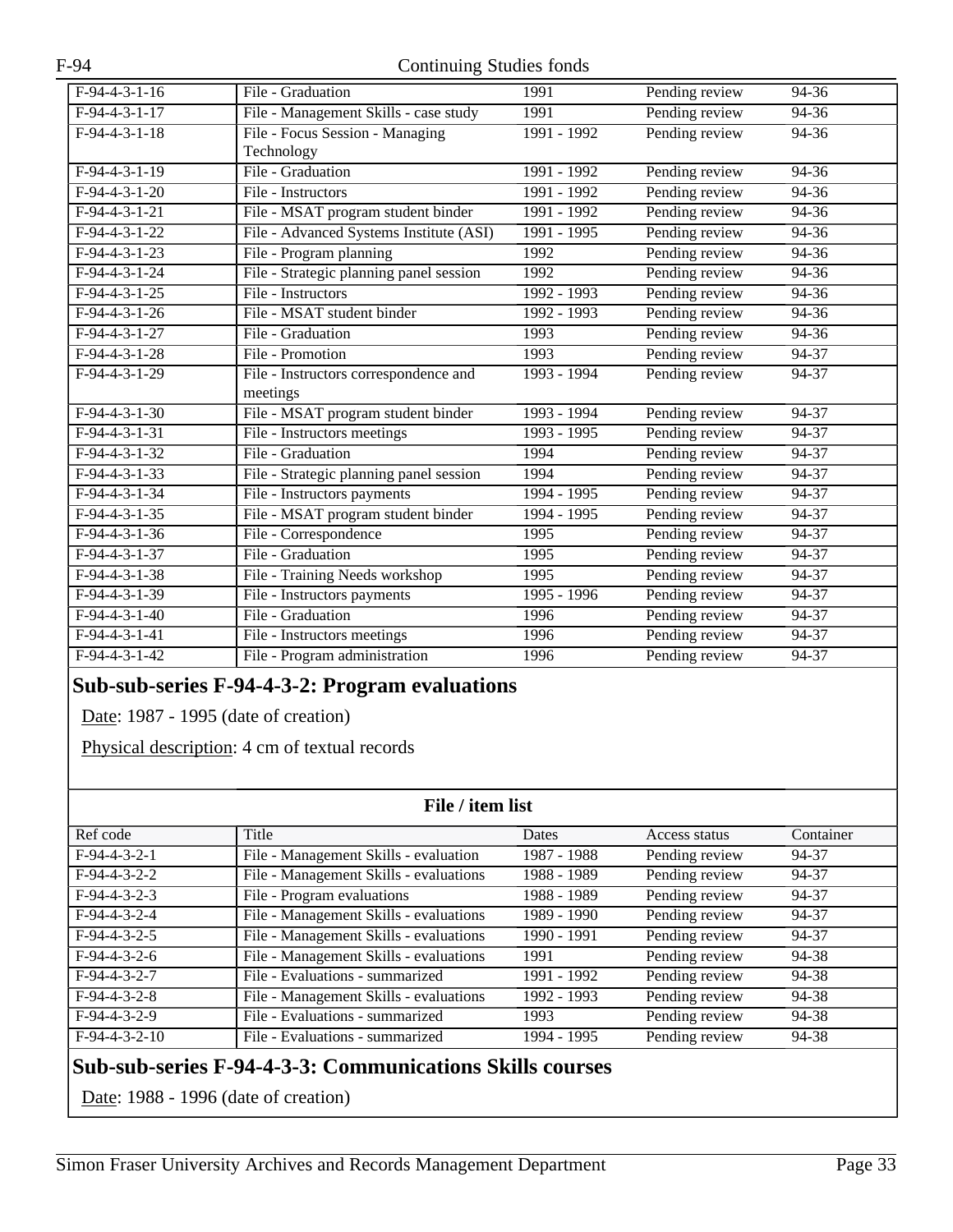| F-94-4-3-1-16 | File - Graduation | 1991 | Pending review | 94-36 |
|---|---|---|---|---|
| F-94-4-3-1-17 | File - Management Skills - case study | 1991 | Pending review | 94-36 |
| F-94-4-3-1-18 | File - Focus Session - Managing Technology | 1991 - 1992 | Pending review | 94-36 |
| F-94-4-3-1-19 | File - Graduation | 1991 - 1992 | Pending review | 94-36 |
| F-94-4-3-1-20 | File - Instructors | 1991 - 1992 | Pending review | 94-36 |
| F-94-4-3-1-21 | File - MSAT program student binder | 1991 - 1992 | Pending review | 94-36 |
| F-94-4-3-1-22 | File - Advanced Systems Institute (ASI) | 1991 - 1995 | Pending review | 94-36 |
| F-94-4-3-1-23 | File - Program planning | 1992 | Pending review | 94-36 |
| F-94-4-3-1-24 | File - Strategic planning panel session | 1992 | Pending review | 94-36 |
| F-94-4-3-1-25 | File - Instructors | 1992 - 1993 | Pending review | 94-36 |
| F-94-4-3-1-26 | File - MSAT student binder | 1992 - 1993 | Pending review | 94-36 |
| F-94-4-3-1-27 | File - Graduation | 1993 | Pending review | 94-36 |
| F-94-4-3-1-28 | File - Promotion | 1993 | Pending review | 94-37 |
| F-94-4-3-1-29 | File - Instructors correspondence and meetings | 1993 - 1994 | Pending review | 94-37 |
| F-94-4-3-1-30 | File - MSAT program student binder | 1993 - 1994 | Pending review | 94-37 |
| F-94-4-3-1-31 | File - Instructors meetings | 1993 - 1995 | Pending review | 94-37 |
| F-94-4-3-1-32 | File - Graduation | 1994 | Pending review | 94-37 |
| F-94-4-3-1-33 | File - Strategic planning panel session | 1994 | Pending review | 94-37 |
| F-94-4-3-1-34 | File - Instructors payments | 1994 - 1995 | Pending review | 94-37 |
| F-94-4-3-1-35 | File - MSAT program student binder | 1994 - 1995 | Pending review | 94-37 |
| F-94-4-3-1-36 | File - Correspondence | 1995 | Pending review | 94-37 |
| F-94-4-3-1-37 | File - Graduation | 1995 | Pending review | 94-37 |
| F-94-4-3-1-38 | File - Training Needs workshop | 1995 | Pending review | 94-37 |
| F-94-4-3-1-39 | File - Instructors payments | 1995 - 1996 | Pending review | 94-37 |
| F-94-4-3-1-40 | File - Graduation | 1996 | Pending review | 94-37 |
| F-94-4-3-1-41 | File - Instructors meetings | 1996 | Pending review | 94-37 |
| F-94-4-3-1-42 | File - Program administration | 1996 | Pending review | 94-37 |

## Sub-sub-series F-94-4-3-2: Program evaluations

Date: 1987 - 1995 (date of creation)

Physical description: 4 cm of textual records

**File / item list**

| Ref code | Title | Dates | Access status | Container |
|---|---|---|---|---|
| F-94-4-3-2-1 | File - Management Skills - evaluation | 1987 - 1988 | Pending review | 94-37 |
| F-94-4-3-2-2 | File - Management Skills - evaluations | 1988 - 1989 | Pending review | 94-37 |
| F-94-4-3-2-3 | File - Program evaluations | 1988 - 1989 | Pending review | 94-37 |
| F-94-4-3-2-4 | File - Management Skills - evaluations | 1989 - 1990 | Pending review | 94-37 |
| F-94-4-3-2-5 | File - Management Skills - evaluations | 1990 - 1991 | Pending review | 94-37 |
| F-94-4-3-2-6 | File - Management Skills - evaluations | 1991 | Pending review | 94-38 |
| F-94-4-3-2-7 | File - Evaluations - summarized | 1991 - 1992 | Pending review | 94-38 |
| F-94-4-3-2-8 | File - Management Skills - evaluations | 1992 - 1993 | Pending review | 94-38 |
| F-94-4-3-2-9 | File - Evaluations - summarized | 1993 | Pending review | 94-38 |
| F-94-4-3-2-10 | File - Evaluations - summarized | 1994 - 1995 | Pending review | 94-38 |

## Sub-sub-series F-94-4-3-3: Communications Skills courses

Date: 1988 - 1996 (date of creation)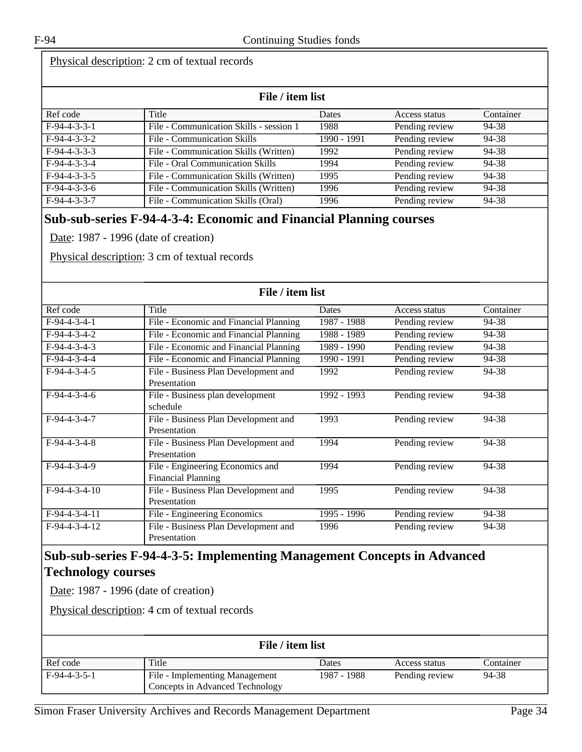Physical description: 2 cm of textual records

**File / item list**

| Ref code | Title | Dates | Access status | Container |
| --- | --- | --- | --- | --- |
| F-94-4-3-3-1 | File - Communication Skills - session 1 | 1988 | Pending review | 94-38 |
| F-94-4-3-3-2 | File - Communication Skills | 1990 - 1991 | Pending review | 94-38 |
| F-94-4-3-3-3 | File - Communication Skills (Written) | 1992 | Pending review | 94-38 |
| F-94-4-3-3-4 | File - Oral Communication Skills | 1994 | Pending review | 94-38 |
| F-94-4-3-3-5 | File - Communication Skills (Written) | 1995 | Pending review | 94-38 |
| F-94-4-3-3-6 | File - Communication Skills (Written) | 1996 | Pending review | 94-38 |
| F-94-4-3-3-7 | File - Communication Skills (Oral) | 1996 | Pending review | 94-38 |

## Sub-sub-series F-94-4-3-4: Economic and Financial Planning courses

Date: 1987 - 1996 (date of creation)

Physical description: 3 cm of textual records

**File / item list**

| Ref code | Title | Dates | Access status | Container |
| --- | --- | --- | --- | --- |
| F-94-4-3-4-1 | File - Economic and Financial Planning | 1987 - 1988 | Pending review | 94-38 |
| F-94-4-3-4-2 | File - Economic and Financial Planning | 1988 - 1989 | Pending review | 94-38 |
| F-94-4-3-4-3 | File - Economic and Financial Planning | 1989 - 1990 | Pending review | 94-38 |
| F-94-4-3-4-4 | File - Economic and Financial Planning | 1990 - 1991 | Pending review | 94-38 |
| F-94-4-3-4-5 | File - Business Plan Development and Presentation | 1992 | Pending review | 94-38 |
| F-94-4-3-4-6 | File - Business plan development schedule | 1992 - 1993 | Pending review | 94-38 |
| F-94-4-3-4-7 | File - Business Plan Development and Presentation | 1993 | Pending review | 94-38 |
| F-94-4-3-4-8 | File - Business Plan Development and Presentation | 1994 | Pending review | 94-38 |
| F-94-4-3-4-9 | File - Engineering Economics and Financial Planning | 1994 | Pending review | 94-38 |
| F-94-4-3-4-10 | File - Business Plan Development and Presentation | 1995 | Pending review | 94-38 |
| F-94-4-3-4-11 | File - Engineering Economics | 1995 - 1996 | Pending review | 94-38 |
| F-94-4-3-4-12 | File - Business Plan Development and Presentation | 1996 | Pending review | 94-38 |

## Sub-sub-series F-94-4-3-5: Implementing Management Concepts in Advanced Technology courses

Date: 1987 - 1996 (date of creation)

Physical description: 4 cm of textual records

**File / item list**

| Ref code | Title | Dates | Access status | Container |
| --- | --- | --- | --- | --- |
| F-94-4-3-5-1 | File - Implementing Management Concepts in Advanced Technology | 1987 - 1988 | Pending review | 94-38 |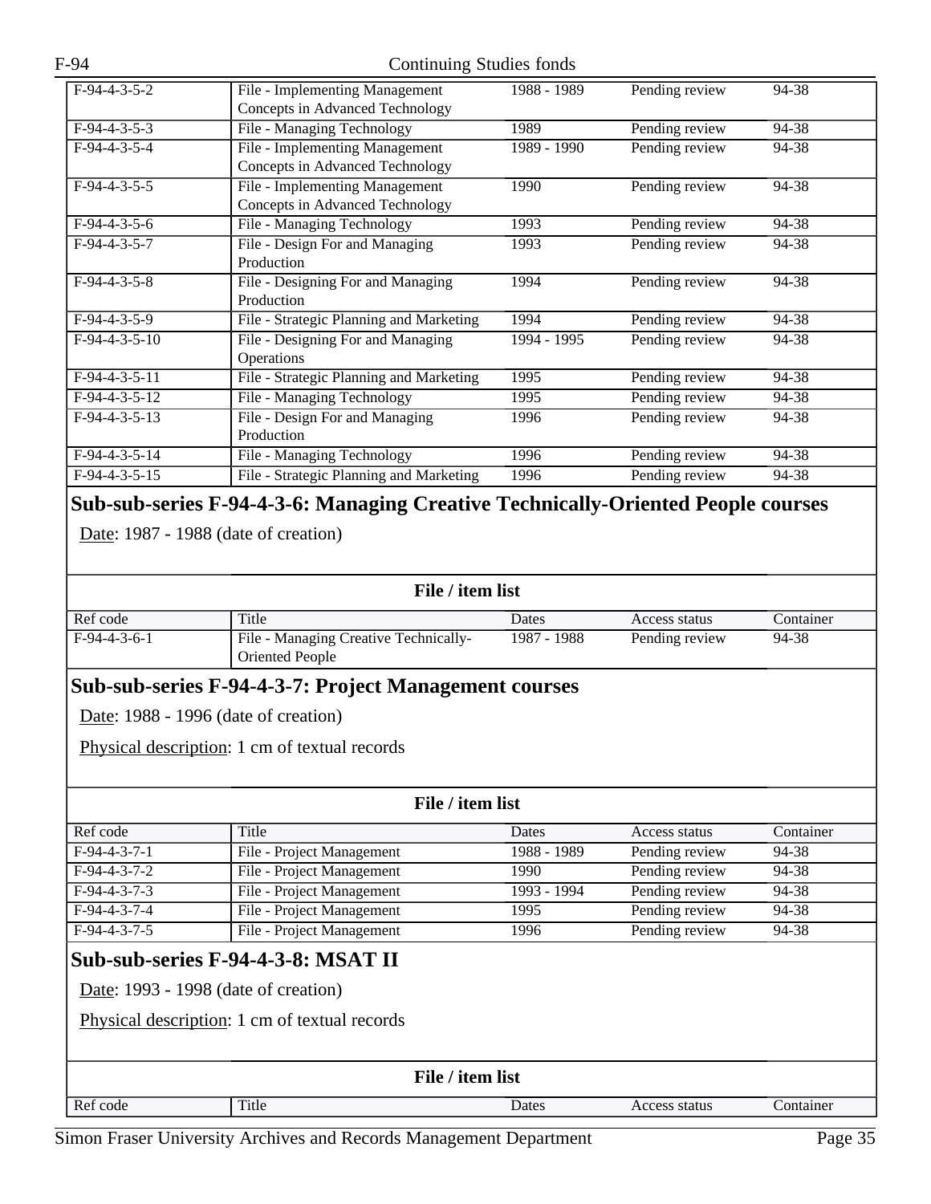| Ref code | Title | Dates | Access status | Container |
|---|---|---|---|---|
| F-94-4-3-5-2 | File - Implementing Management Concepts in Advanced Technology | 1988 - 1989 | Pending review | 94-38 |
| F-94-4-3-5-3 | File - Managing Technology | 1989 | Pending review | 94-38 |
| F-94-4-3-5-4 | File - Implementing Management Concepts in Advanced Technology | 1989 - 1990 | Pending review | 94-38 |
| F-94-4-3-5-5 | File - Implementing Management Concepts in Advanced Technology | 1990 | Pending review | 94-38 |
| F-94-4-3-5-6 | File - Managing Technology | 1993 | Pending review | 94-38 |
| F-94-4-3-5-7 | File - Design For and Managing Production | 1993 | Pending review | 94-38 |
| F-94-4-3-5-8 | File - Designing For and Managing Production | 1994 | Pending review | 94-38 |
| F-94-4-3-5-9 | File - Strategic Planning and Marketing | 1994 | Pending review | 94-38 |
| F-94-4-3-5-10 | File - Designing For and Managing Operations | 1994 - 1995 | Pending review | 94-38 |
| F-94-4-3-5-11 | File - Strategic Planning and Marketing | 1995 | Pending review | 94-38 |
| F-94-4-3-5-12 | File - Managing Technology | 1995 | Pending review | 94-38 |
| F-94-4-3-5-13 | File - Design For and Managing Production | 1996 | Pending review | 94-38 |
| F-94-4-3-5-14 | File - Managing Technology | 1996 | Pending review | 94-38 |
| F-94-4-3-5-15 | File - Strategic Planning and Marketing | 1996 | Pending review | 94-38 |

## Sub-sub-series F-94-4-3-6: Managing Creative Technically-Oriented People courses

Date: 1987 - 1988 (date of creation)

**File / item list**

| Ref code | Title | Dates | Access status | Container |
|---|---|---|---|---|
| F-94-4-3-6-1 | File - Managing Creative Technically-Oriented People | 1987 - 1988 | Pending review | 94-38 |

## Sub-sub-series F-94-4-3-7: Project Management courses

Date: 1988 - 1996 (date of creation)

Physical description: 1 cm of textual records

**File / item list**

| Ref code | Title | Dates | Access status | Container |
|---|---|---|---|---|
| F-94-4-3-7-1 | File - Project Management | 1988 - 1989 | Pending review | 94-38 |
| F-94-4-3-7-2 | File - Project Management | 1990 | Pending review | 94-38 |
| F-94-4-3-7-3 | File - Project Management | 1993 - 1994 | Pending review | 94-38 |
| F-94-4-3-7-4 | File - Project Management | 1995 | Pending review | 94-38 |
| F-94-4-3-7-5 | File - Project Management | 1996 | Pending review | 94-38 |

## Sub-sub-series F-94-4-3-8: MSAT II

Date: 1993 - 1998 (date of creation)

Physical description: 1 cm of textual records

**File / item list**

| Ref code | Title | Dates | Access status | Container |
|---|---|---|---|---|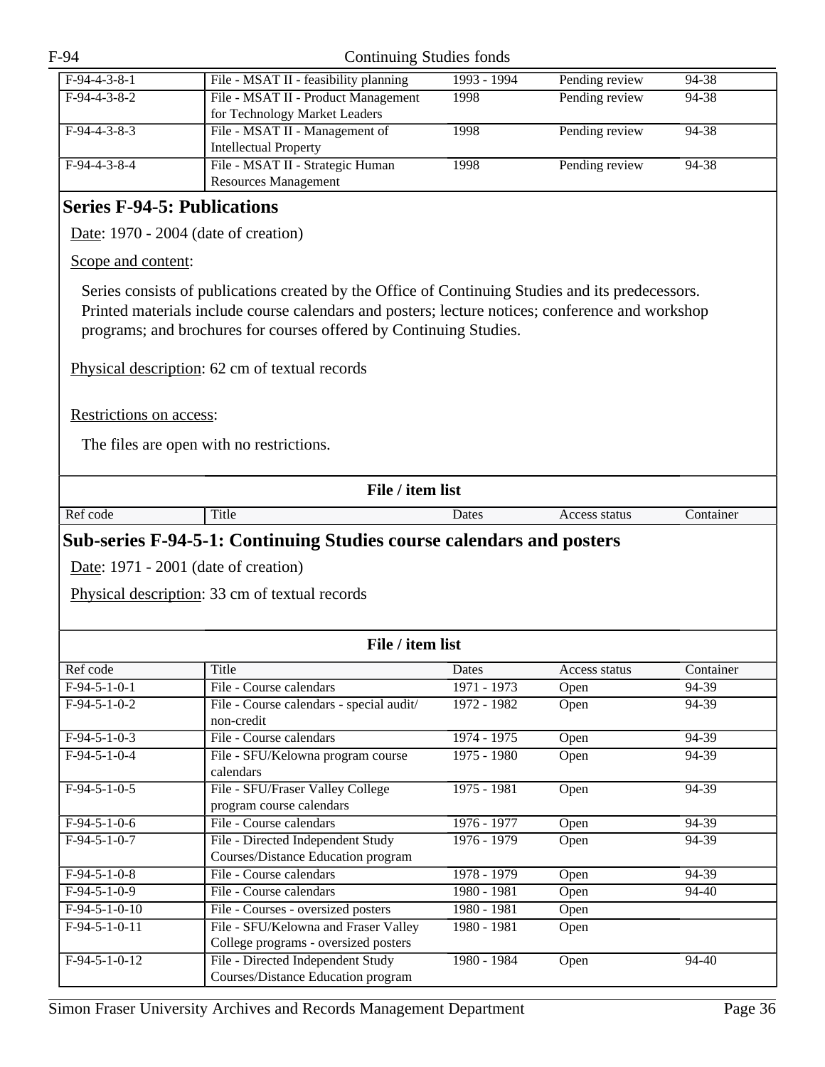| Ref code | Title | Dates | Access status | Container |
|---|---|---|---|---|
| F-94-4-3-8-1 | File - MSAT II - feasibility planning | 1993 - 1994 | Pending review | 94-38 |
| F-94-4-3-8-2 | File - MSAT II - Product Management for Technology Market Leaders | 1998 | Pending review | 94-38 |
| F-94-4-3-8-3 | File - MSAT II - Management of Intellectual Property | 1998 | Pending review | 94-38 |
| F-94-4-3-8-4 | File - MSAT II - Strategic Human Resources Management | 1998 | Pending review | 94-38 |

## Series F-94-5: Publications

Date: 1970 - 2004 (date of creation)

Scope and content:

Series consists of publications created by the Office of Continuing Studies and its predecessors. Printed materials include course calendars and posters; lecture notices; conference and workshop programs; and brochures for courses offered by Continuing Studies.

Physical description: 62 cm of textual records

Restrictions on access:

The files are open with no restrictions.

**File / item list**

| Ref code | Title | Dates | Access status | Container |
|---|---|---|---|---|

### Sub-series F-94-5-1: Continuing Studies course calendars and posters

Date: 1971 - 2001 (date of creation)

Physical description: 33 cm of textual records

**File / item list**

| Ref code | Title | Dates | Access status | Container |
|---|---|---|---|---|
| F-94-5-1-0-1 | File - Course calendars | 1971 - 1973 | Open | 94-39 |
| F-94-5-1-0-2 | File - Course calendars - special audit/ non-credit | 1972 - 1982 | Open | 94-39 |
| F-94-5-1-0-3 | File - Course calendars | 1974 - 1975 | Open | 94-39 |
| F-94-5-1-0-4 | File - SFU/Kelowna program course calendars | 1975 - 1980 | Open | 94-39 |
| F-94-5-1-0-5 | File - SFU/Fraser Valley College program course calendars | 1975 - 1981 | Open | 94-39 |
| F-94-5-1-0-6 | File - Course calendars | 1976 - 1977 | Open | 94-39 |
| F-94-5-1-0-7 | File - Directed Independent Study Courses/Distance Education program | 1976 - 1979 | Open | 94-39 |
| F-94-5-1-0-8 | File - Course calendars | 1978 - 1979 | Open | 94-39 |
| F-94-5-1-0-9 | File - Course calendars | 1980 - 1981 | Open | 94-40 |
| F-94-5-1-0-10 | File - Courses - oversized posters | 1980 - 1981 | Open | |
| F-94-5-1-0-11 | File - SFU/Kelowna and Fraser Valley College programs - oversized posters | 1980 - 1981 | Open | |
| F-94-5-1-0-12 | File - Directed Independent Study Courses/Distance Education program | 1980 - 1984 | Open | 94-40 |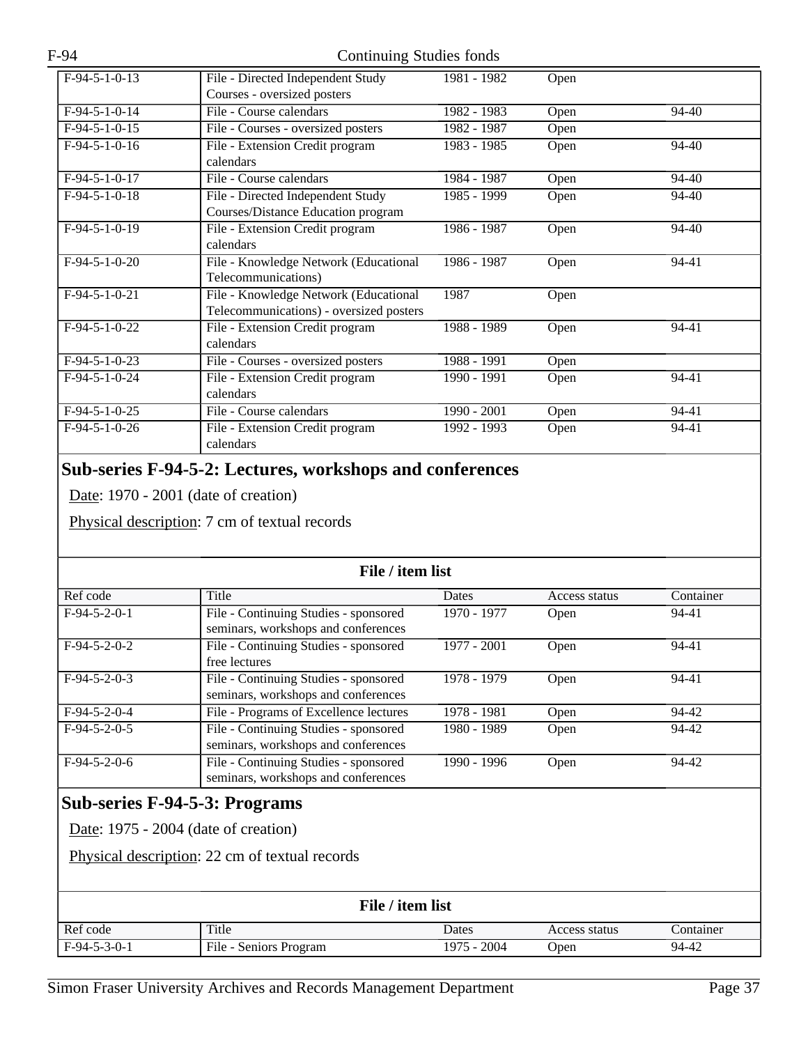| Ref code | Title | Dates | Access status | Container |
|---|---|---|---|---|
| F-94-5-1-0-13 | File - Directed Independent Study Courses - oversized posters | 1981 - 1982 | Open | |
| F-94-5-1-0-14 | File - Course calendars | 1982 - 1983 | Open | 94-40 |
| F-94-5-1-0-15 | File - Courses - oversized posters | 1982 - 1987 | Open | |
| F-94-5-1-0-16 | File - Extension Credit program calendars | 1983 - 1985 | Open | 94-40 |
| F-94-5-1-0-17 | File - Course calendars | 1984 - 1987 | Open | 94-40 |
| F-94-5-1-0-18 | File - Directed Independent Study Courses/Distance Education program | 1985 - 1999 | Open | 94-40 |
| F-94-5-1-0-19 | File - Extension Credit program calendars | 1986 - 1987 | Open | 94-40 |
| F-94-5-1-0-20 | File - Knowledge Network (Educational Telecommunications) | 1986 - 1987 | Open | 94-41 |
| F-94-5-1-0-21 | File - Knowledge Network (Educational Telecommunications) - oversized posters | 1987 | Open | |
| F-94-5-1-0-22 | File - Extension Credit program calendars | 1988 - 1989 | Open | 94-41 |
| F-94-5-1-0-23 | File - Courses - oversized posters | 1988 - 1991 | Open | |
| F-94-5-1-0-24 | File - Extension Credit program calendars | 1990 - 1991 | Open | 94-41 |
| F-94-5-1-0-25 | File - Course calendars | 1990 - 2001 | Open | 94-41 |
| F-94-5-1-0-26 | File - Extension Credit program calendars | 1992 - 1993 | Open | 94-41 |

## Sub-series F-94-5-2: Lectures, workshops and conferences

Date: 1970 - 2001 (date of creation)

Physical description: 7 cm of textual records

**File / item list**

| Ref code | Title | Dates | Access status | Container |
|---|---|---|---|---|
| F-94-5-2-0-1 | File - Continuing Studies - sponsored seminars, workshops and conferences | 1970 - 1977 | Open | 94-41 |
| F-94-5-2-0-2 | File - Continuing Studies - sponsored free lectures | 1977 - 2001 | Open | 94-41 |
| F-94-5-2-0-3 | File - Continuing Studies - sponsored seminars, workshops and conferences | 1978 - 1979 | Open | 94-41 |
| F-94-5-2-0-4 | File - Programs of Excellence lectures | 1978 - 1981 | Open | 94-42 |
| F-94-5-2-0-5 | File - Continuing Studies - sponsored seminars, workshops and conferences | 1980 - 1989 | Open | 94-42 |
| F-94-5-2-0-6 | File - Continuing Studies - sponsored seminars, workshops and conferences | 1990 - 1996 | Open | 94-42 |

## Sub-series F-94-5-3: Programs

Date: 1975 - 2004 (date of creation)

Physical description: 22 cm of textual records

**File / item list**

| Ref code | Title | Dates | Access status | Container |
|---|---|---|---|---|
| F-94-5-3-0-1 | File - Seniors Program | 1975 - 2004 | Open | 94-42 |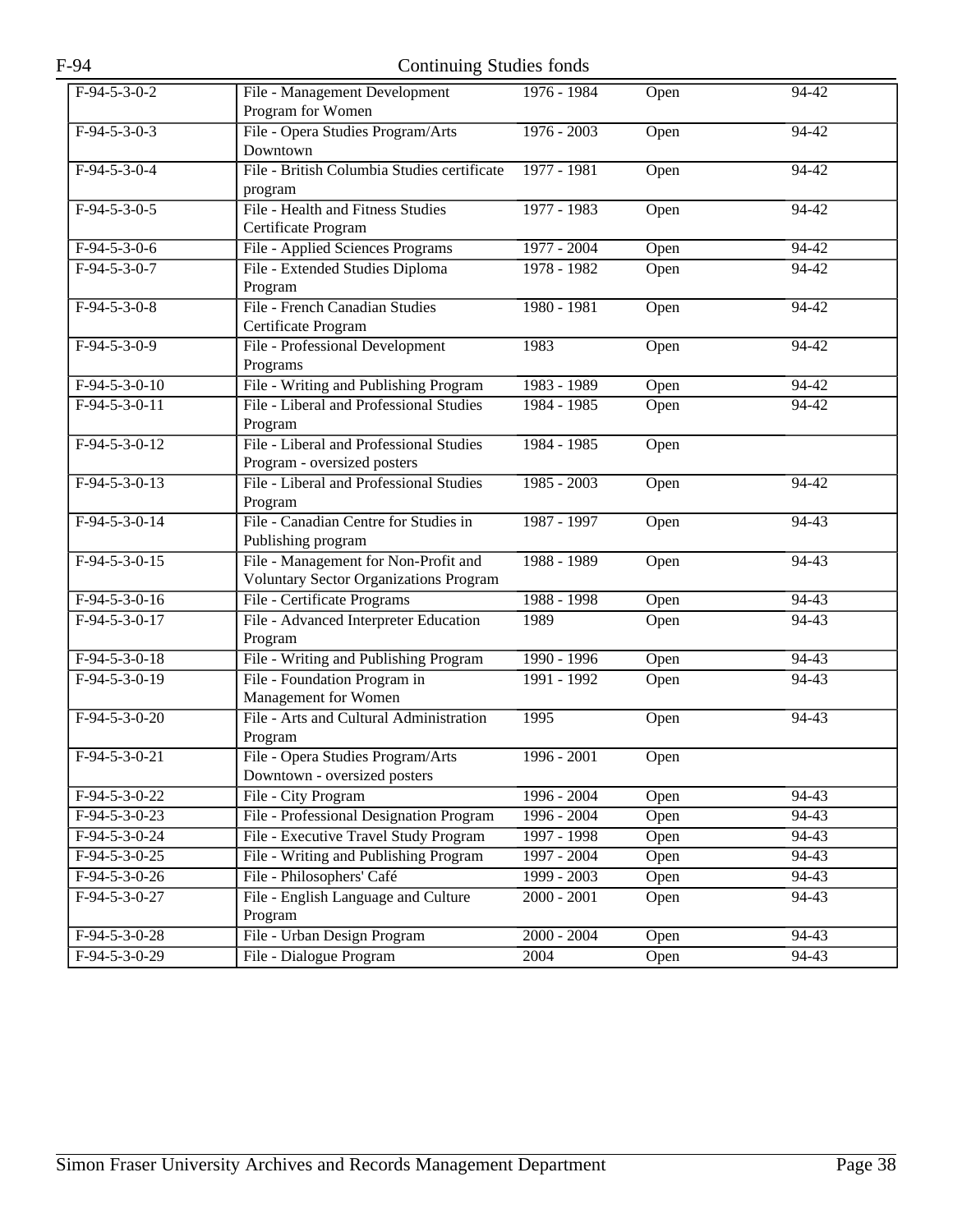| | | | | |
|---|---|---|---|---|
| F-94-5-3-0-2 | File - Management Development Program for Women | 1976 - 1984 | Open | 94-42 |
| F-94-5-3-0-3 | File - Opera Studies Program/Arts Downtown | 1976 - 2003 | Open | 94-42 |
| F-94-5-3-0-4 | File - British Columbia Studies certificate program | 1977 - 1981 | Open | 94-42 |
| F-94-5-3-0-5 | File - Health and Fitness Studies Certificate Program | 1977 - 1983 | Open | 94-42 |
| F-94-5-3-0-6 | File - Applied Sciences Programs | 1977 - 2004 | Open | 94-42 |
| F-94-5-3-0-7 | File - Extended Studies Diploma Program | 1978 - 1982 | Open | 94-42 |
| F-94-5-3-0-8 | File - French Canadian Studies Certificate Program | 1980 - 1981 | Open | 94-42 |
| F-94-5-3-0-9 | File - Professional Development Programs | 1983 | Open | 94-42 |
| F-94-5-3-0-10 | File - Writing and Publishing Program | 1983 - 1989 | Open | 94-42 |
| F-94-5-3-0-11 | File - Liberal and Professional Studies Program | 1984 - 1985 | Open | 94-42 |
| F-94-5-3-0-12 | File - Liberal and Professional Studies Program - oversized posters | 1984 - 1985 | Open | |
| F-94-5-3-0-13 | File - Liberal and Professional Studies Program | 1985 - 2003 | Open | 94-42 |
| F-94-5-3-0-14 | File - Canadian Centre for Studies in Publishing program | 1987 - 1997 | Open | 94-43 |
| F-94-5-3-0-15 | File - Management for Non-Profit and Voluntary Sector Organizations Program | 1988 - 1989 | Open | 94-43 |
| F-94-5-3-0-16 | File - Certificate Programs | 1988 - 1998 | Open | 94-43 |
| F-94-5-3-0-17 | File - Advanced Interpreter Education Program | 1989 | Open | 94-43 |
| F-94-5-3-0-18 | File - Writing and Publishing Program | 1990 - 1996 | Open | 94-43 |
| F-94-5-3-0-19 | File - Foundation Program in Management for Women | 1991 - 1992 | Open | 94-43 |
| F-94-5-3-0-20 | File - Arts and Cultural Administration Program | 1995 | Open | 94-43 |
| F-94-5-3-0-21 | File - Opera Studies Program/Arts Downtown - oversized posters | 1996 - 2001 | Open | |
| F-94-5-3-0-22 | File - City Program | 1996 - 2004 | Open | 94-43 |
| F-94-5-3-0-23 | File - Professional Designation Program | 1996 - 2004 | Open | 94-43 |
| F-94-5-3-0-24 | File - Executive Travel Study Program | 1997 - 1998 | Open | 94-43 |
| F-94-5-3-0-25 | File - Writing and Publishing Program | 1997 - 2004 | Open | 94-43 |
| F-94-5-3-0-26 | File - Philosophers' Café | 1999 - 2003 | Open | 94-43 |
| F-94-5-3-0-27 | File - English Language and Culture Program | 2000 - 2001 | Open | 94-43 |
| F-94-5-3-0-28 | File - Urban Design Program | 2000 - 2004 | Open | 94-43 |
| F-94-5-3-0-29 | File - Dialogue Program | 2004 | Open | 94-43 |